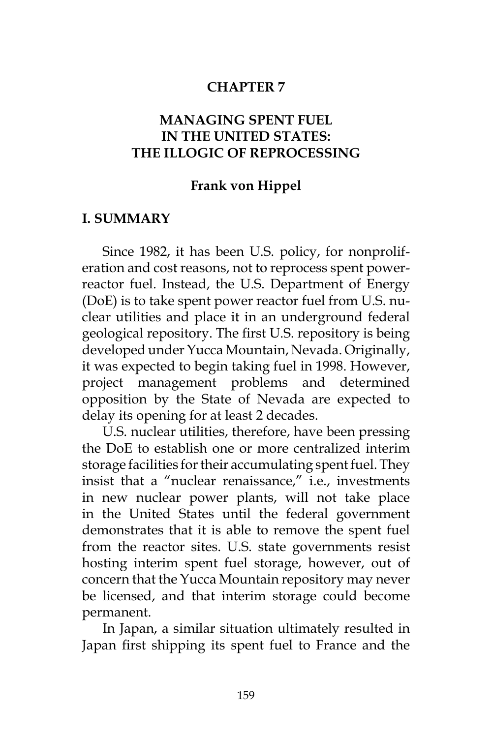# CHAPTER 7

# MANAGING SPENT FUEL IN THE UNITED STATES: THE ILLOGIC OF REPROCESSING

**Frank von Hippel**

## I. SUMMARY

Since 1982, it has been U.S. policy, for nonproliferation and cost reasons, not to reprocess spent power-reactor fuel. Instead, the U.S. Department of Energy (DoE) is to take spent power reactor fuel from U.S. nuclear utilities and place it in an underground federal geological repository. The first U.S. repository is being developed under Yucca Mountain, Nevada. Originally, it was expected to begin taking fuel in 1998. However, project management problems and determined opposition by the State of Nevada are expected to delay its opening for at least 2 decades.

U.S. nuclear utilities, therefore, have been pressing the DoE to establish one or more centralized interim storage facilities for their accumulating spent fuel. They insist that a "nuclear renaissance," i.e., investments in new nuclear power plants, will not take place in the United States until the federal government demonstrates that it is able to remove the spent fuel from the reactor sites. U.S. state governments resist hosting interim spent fuel storage, however, out of concern that the Yucca Mountain repository may never be licensed, and that interim storage could become permanent.

In Japan, a similar situation ultimately resulted in Japan first shipping its spent fuel to France and the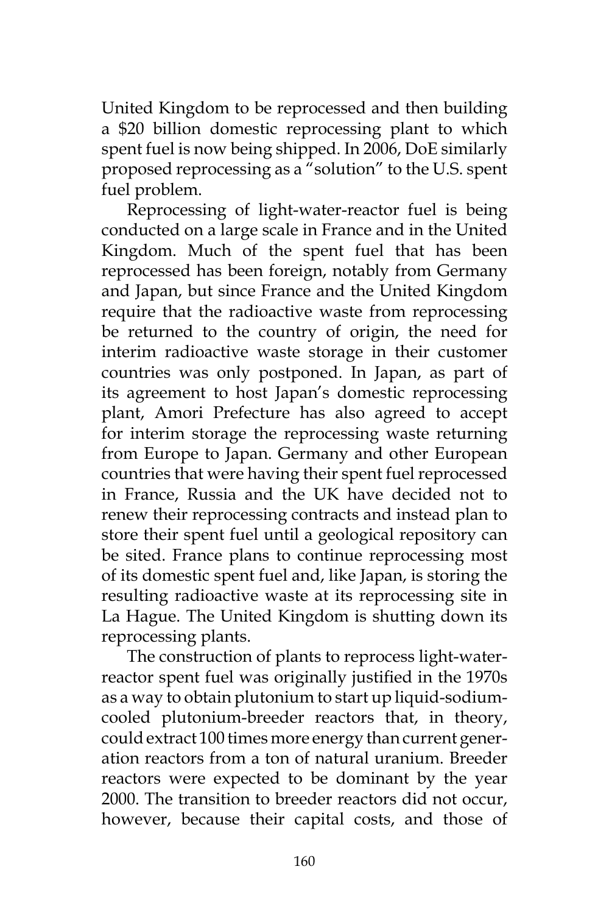United Kingdom to be reprocessed and then building a $20 billion domestic reprocessing plant to which spent fuel is now being shipped. In 2006, DoE similarly proposed reprocessing as a "solution" to the U.S. spent fuel problem.

Reprocessing of light-water-reactor fuel is being conducted on a large scale in France and in the United Kingdom. Much of the spent fuel that has been reprocessed has been foreign, notably from Germany and Japan, but since France and the United Kingdom require that the radioactive waste from reprocessing be returned to the country of origin, the need for interim radioactive waste storage in their customer countries was only postponed. In Japan, as part of its agreement to host Japan's domestic reprocessing plant, Amori Prefecture has also agreed to accept for interim storage the reprocessing waste returning from Europe to Japan. Germany and other European countries that were having their spent fuel reprocessed in France, Russia and the UK have decided not to renew their reprocessing contracts and instead plan to store their spent fuel until a geological repository can be sited. France plans to continue reprocessing most of its domestic spent fuel and, like Japan, is storing the resulting radioactive waste at its reprocessing site in La Hague. The United Kingdom is shutting down its reprocessing plants.

The construction of plants to reprocess light-water-reactor spent fuel was originally justified in the 1970s as a way to obtain plutonium to start up liquid-sodium-cooled plutonium-breeder reactors that, in theory, could extract 100 times more energy than current generation reactors from a ton of natural uranium. Breeder reactors were expected to be dominant by the year 2000. The transition to breeder reactors did not occur, however, because their capital costs, and those of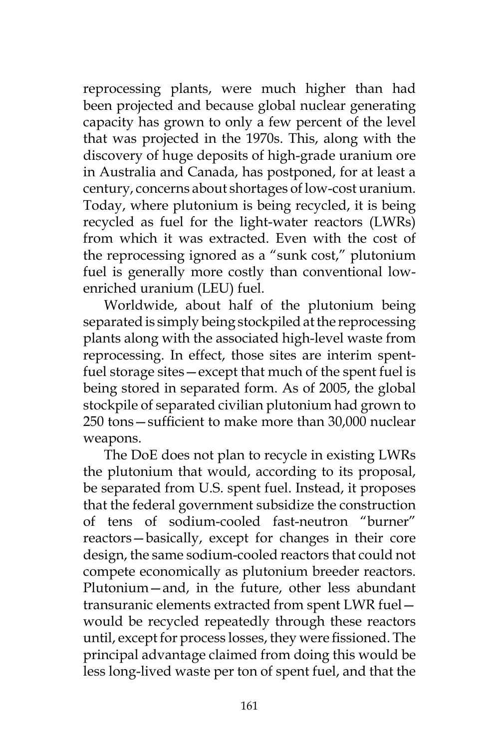reprocessing plants, were much higher than had been projected and because global nuclear generating capacity has grown to only a few percent of the level that was projected in the 1970s. This, along with the discovery of huge deposits of high-grade uranium ore in Australia and Canada, has postponed, for at least a century, concerns about shortages of low-cost uranium. Today, where plutonium is being recycled, it is being recycled as fuel for the light-water reactors (LWRs) from which it was extracted. Even with the cost of the reprocessing ignored as a "sunk cost," plutonium fuel is generally more costly than conventional low-enriched uranium (LEU) fuel.

Worldwide, about half of the plutonium being separated is simply being stockpiled at the reprocessing plants along with the associated high-level waste from reprocessing. In effect, those sites are interim spent-fuel storage sites—except that much of the spent fuel is being stored in separated form. As of 2005, the global stockpile of separated civilian plutonium had grown to 250 tons—sufficient to make more than 30,000 nuclear weapons.

The DoE does not plan to recycle in existing LWRs the plutonium that would, according to its proposal, be separated from U.S. spent fuel. Instead, it proposes that the federal government subsidize the construction of tens of sodium-cooled fast-neutron "burner" reactors—basically, except for changes in their core design, the same sodium-cooled reactors that could not compete economically as plutonium breeder reactors. Plutonium—and, in the future, other less abundant transuranic elements extracted from spent LWR fuel—would be recycled repeatedly through these reactors until, except for process losses, they were fissioned. The principal advantage claimed from doing this would be less long-lived waste per ton of spent fuel, and that the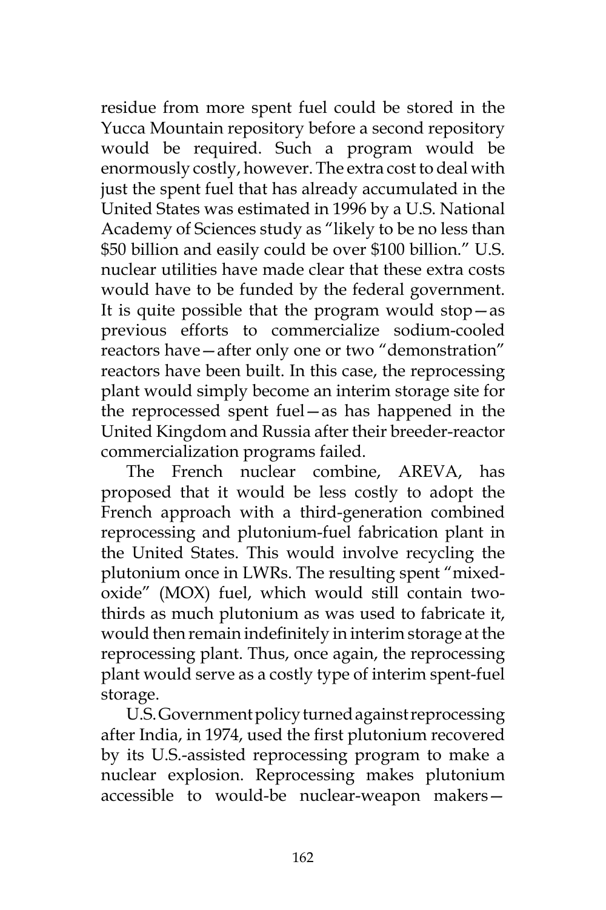residue from more spent fuel could be stored in the Yucca Mountain repository before a second repository would be required. Such a program would be enormously costly, however. The extra cost to deal with just the spent fuel that has already accumulated in the United States was estimated in 1996 by a U.S. National Academy of Sciences study as "likely to be no less than $50 billion and easily could be over $100 billion." U.S. nuclear utilities have made clear that these extra costs would have to be funded by the federal government. It is quite possible that the program would stop—as previous efforts to commercialize sodium-cooled reactors have—after only one or two "demonstration" reactors have been built. In this case, the reprocessing plant would simply become an interim storage site for the reprocessed spent fuel—as has happened in the United Kingdom and Russia after their breeder-reactor commercialization programs failed.

The French nuclear combine, AREVA, has proposed that it would be less costly to adopt the French approach with a third-generation combined reprocessing and plutonium-fuel fabrication plant in the United States. This would involve recycling the plutonium once in LWRs. The resulting spent "mixed-oxide" (MOX) fuel, which would still contain two-thirds as much plutonium as was used to fabricate it, would then remain indefinitely in interim storage at the reprocessing plant. Thus, once again, the reprocessing plant would serve as a costly type of interim spent-fuel storage.

U.S. Government policy turned against reprocessing after India, in 1974, used the first plutonium recovered by its U.S.-assisted reprocessing program to make a nuclear explosion. Reprocessing makes plutonium accessible to would-be nuclear-weapon makers—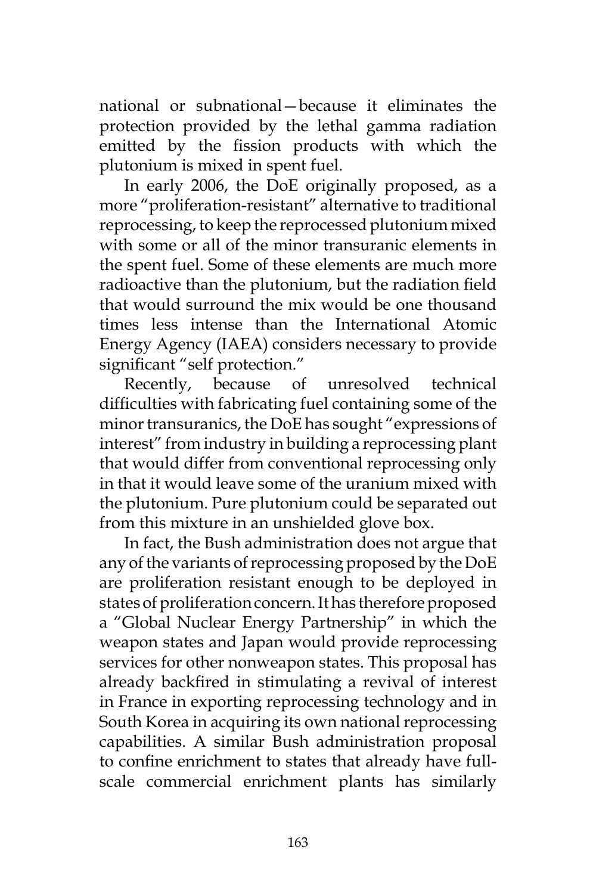national or subnational—because it eliminates the protection provided by the lethal gamma radiation emitted by the fission products with which the plutonium is mixed in spent fuel.

In early 2006, the DoE originally proposed, as a more "proliferation-resistant" alternative to traditional reprocessing, to keep the reprocessed plutonium mixed with some or all of the minor transuranic elements in the spent fuel. Some of these elements are much more radioactive than the plutonium, but the radiation field that would surround the mix would be one thousand times less intense than the International Atomic Energy Agency (IAEA) considers necessary to provide significant "self protection."

Recently, because of unresolved technical difficulties with fabricating fuel containing some of the minor transuranics, the DoE has sought "expressions of interest" from industry in building a reprocessing plant that would differ from conventional reprocessing only in that it would leave some of the uranium mixed with the plutonium. Pure plutonium could be separated out from this mixture in an unshielded glove box.

In fact, the Bush administration does not argue that any of the variants of reprocessing proposed by the DoE are proliferation resistant enough to be deployed in states of proliferation concern. It has therefore proposed a "Global Nuclear Energy Partnership" in which the weapon states and Japan would provide reprocessing services for other nonweapon states. This proposal has already backfired in stimulating a revival of interest in France in exporting reprocessing technology and in South Korea in acquiring its own national reprocessing capabilities. A similar Bush administration proposal to confine enrichment to states that already have full-scale commercial enrichment plants has similarly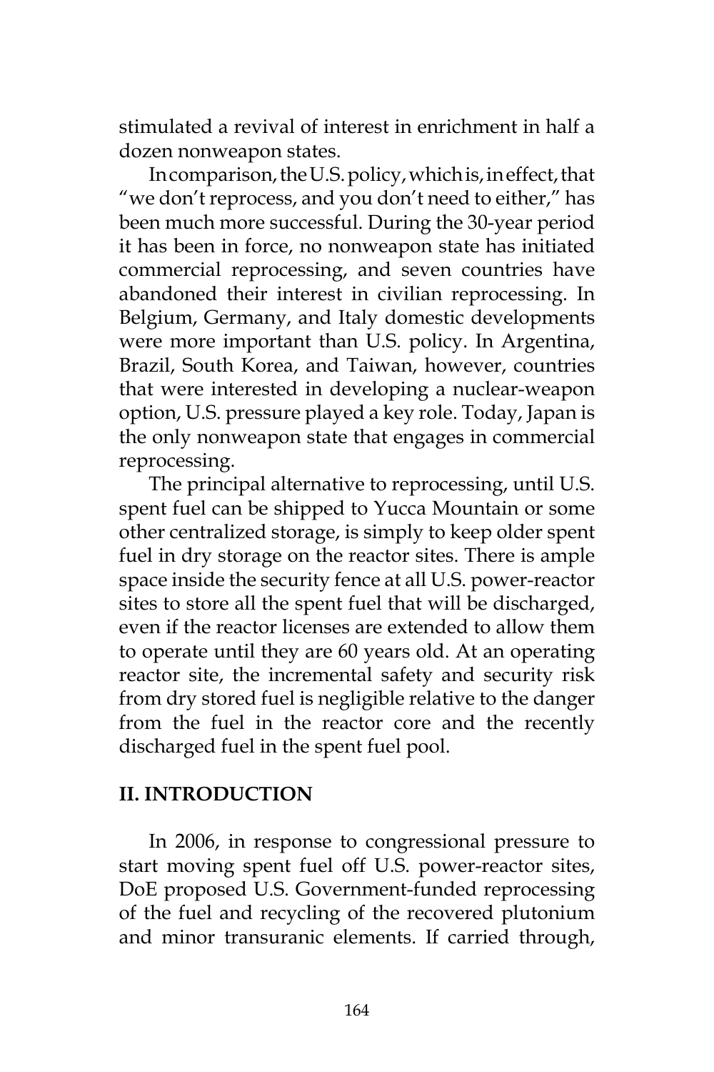stimulated a revival of interest in enrichment in half a dozen nonweapon states.

In comparison, the U.S. policy, which is, in effect, that "we don't reprocess, and you don't need to either," has been much more successful. During the 30-year period it has been in force, no nonweapon state has initiated commercial reprocessing, and seven countries have abandoned their interest in civilian reprocessing. In Belgium, Germany, and Italy domestic developments were more important than U.S. policy. In Argentina, Brazil, South Korea, and Taiwan, however, countries that were interested in developing a nuclear-weapon option, U.S. pressure played a key role. Today, Japan is the only nonweapon state that engages in commercial reprocessing.

The principal alternative to reprocessing, until U.S. spent fuel can be shipped to Yucca Mountain or some other centralized storage, is simply to keep older spent fuel in dry storage on the reactor sites. There is ample space inside the security fence at all U.S. power-reactor sites to store all the spent fuel that will be discharged, even if the reactor licenses are extended to allow them to operate until they are 60 years old. At an operating reactor site, the incremental safety and security risk from dry stored fuel is negligible relative to the danger from the fuel in the reactor core and the recently discharged fuel in the spent fuel pool.

## II. INTRODUCTION

In 2006, in response to congressional pressure to start moving spent fuel off U.S. power-reactor sites, DoE proposed U.S. Government-funded reprocessing of the fuel and recycling of the recovered plutonium and minor transuranic elements. If carried through,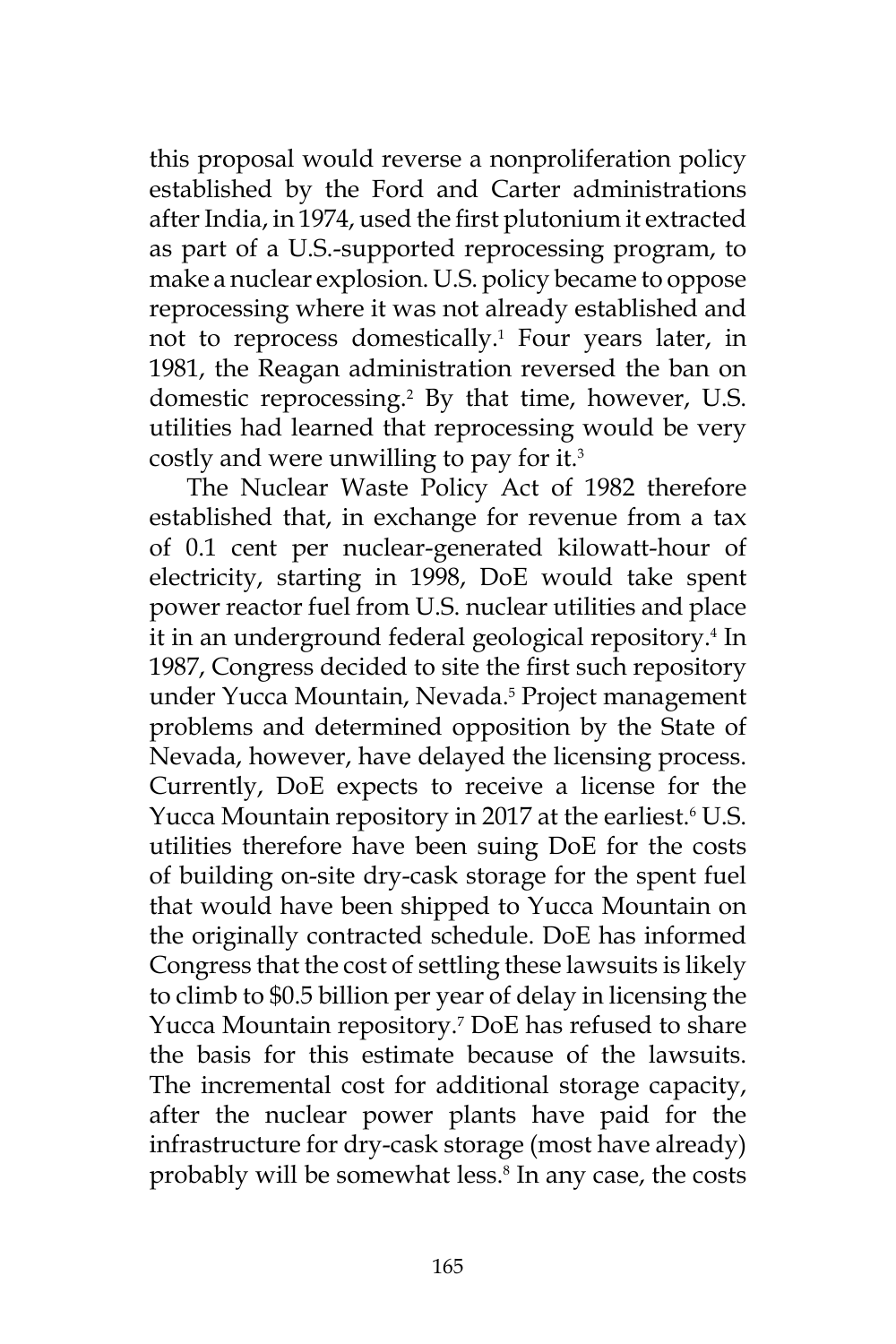this proposal would reverse a nonproliferation policy established by the Ford and Carter administrations after India, in 1974, used the first plutonium it extracted as part of a U.S.-supported reprocessing program, to make a nuclear explosion. U.S. policy became to oppose reprocessing where it was not already established and not to reprocess domestically.[1] Four years later, in 1981, the Reagan administration reversed the ban on domestic reprocessing.[2] By that time, however, U.S. utilities had learned that reprocessing would be very costly and were unwilling to pay for it.[3]

The Nuclear Waste Policy Act of 1982 therefore established that, in exchange for revenue from a tax of 0.1 cent per nuclear-generated kilowatt-hour of electricity, starting in 1998, DoE would take spent power reactor fuel from U.S. nuclear utilities and place it in an underground federal geological repository.[4] In 1987, Congress decided to site the first such repository under Yucca Mountain, Nevada.[5] Project management problems and determined opposition by the State of Nevada, however, have delayed the licensing process. Currently, DoE expects to receive a license for the Yucca Mountain repository in 2017 at the earliest.[6] U.S. utilities therefore have been suing DoE for the costs of building on-site dry-cask storage for the spent fuel that would have been shipped to Yucca Mountain on the originally contracted schedule. DoE has informed Congress that the cost of settling these lawsuits is likely to climb to $0.5 billion per year of delay in licensing the Yucca Mountain repository.[7] DoE has refused to share the basis for this estimate because of the lawsuits. The incremental cost for additional storage capacity, after the nuclear power plants have paid for the infrastructure for dry-cask storage (most have already) probably will be somewhat less.[8] In any case, the costs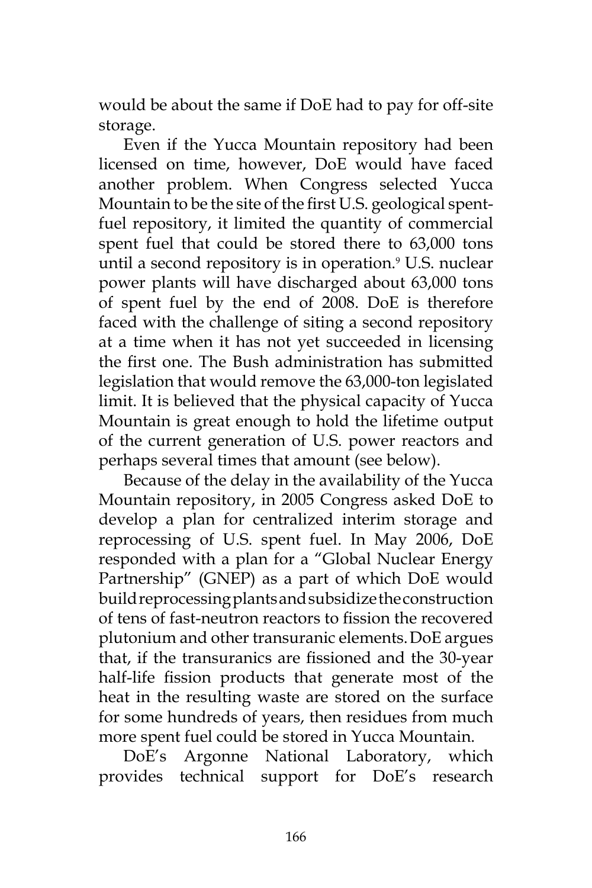would be about the same if DoE had to pay for off-site storage.

Even if the Yucca Mountain repository had been licensed on time, however, DoE would have faced another problem. When Congress selected Yucca Mountain to be the site of the first U.S. geological spent-fuel repository, it limited the quantity of commercial spent fuel that could be stored there to 63,000 tons until a second repository is in operation.[9] U.S. nuclear power plants will have discharged about 63,000 tons of spent fuel by the end of 2008. DoE is therefore faced with the challenge of siting a second repository at a time when it has not yet succeeded in licensing the first one. The Bush administration has submitted legislation that would remove the 63,000-ton legislated limit. It is believed that the physical capacity of Yucca Mountain is great enough to hold the lifetime output of the current generation of U.S. power reactors and perhaps several times that amount (see below).

Because of the delay in the availability of the Yucca Mountain repository, in 2005 Congress asked DoE to develop a plan for centralized interim storage and reprocessing of U.S. spent fuel. In May 2006, DoE responded with a plan for a "Global Nuclear Energy Partnership" (GNEP) as a part of which DoE would build reprocessing plants and subsidize the construction of tens of fast-neutron reactors to fission the recovered plutonium and other transuranic elements. DoE argues that, if the transuranics are fissioned and the 30-year half-life fission products that generate most of the heat in the resulting waste are stored on the surface for some hundreds of years, then residues from much more spent fuel could be stored in Yucca Mountain.

DoE's Argonne National Laboratory, which provides technical support for DoE's research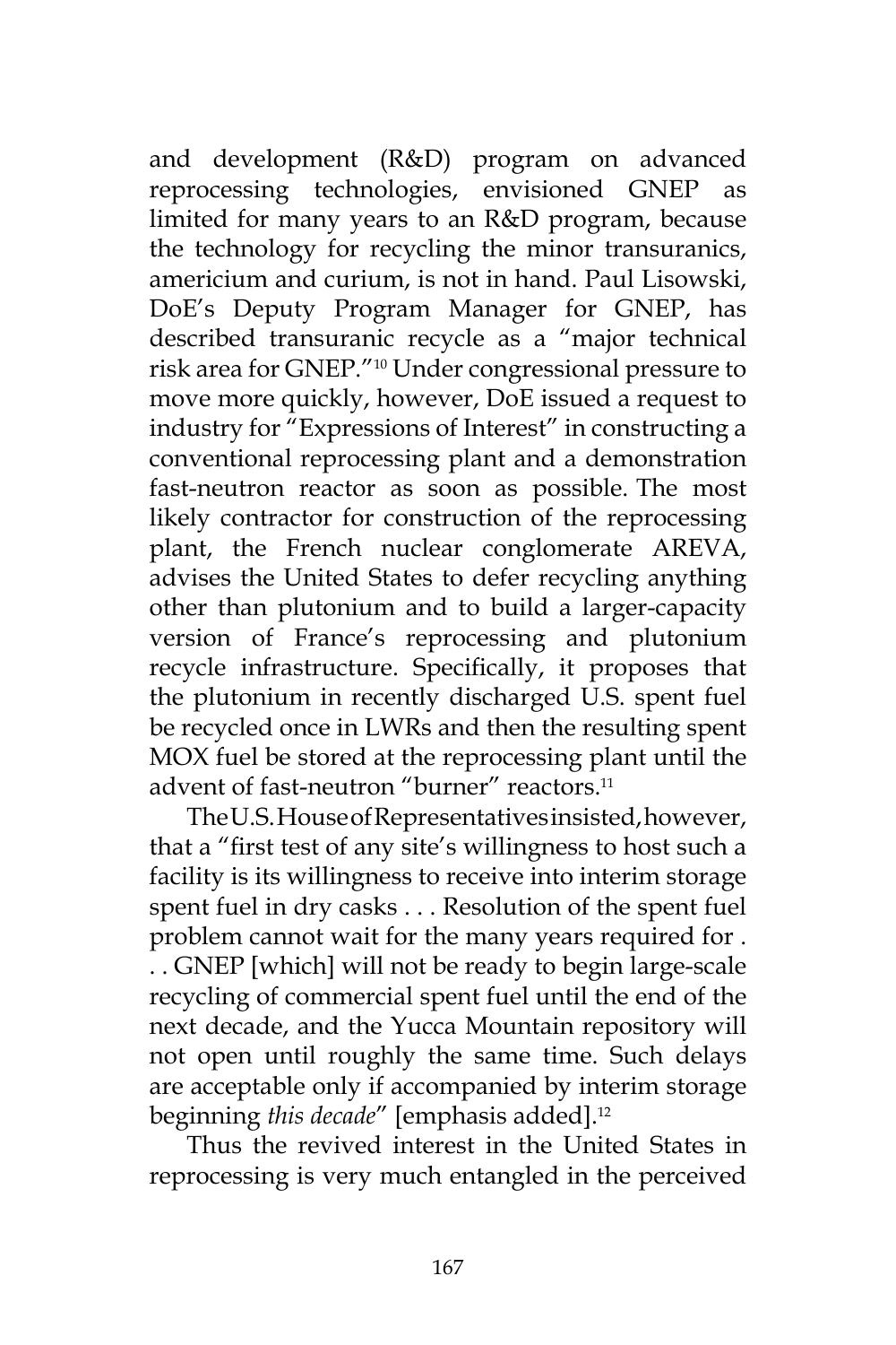and development (R&D) program on advanced reprocessing technologies, envisioned GNEP as limited for many years to an R&D program, because the technology for recycling the minor transuranics, americium and curium, is not in hand. Paul Lisowski, DoE's Deputy Program Manager for GNEP, has described transuranic recycle as a "major technical risk area for GNEP."[10] Under congressional pressure to move more quickly, however, DoE issued a request to industry for "Expressions of Interest" in constructing a conventional reprocessing plant and a demonstration fast-neutron reactor as soon as possible. The most likely contractor for construction of the reprocessing plant, the French nuclear conglomerate AREVA, advises the United States to defer recycling anything other than plutonium and to build a larger-capacity version of France's reprocessing and plutonium recycle infrastructure. Specifically, it proposes that the plutonium in recently discharged U.S. spent fuel be recycled once in LWRs and then the resulting spent MOX fuel be stored at the reprocessing plant until the advent of fast-neutron "burner" reactors.[11]

The U.S. House of Representatives insisted, however, that a "first test of any site's willingness to host such a facility is its willingness to receive into interim storage spent fuel in dry casks . . . Resolution of the spent fuel problem cannot wait for the many years required for . . . GNEP [which] will not be ready to begin large-scale recycling of commercial spent fuel until the end of the next decade, and the Yucca Mountain repository will not open until roughly the same time. Such delays are acceptable only if accompanied by interim storage beginning *this decade*" [emphasis added].[12]

Thus the revived interest in the United States in reprocessing is very much entangled in the perceived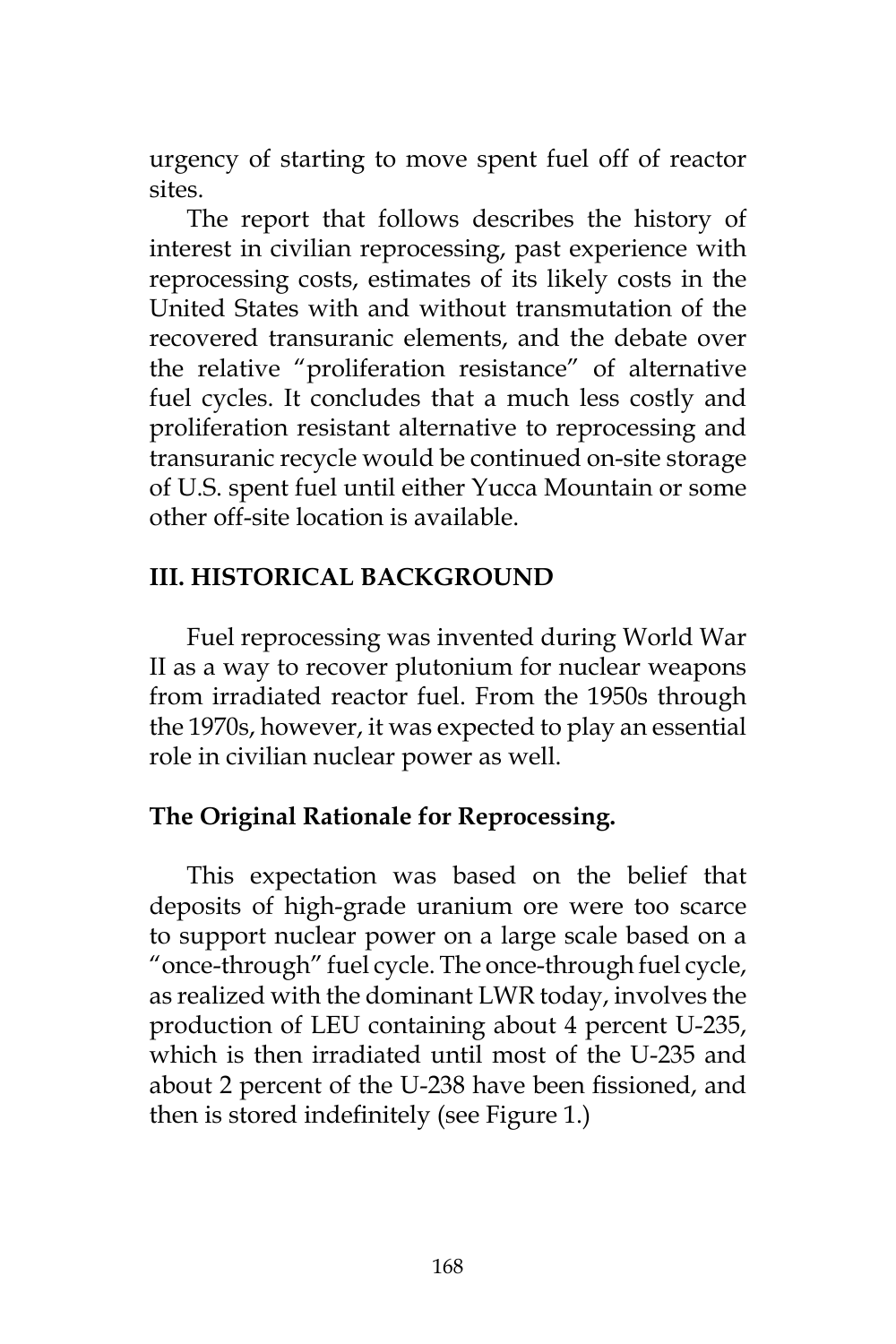urgency of starting to move spent fuel off of reactor sites.

The report that follows describes the history of interest in civilian reprocessing, past experience with reprocessing costs, estimates of its likely costs in the United States with and without transmutation of the recovered transuranic elements, and the debate over the relative "proliferation resistance" of alternative fuel cycles. It concludes that a much less costly and proliferation resistant alternative to reprocessing and transuranic recycle would be continued on-site storage of U.S. spent fuel until either Yucca Mountain or some other off-site location is available.

## III. HISTORICAL BACKGROUND

Fuel reprocessing was invented during World War II as a way to recover plutonium for nuclear weapons from irradiated reactor fuel. From the 1950s through the 1970s, however, it was expected to play an essential role in civilian nuclear power as well.

### The Original Rationale for Reprocessing.

This expectation was based on the belief that deposits of high-grade uranium ore were too scarce to support nuclear power on a large scale based on a "once-through" fuel cycle. The once-through fuel cycle, as realized with the dominant LWR today, involves the production of LEU containing about 4 percent U-235, which is then irradiated until most of the U-235 and about 2 percent of the U-238 have been fissioned, and then is stored indefinitely (see Figure 1.)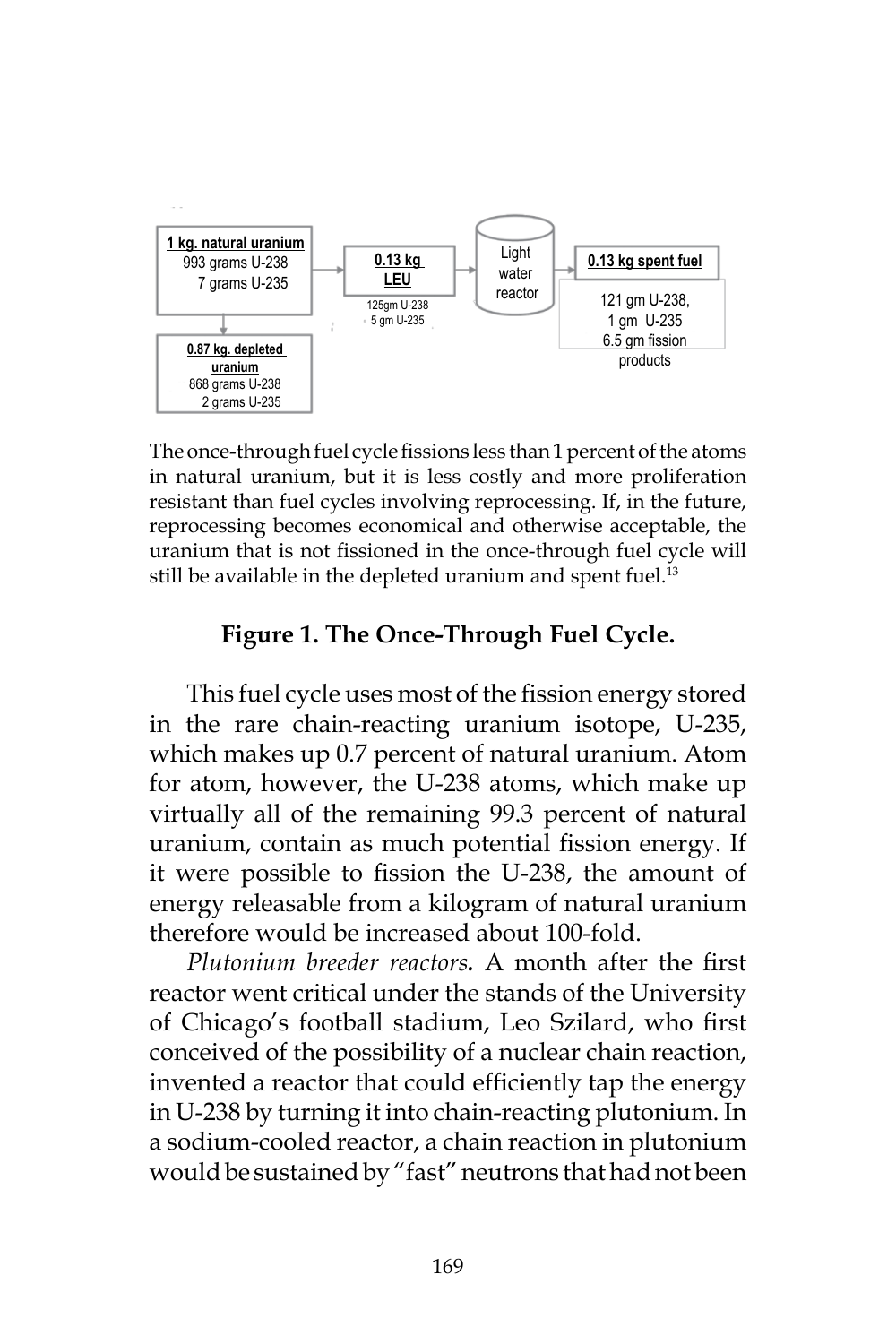**1 kg. natural uranium**
993 grams U-238
7 grams U-235

**0.13 kg LEU**
125gm U-238
5 gm U-235

Light water reactor

**0.13 kg spent fuel**
121 gm U-238,
1 gm U-235
6.5 gm fission products

**0.87 kg. depleted uranium**
868 grams U-238
2 grams U-235

The once-through fuel cycle fissions less than 1 percent of the atoms in natural uranium, but it is less costly and more proliferation resistant than fuel cycles involving reprocessing. If, in the future, reprocessing becomes economical and otherwise acceptable, the uranium that is not fissioned in the once-through fuel cycle will still be available in the depleted uranium and spent fuel.[13]

**Figure 1. The Once-Through Fuel Cycle.**

This fuel cycle uses most of the fission energy stored in the rare chain-reacting uranium isotope, U-235, which makes up 0.7 percent of natural uranium. Atom for atom, however, the U-238 atoms, which make up virtually all of the remaining 99.3 percent of natural uranium, contain as much potential fission energy. If it were possible to fission the U-238, the amount of energy releasable from a kilogram of natural uranium therefore would be increased about 100-fold.

*Plutonium breeder reactors.* A month after the first reactor went critical under the stands of the University of Chicago's football stadium, Leo Szilard, who first conceived of the possibility of a nuclear chain reaction, invented a reactor that could efficiently tap the energy in U-238 by turning it into chain-reacting plutonium. In a sodium-cooled reactor, a chain reaction in plutonium would be sustained by "fast" neutrons that had not been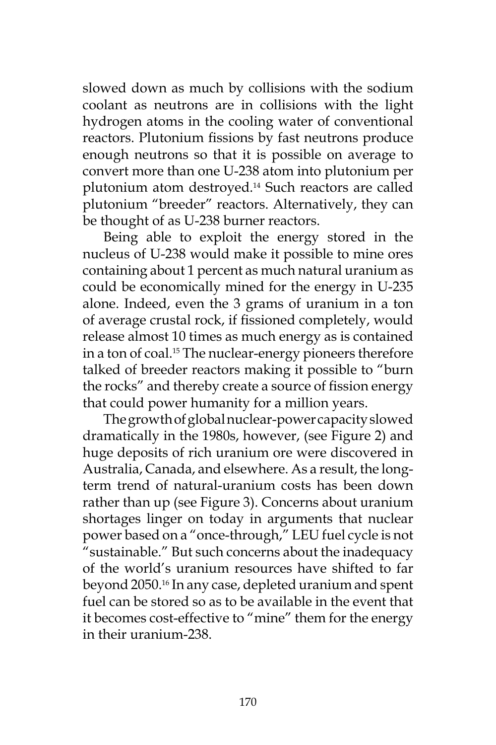slowed down as much by collisions with the sodium coolant as neutrons are in collisions with the light hydrogen atoms in the cooling water of conventional reactors. Plutonium fissions by fast neutrons produce enough neutrons so that it is possible on average to convert more than one U-238 atom into plutonium per plutonium atom destroyed.[14] Such reactors are called plutonium "breeder" reactors. Alternatively, they can be thought of as U-238 burner reactors.

Being able to exploit the energy stored in the nucleus of U-238 would make it possible to mine ores containing about 1 percent as much natural uranium as could be economically mined for the energy in U-235 alone. Indeed, even the 3 grams of uranium in a ton of average crustal rock, if fissioned completely, would release almost 10 times as much energy as is contained in a ton of coal.[15] The nuclear-energy pioneers therefore talked of breeder reactors making it possible to "burn the rocks" and thereby create a source of fission energy that could power humanity for a million years.

The growth of global nuclear-power capacity slowed dramatically in the 1980s, however, (see Figure 2) and huge deposits of rich uranium ore were discovered in Australia, Canada, and elsewhere. As a result, the long-term trend of natural-uranium costs has been down rather than up (see Figure 3). Concerns about uranium shortages linger on today in arguments that nuclear power based on a "once-through," LEU fuel cycle is not "sustainable." But such concerns about the inadequacy of the world's uranium resources have shifted to far beyond 2050.[16] In any case, depleted uranium and spent fuel can be stored so as to be available in the event that it becomes cost-effective to "mine" them for the energy in their uranium-238.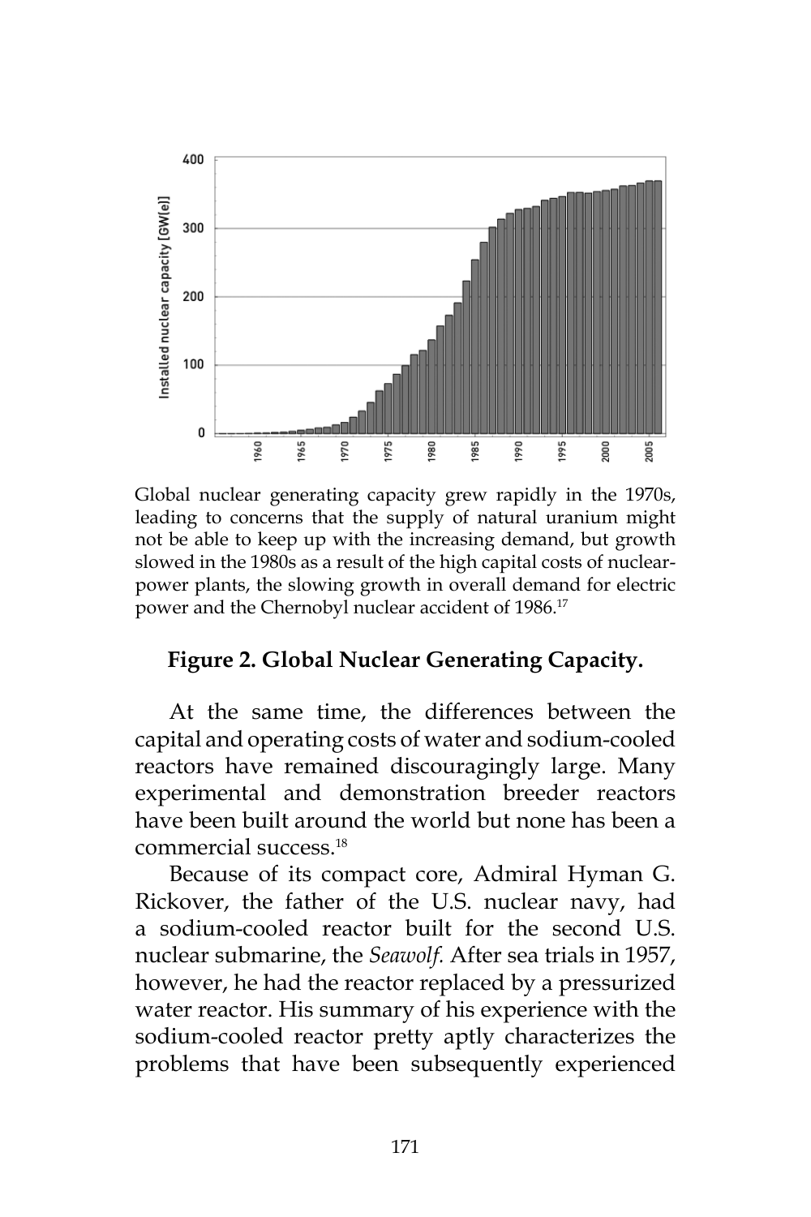Global nuclear generating capacity grew rapidly in the 1970s, leading to concerns that the supply of natural uranium might not be able to keep up with the increasing demand, but growth slowed in the 1980s as a result of the high capital costs of nuclear-power plants, the slowing growth in overall demand for electric power and the Chernobyl nuclear accident of 1986.[17]

**Figure 2. Global Nuclear Generating Capacity.**

At the same time, the differences between the capital and operating costs of water and sodium-cooled reactors have remained discouragingly large. Many experimental and demonstration breeder reactors have been built around the world but none has been a commercial success.[18]

Because of its compact core, Admiral Hyman G. Rickover, the father of the U.S. nuclear navy, had a sodium-cooled reactor built for the second U.S. nuclear submarine, the *Seawolf*. After sea trials in 1957, however, he had the reactor replaced by a pressurized water reactor. His summary of his experience with the sodium-cooled reactor pretty aptly characterizes the problems that have been subsequently experienced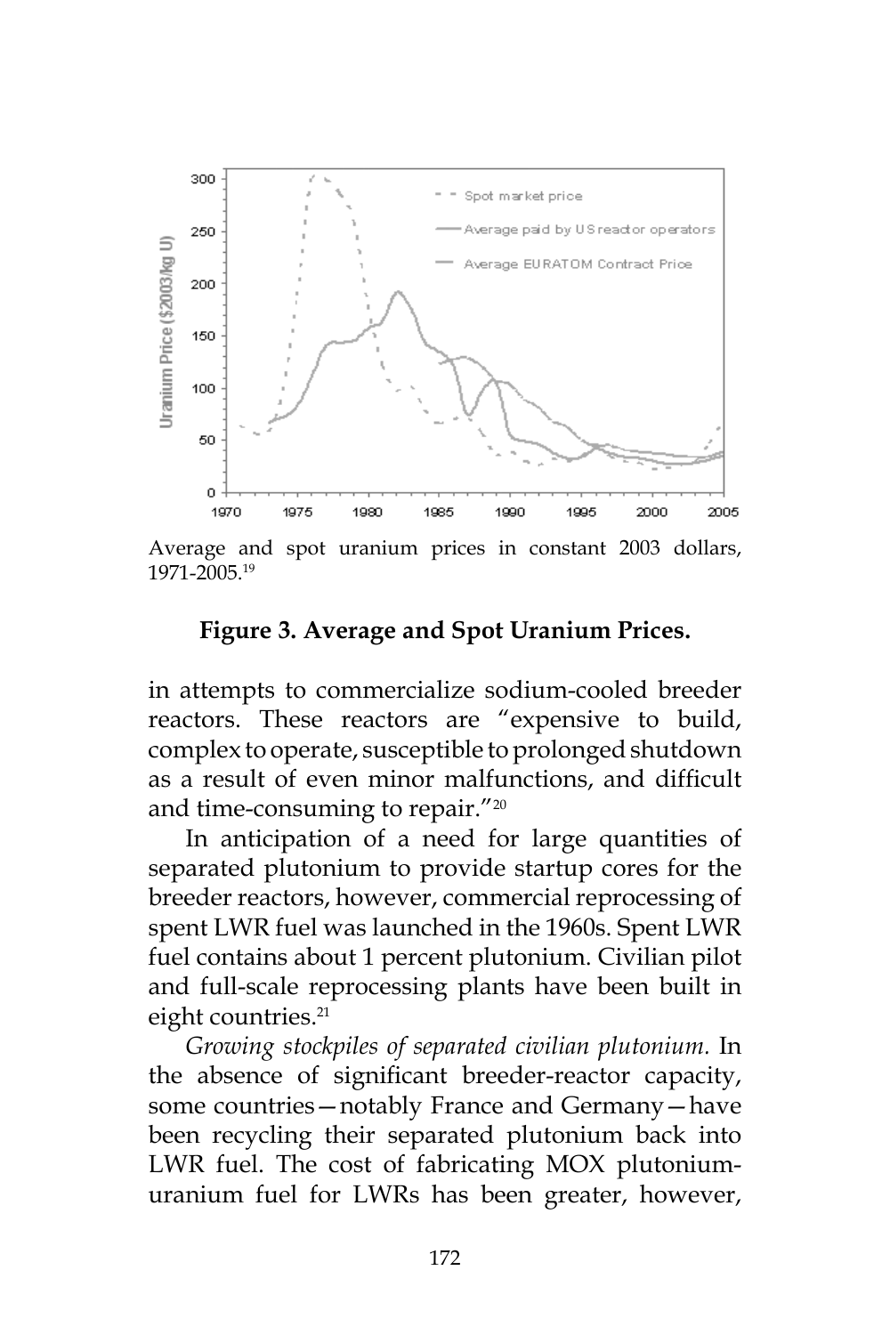Average and spot uranium prices in constant 2003 dollars, 1971-2005.[19]

**Figure 3. Average and Spot Uranium Prices.**

in attempts to commercialize sodium-cooled breeder reactors. These reactors are "expensive to build, complex to operate, susceptible to prolonged shutdown as a result of even minor malfunctions, and difficult and time-consuming to repair."[20]

In anticipation of a need for large quantities of separated plutonium to provide startup cores for the breeder reactors, however, commercial reprocessing of spent LWR fuel was launched in the 1960s. Spent LWR fuel contains about 1 percent plutonium. Civilian pilot and full-scale reprocessing plants have been built in eight countries.[21]

*Growing stockpiles of separated civilian plutonium.* In the absence of significant breeder-reactor capacity, some countries—notably France and Germany—have been recycling their separated plutonium back into LWR fuel. The cost of fabricating MOX plutonium-uranium fuel for LWRs has been greater, however,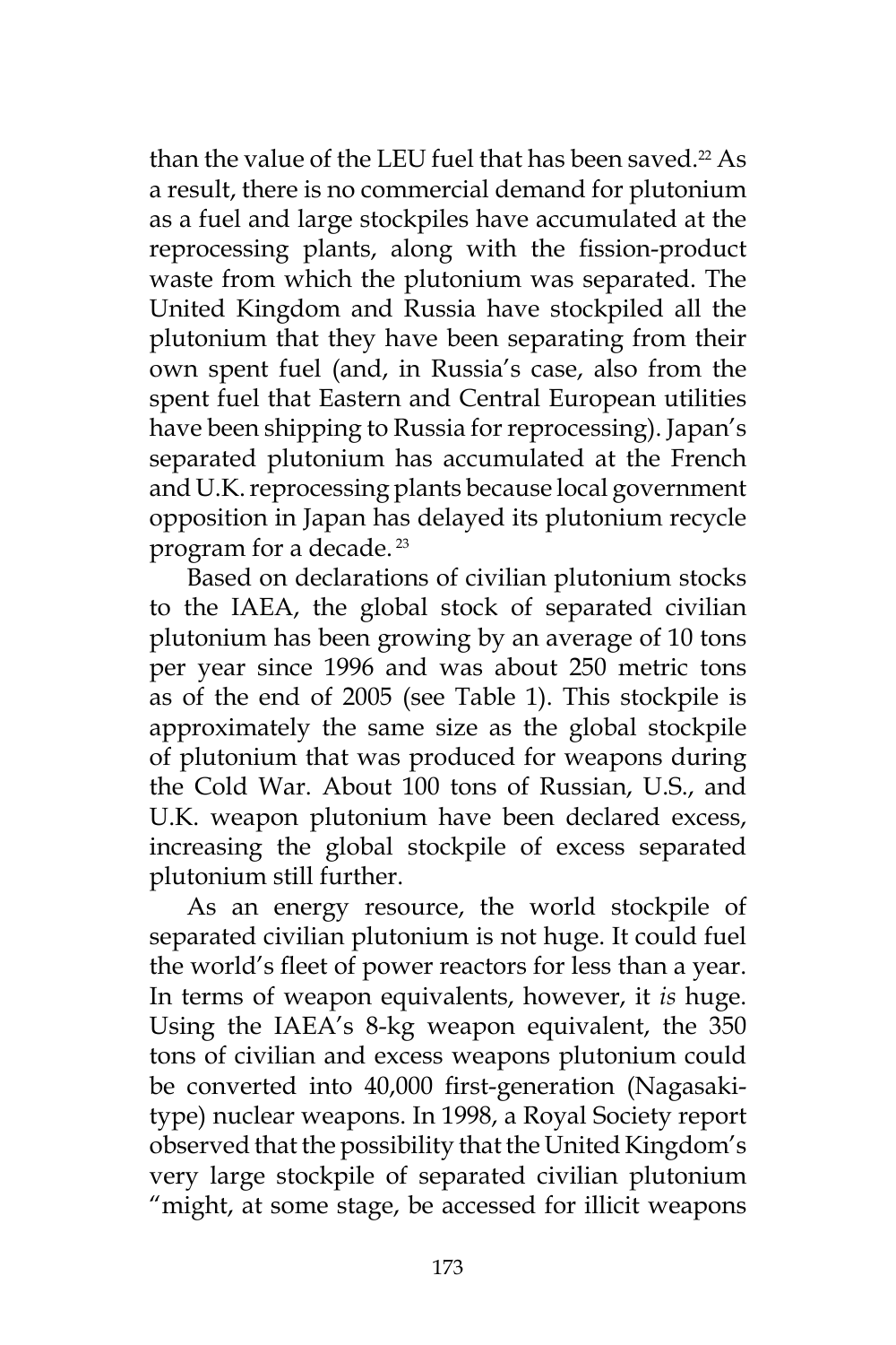than the value of the LEU fuel that has been saved.[22] As a result, there is no commercial demand for plutonium as a fuel and large stockpiles have accumulated at the reprocessing plants, along with the fission-product waste from which the plutonium was separated. The United Kingdom and Russia have stockpiled all the plutonium that they have been separating from their own spent fuel (and, in Russia's case, also from the spent fuel that Eastern and Central European utilities have been shipping to Russia for reprocessing). Japan's separated plutonium has accumulated at the French and U.K. reprocessing plants because local government opposition in Japan has delayed its plutonium recycle program for a decade.[23]

Based on declarations of civilian plutonium stocks to the IAEA, the global stock of separated civilian plutonium has been growing by an average of 10 tons per year since 1996 and was about 250 metric tons as of the end of 2005 (see Table 1). This stockpile is approximately the same size as the global stockpile of plutonium that was produced for weapons during the Cold War. About 100 tons of Russian, U.S., and U.K. weapon plutonium have been declared excess, increasing the global stockpile of excess separated plutonium still further.

As an energy resource, the world stockpile of separated civilian plutonium is not huge. It could fuel the world's fleet of power reactors for less than a year. In terms of weapon equivalents, however, it *is* huge. Using the IAEA's 8-kg weapon equivalent, the 350 tons of civilian and excess weapons plutonium could be converted into 40,000 first-generation (Nagasaki-type) nuclear weapons. In 1998, a Royal Society report observed that the possibility that the United Kingdom's very large stockpile of separated civilian plutonium "might, at some stage, be accessed for illicit weapons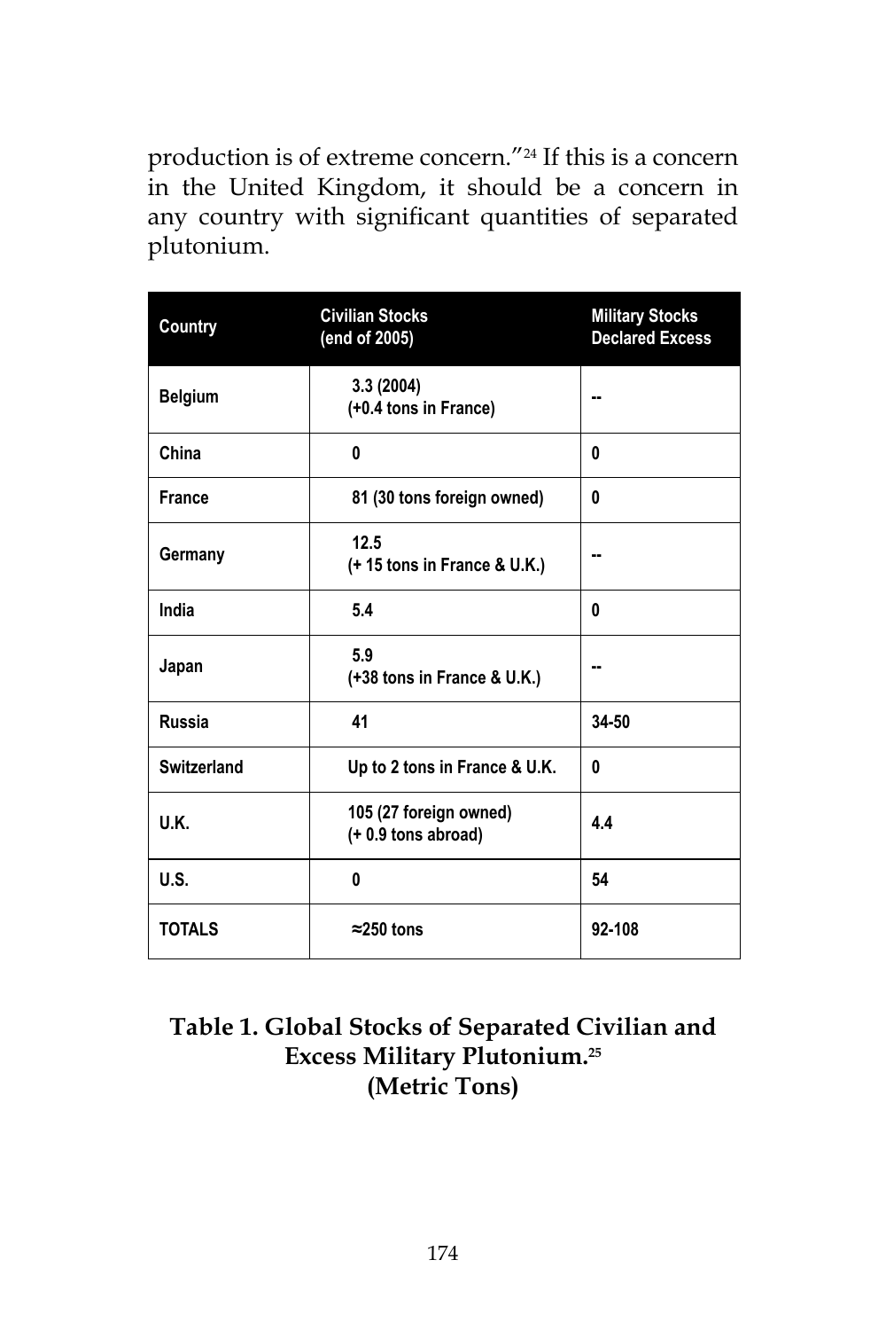production is of extreme concern."[24] If this is a concern in the United Kingdom, it should be a concern in any country with significant quantities of separated plutonium.

| Country | Civilian Stocks (end of 2005) | Military Stocks Declared Excess |
|---|---|---|
| Belgium | 3.3 (2004) (+0.4 tons in France) | -- |
| China | 0 | 0 |
| France | 81 (30 tons foreign owned) | 0 |
| Germany | 12.5 (+ 15 tons in France & U.K.) | -- |
| India | 5.4 | 0 |
| Japan | 5.9 (+38 tons in France & U.K.) | -- |
| Russia | 41 | 34-50 |
| Switzerland | Up to 2 tons in France & U.K. | 0 |
| U.K. | 105 (27 foreign owned) (+ 0.9 tons abroad) | 4.4 |
| U.S. | 0 | 54 |
| TOTALS | ≈250 tons | 92-108 |

**Table 1. Global Stocks of Separated Civilian and Excess Military Plutonium.[25] (Metric Tons)**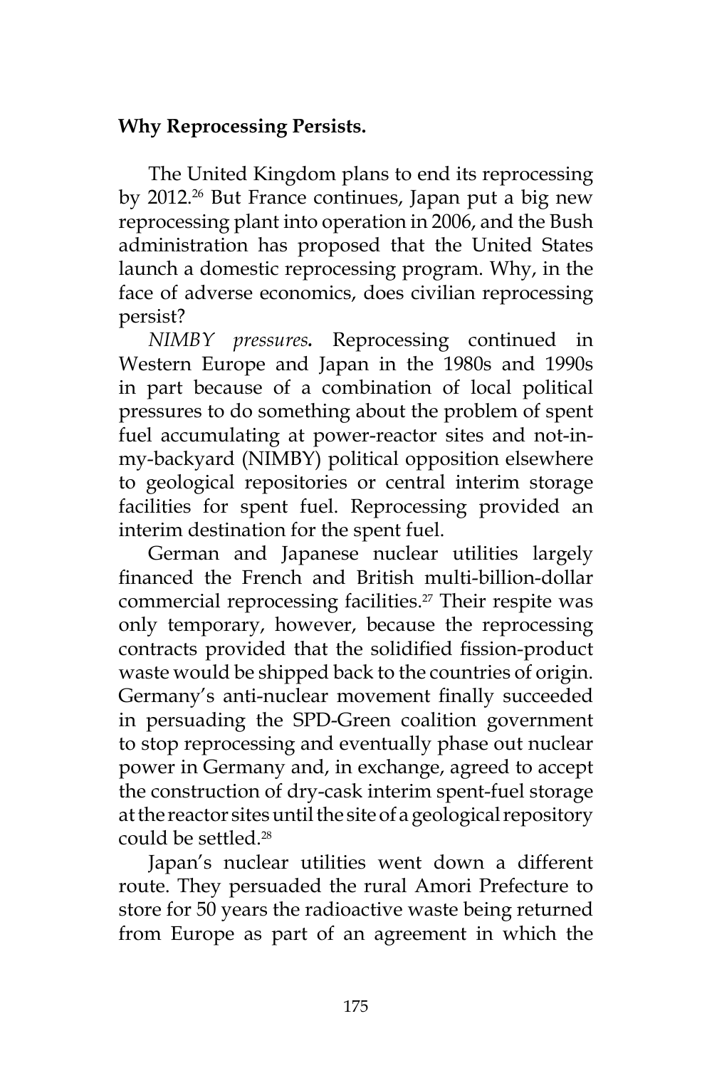**Why Reprocessing Persists.**

The United Kingdom plans to end its reprocessing by 2012.[26] But France continues, Japan put a big new reprocessing plant into operation in 2006, and the Bush administration has proposed that the United States launch a domestic reprocessing program. Why, in the face of adverse economics, does civilian reprocessing persist?

*NIMBY pressures.* Reprocessing continued in Western Europe and Japan in the 1980s and 1990s in part because of a combination of local political pressures to do something about the problem of spent fuel accumulating at power-reactor sites and not-in-my-backyard (NIMBY) political opposition elsewhere to geological repositories or central interim storage facilities for spent fuel. Reprocessing provided an interim destination for the spent fuel.

German and Japanese nuclear utilities largely financed the French and British multi-billion-dollar commercial reprocessing facilities.[27] Their respite was only temporary, however, because the reprocessing contracts provided that the solidified fission-product waste would be shipped back to the countries of origin. Germany's anti-nuclear movement finally succeeded in persuading the SPD-Green coalition government to stop reprocessing and eventually phase out nuclear power in Germany and, in exchange, agreed to accept the construction of dry-cask interim spent-fuel storage at the reactor sites until the site of a geological repository could be settled.[28]

Japan's nuclear utilities went down a different route. They persuaded the rural Amori Prefecture to store for 50 years the radioactive waste being returned from Europe as part of an agreement in which the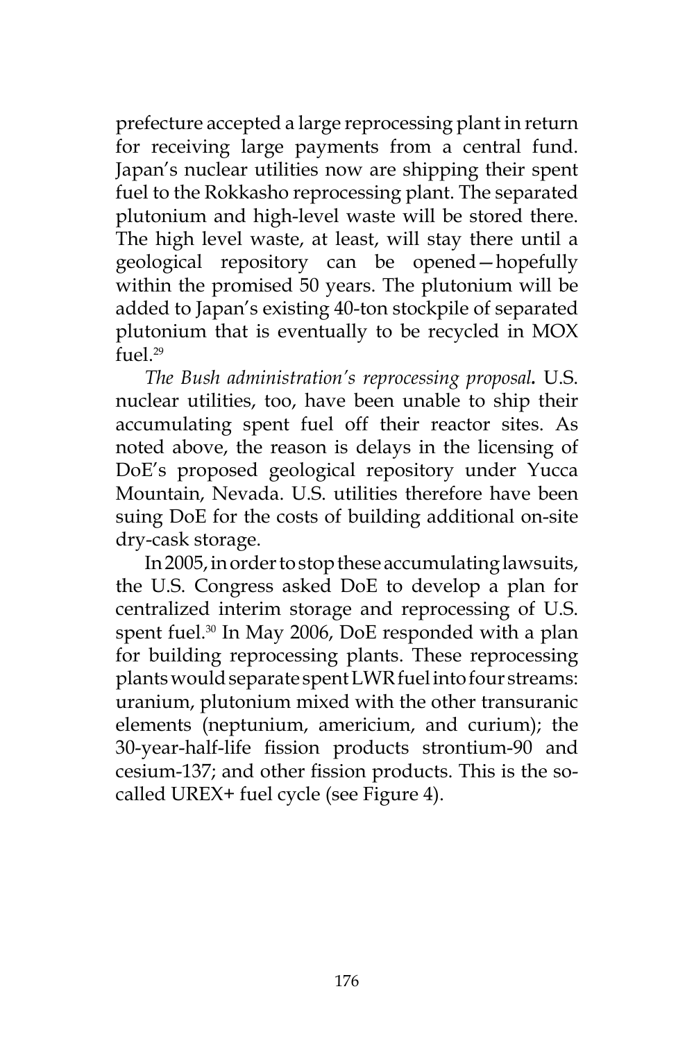prefecture accepted a large reprocessing plant in return for receiving large payments from a central fund. Japan's nuclear utilities now are shipping their spent fuel to the Rokkasho reprocessing plant. The separated plutonium and high-level waste will be stored there. The high level waste, at least, will stay there until a geological repository can be opened—hopefully within the promised 50 years. The plutonium will be added to Japan's existing 40-ton stockpile of separated plutonium that is eventually to be recycled in MOX fuel.[29]

*The Bush administration's reprocessing proposal***.** U.S. nuclear utilities, too, have been unable to ship their accumulating spent fuel off their reactor sites. As noted above, the reason is delays in the licensing of DoE's proposed geological repository under Yucca Mountain, Nevada. U.S. utilities therefore have been suing DoE for the costs of building additional on-site dry-cask storage.

In 2005, in order to stop these accumulating lawsuits, the U.S. Congress asked DoE to develop a plan for centralized interim storage and reprocessing of U.S. spent fuel.[30] In May 2006, DoE responded with a plan for building reprocessing plants. These reprocessing plants would separate spent LWR fuel into four streams: uranium, plutonium mixed with the other transuranic elements (neptunium, americium, and curium); the 30-year-half-life fission products strontium-90 and cesium-137; and other fission products. This is the so-called UREX+ fuel cycle (see Figure 4).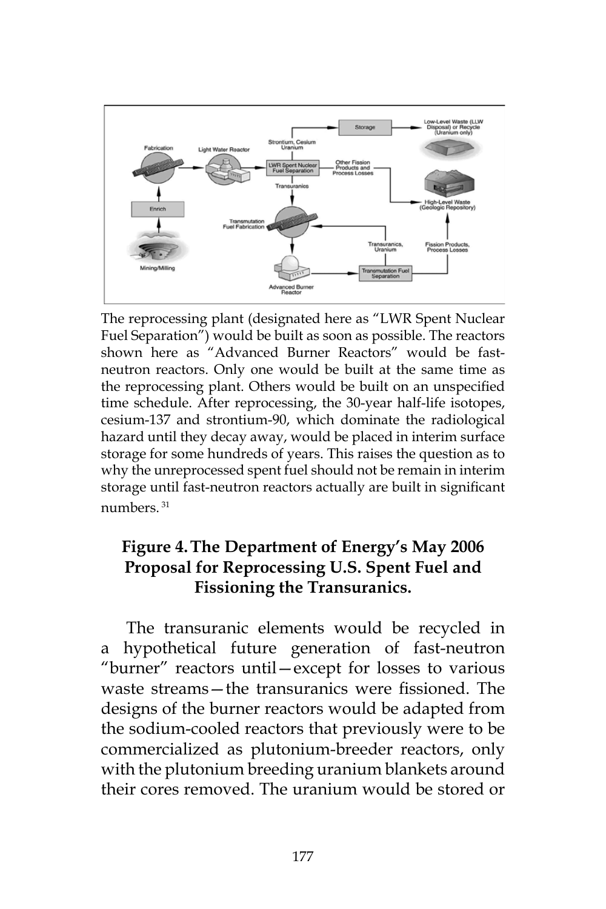The reprocessing plant (designated here as "LWR Spent Nuclear Fuel Separation") would be built as soon as possible. The reactors shown here as "Advanced Burner Reactors" would be fast-neutron reactors. Only one would be built at the same time as the reprocessing plant. Others would be built on an unspecified time schedule. After reprocessing, the 30-year half-life isotopes, cesium-137 and strontium-90, which dominate the radiological hazard until they decay away, would be placed in interim surface storage for some hundreds of years. This raises the question as to why the unreprocessed spent fuel should not be remain in interim storage until fast-neutron reactors actually are built in significant numbers. [31]

**Figure 4. The Department of Energy's May 2006 Proposal for Reprocessing U.S. Spent Fuel and Fissioning the Transuranics.**

The transuranic elements would be recycled in a hypothetical future generation of fast-neutron "burner" reactors until—except for losses to various waste streams—the transuranics were fissioned. The designs of the burner reactors would be adapted from the sodium-cooled reactors that previously were to be commercialized as plutonium-breeder reactors, only with the plutonium breeding uranium blankets around their cores removed. The uranium would be stored or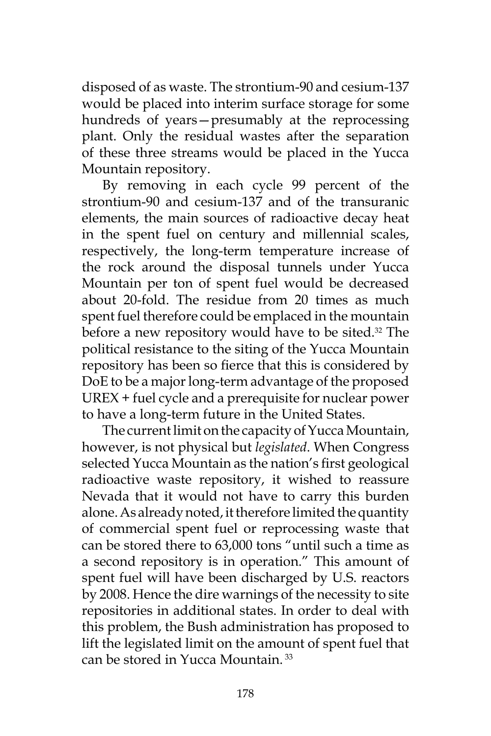disposed of as waste. The strontium-90 and cesium-137 would be placed into interim surface storage for some hundreds of years—presumably at the reprocessing plant. Only the residual wastes after the separation of these three streams would be placed in the Yucca Mountain repository.

By removing in each cycle 99 percent of the strontium-90 and cesium-137 and of the transuranic elements, the main sources of radioactive decay heat in the spent fuel on century and millennial scales, respectively, the long-term temperature increase of the rock around the disposal tunnels under Yucca Mountain per ton of spent fuel would be decreased about 20-fold. The residue from 20 times as much spent fuel therefore could be emplaced in the mountain before a new repository would have to be sited.[32] The political resistance to the siting of the Yucca Mountain repository has been so fierce that this is considered by DoE to be a major long-term advantage of the proposed UREX + fuel cycle and a prerequisite for nuclear power to have a long-term future in the United States.

The current limit on the capacity of Yucca Mountain, however, is not physical but *legislated*. When Congress selected Yucca Mountain as the nation's first geological radioactive waste repository, it wished to reassure Nevada that it would not have to carry this burden alone. As already noted, it therefore limited the quantity of commercial spent fuel or reprocessing waste that can be stored there to 63,000 tons "until such a time as a second repository is in operation." This amount of spent fuel will have been discharged by U.S. reactors by 2008. Hence the dire warnings of the necessity to site repositories in additional states. In order to deal with this problem, the Bush administration has proposed to lift the legislated limit on the amount of spent fuel that can be stored in Yucca Mountain.[33]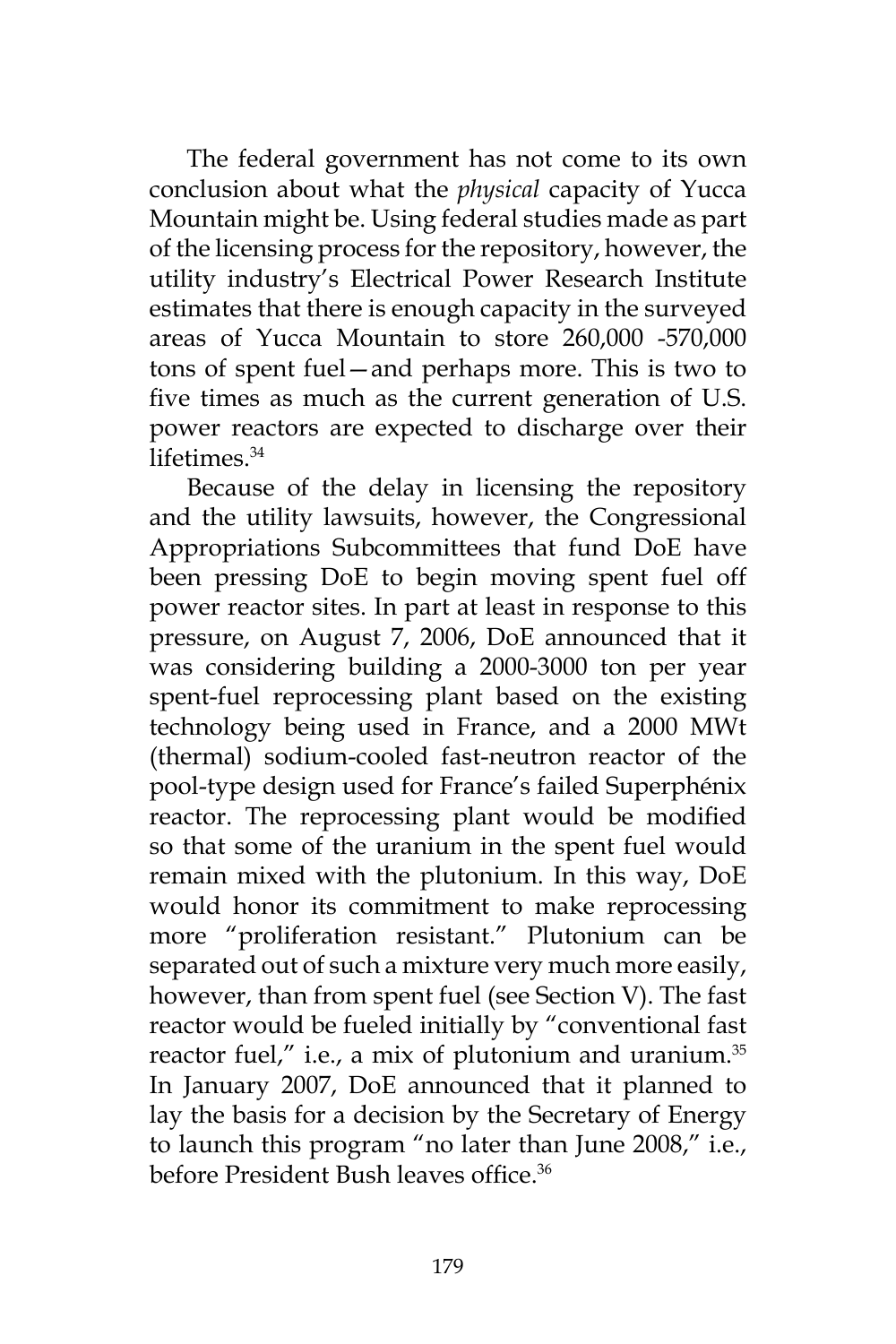The federal government has not come to its own conclusion about what the *physical* capacity of Yucca Mountain might be. Using federal studies made as part of the licensing process for the repository, however, the utility industry's Electrical Power Research Institute estimates that there is enough capacity in the surveyed areas of Yucca Mountain to store 260,000 -570,000 tons of spent fuel—and perhaps more. This is two to five times as much as the current generation of U.S. power reactors are expected to discharge over their lifetimes.[34]

Because of the delay in licensing the repository and the utility lawsuits, however, the Congressional Appropriations Subcommittees that fund DoE have been pressing DoE to begin moving spent fuel off power reactor sites. In part at least in response to this pressure, on August 7, 2006, DoE announced that it was considering building a 2000-3000 ton per year spent-fuel reprocessing plant based on the existing technology being used in France, and a 2000 MWt (thermal) sodium-cooled fast-neutron reactor of the pool-type design used for France's failed Superphénix reactor. The reprocessing plant would be modified so that some of the uranium in the spent fuel would remain mixed with the plutonium. In this way, DoE would honor its commitment to make reprocessing more "proliferation resistant." Plutonium can be separated out of such a mixture very much more easily, however, than from spent fuel (see Section V). The fast reactor would be fueled initially by "conventional fast reactor fuel," i.e., a mix of plutonium and uranium.[35] In January 2007, DoE announced that it planned to lay the basis for a decision by the Secretary of Energy to launch this program "no later than June 2008," i.e., before President Bush leaves office.[36]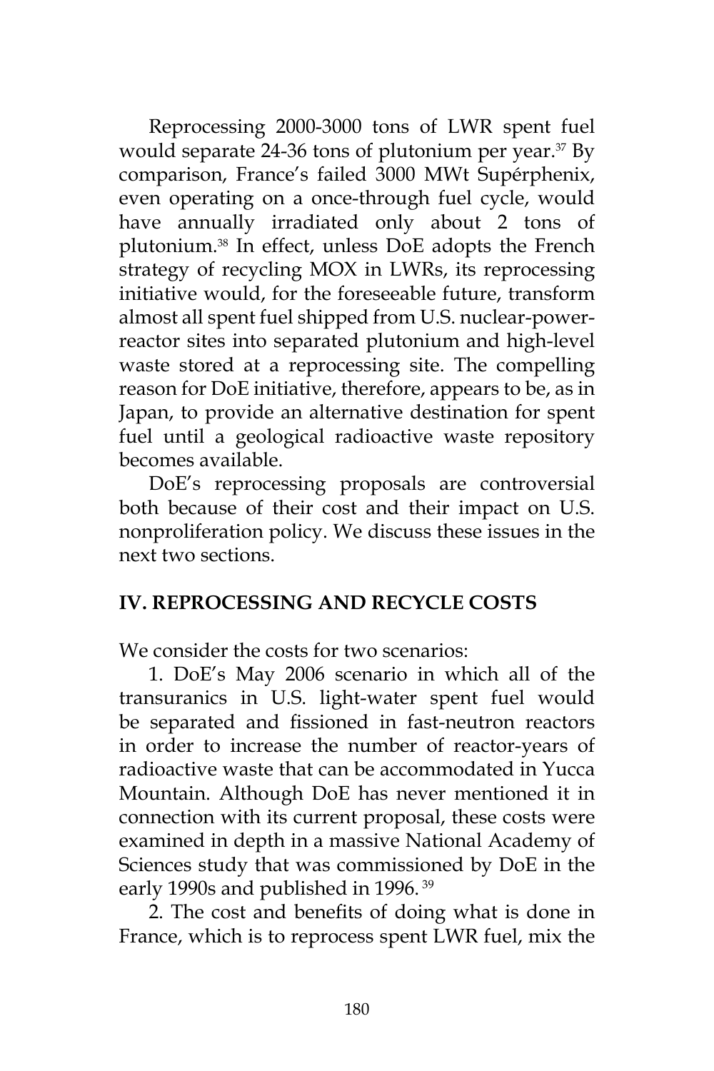Reprocessing 2000-3000 tons of LWR spent fuel would separate 24-36 tons of plutonium per year.[37] By comparison, France's failed 3000 MWt Supérphenix, even operating on a once-through fuel cycle, would have annually irradiated only about 2 tons of plutonium.[38] In effect, unless DoE adopts the French strategy of recycling MOX in LWRs, its reprocessing initiative would, for the foreseeable future, transform almost all spent fuel shipped from U.S. nuclear-power-reactor sites into separated plutonium and high-level waste stored at a reprocessing site. The compelling reason for DoE initiative, therefore, appears to be, as in Japan, to provide an alternative destination for spent fuel until a geological radioactive waste repository becomes available.

DoE's reprocessing proposals are controversial both because of their cost and their impact on U.S. nonproliferation policy. We discuss these issues in the next two sections.

## IV. REPROCESSING AND RECYCLE COSTS

We consider the costs for two scenarios:

1. DoE's May 2006 scenario in which all of the transuranics in U.S. light-water spent fuel would be separated and fissioned in fast-neutron reactors in order to increase the number of reactor-years of radioactive waste that can be accommodated in Yucca Mountain. Although DoE has never mentioned it in connection with its current proposal, these costs were examined in depth in a massive National Academy of Sciences study that was commissioned by DoE in the early 1990s and published in 1996.[39]

2. The cost and benefits of doing what is done in France, which is to reprocess spent LWR fuel, mix the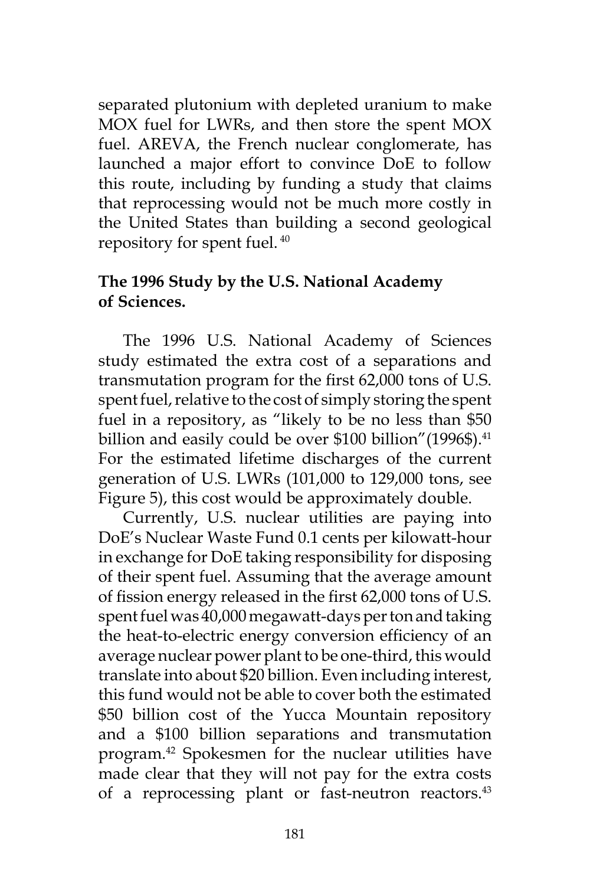separated plutonium with depleted uranium to make MOX fuel for LWRs, and then store the spent MOX fuel. AREVA, the French nuclear conglomerate, has launched a major effort to convince DoE to follow this route, including by funding a study that claims that reprocessing would not be much more costly in the United States than building a second geological repository for spent fuel. [40]

**The 1996 Study by the U.S. National Academy of Sciences.**

The 1996 U.S. National Academy of Sciences study estimated the extra cost of a separations and transmutation program for the first 62,000 tons of U.S. spent fuel, relative to the cost of simply storing the spent fuel in a repository, as "likely to be no less than $50 billion and easily could be over $100 billion"(1996$).[41] For the estimated lifetime discharges of the current generation of U.S. LWRs (101,000 to 129,000 tons, see Figure 5), this cost would be approximately double.

Currently, U.S. nuclear utilities are paying into DoE's Nuclear Waste Fund 0.1 cents per kilowatt-hour in exchange for DoE taking responsibility for disposing of their spent fuel. Assuming that the average amount of fission energy released in the first 62,000 tons of U.S. spent fuel was 40,000 megawatt-days per ton and taking the heat-to-electric energy conversion efficiency of an average nuclear power plant to be one-third, this would translate into about $20 billion. Even including interest, this fund would not be able to cover both the estimated $50 billion cost of the Yucca Mountain repository and a $100 billion separations and transmutation program.[42] Spokesmen for the nuclear utilities have made clear that they will not pay for the extra costs of a reprocessing plant or fast-neutron reactors.[43]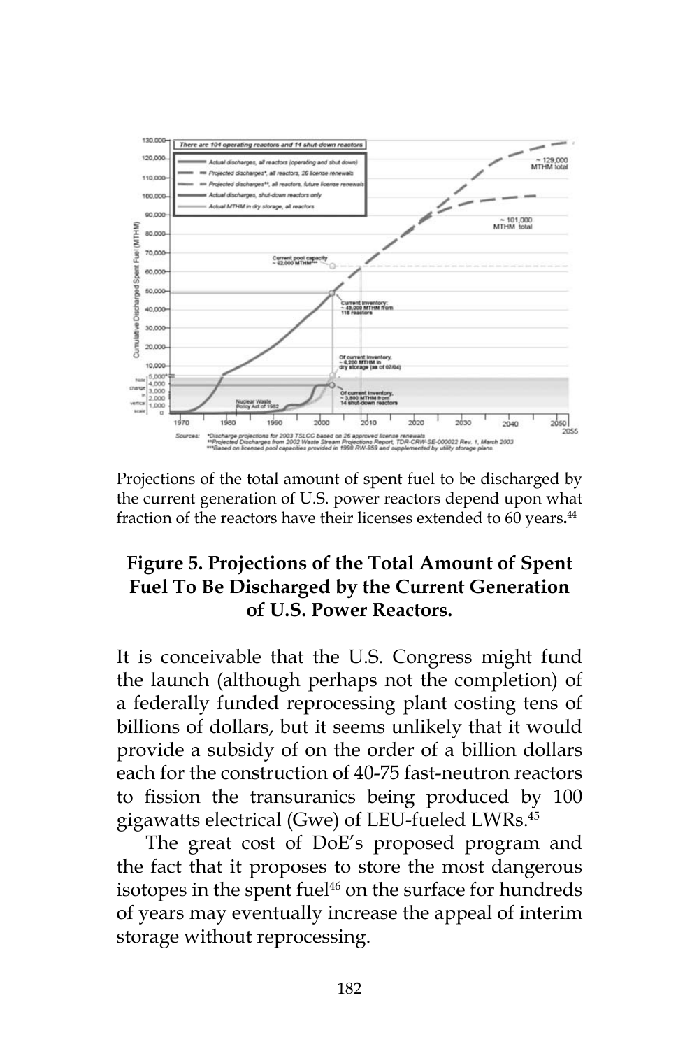Projections of the total amount of spent fuel to be discharged by the current generation of U.S. power reactors depend upon what fraction of the reactors have their licenses extended to 60 years.[44]

**Figure 5. Projections of the Total Amount of Spent Fuel To Be Discharged by the Current Generation of U.S. Power Reactors.**

It is conceivable that the U.S. Congress might fund the launch (although perhaps not the completion) of a federally funded reprocessing plant costing tens of billions of dollars, but it seems unlikely that it would provide a subsidy of on the order of a billion dollars each for the construction of 40-75 fast-neutron reactors to fission the transuranics being produced by 100 gigawatts electrical (Gwe) of LEU-fueled LWRs.[45]

The great cost of DoE's proposed program and the fact that it proposes to store the most dangerous isotopes in the spent fuel[46] on the surface for hundreds of years may eventually increase the appeal of interim storage without reprocessing.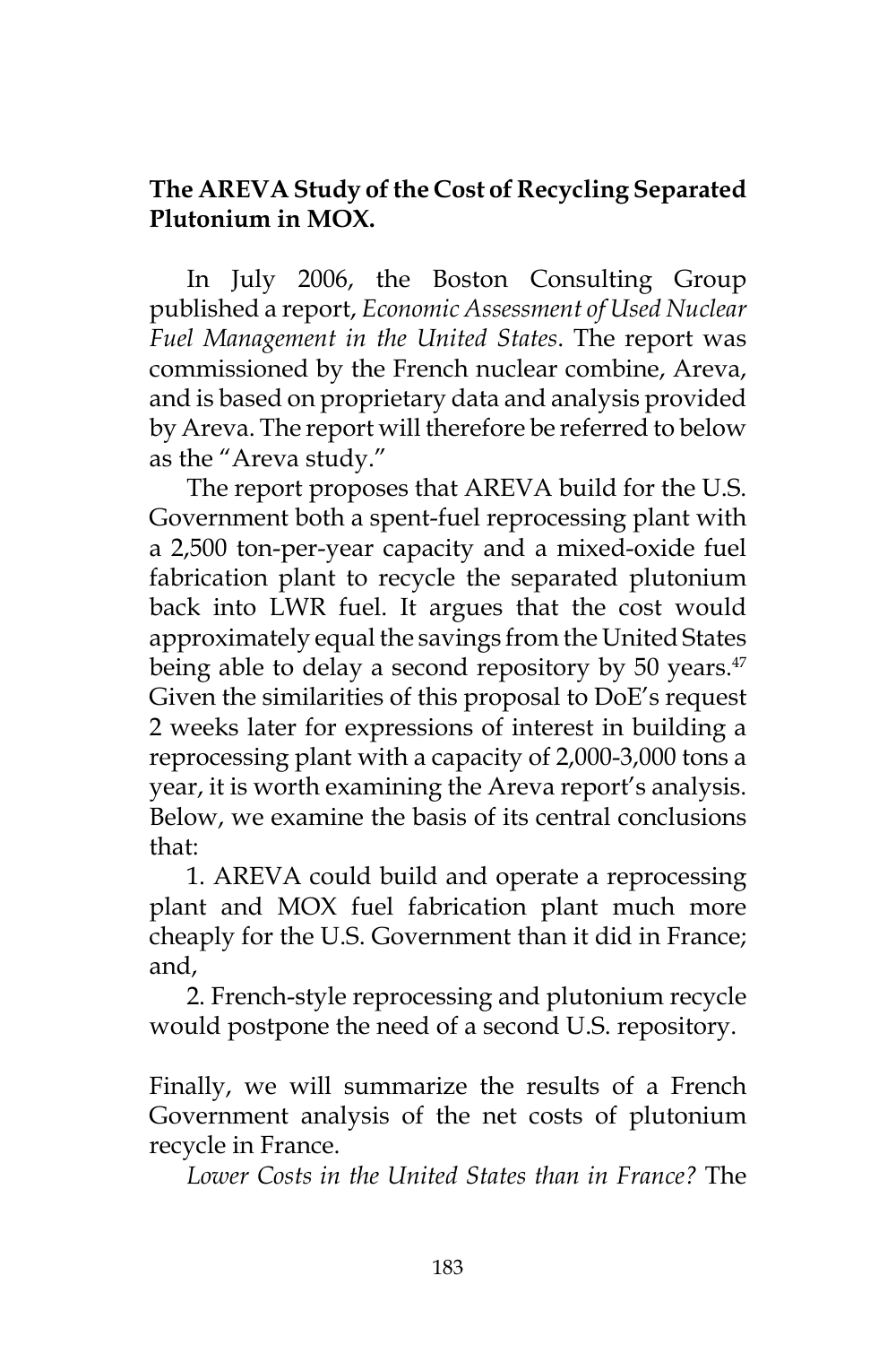**The AREVA Study of the Cost of Recycling Separated Plutonium in MOX.**

In July 2006, the Boston Consulting Group published a report, *Economic Assessment of Used Nuclear Fuel Management in the United States*. The report was commissioned by the French nuclear combine, Areva, and is based on proprietary data and analysis provided by Areva. The report will therefore be referred to below as the "Areva study."

The report proposes that AREVA build for the U.S. Government both a spent-fuel reprocessing plant with a 2,500 ton-per-year capacity and a mixed-oxide fuel fabrication plant to recycle the separated plutonium back into LWR fuel. It argues that the cost would approximately equal the savings from the United States being able to delay a second repository by 50 years.[47] Given the similarities of this proposal to DoE's request 2 weeks later for expressions of interest in building a reprocessing plant with a capacity of 2,000-3,000 tons a year, it is worth examining the Areva report's analysis. Below, we examine the basis of its central conclusions that:

1. AREVA could build and operate a reprocessing plant and MOX fuel fabrication plant much more cheaply for the U.S. Government than it did in France; and,

2. French-style reprocessing and plutonium recycle would postpone the need of a second U.S. repository.

Finally, we will summarize the results of a French Government analysis of the net costs of plutonium recycle in France.

*Lower Costs in the United States than in France?* The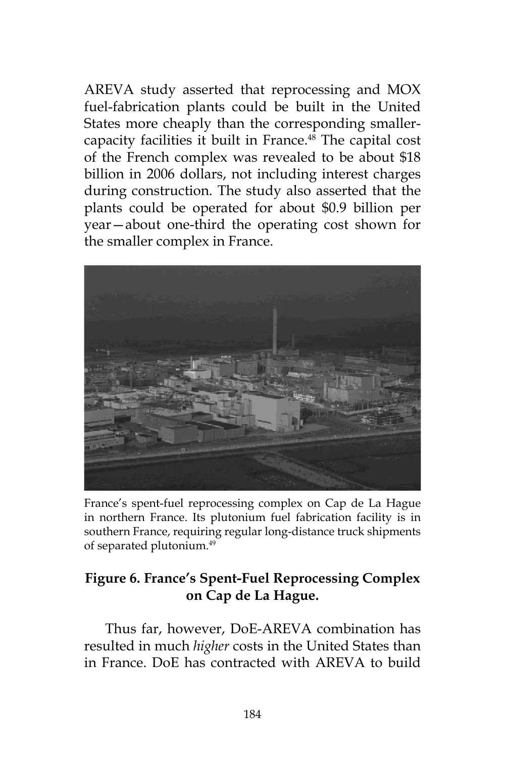AREVA study asserted that reprocessing and MOX fuel-fabrication plants could be built in the United States more cheaply than the corresponding smaller-capacity facilities it built in France.[48] The capital cost of the French complex was revealed to be about $18 billion in 2006 dollars, not including interest charges during construction. The study also asserted that the plants could be operated for about $0.9 billion per year—about one-third the operating cost shown for the smaller complex in France.

France's spent-fuel reprocessing complex on Cap de La Hague in northern France. Its plutonium fuel fabrication facility is in southern France, requiring regular long-distance truck shipments of separated plutonium.[49]

**Figure 6. France's Spent-Fuel Reprocessing Complex on Cap de La Hague.**

Thus far, however, DoE-AREVA combination has resulted in much *higher* costs in the United States than in France. DoE has contracted with AREVA to build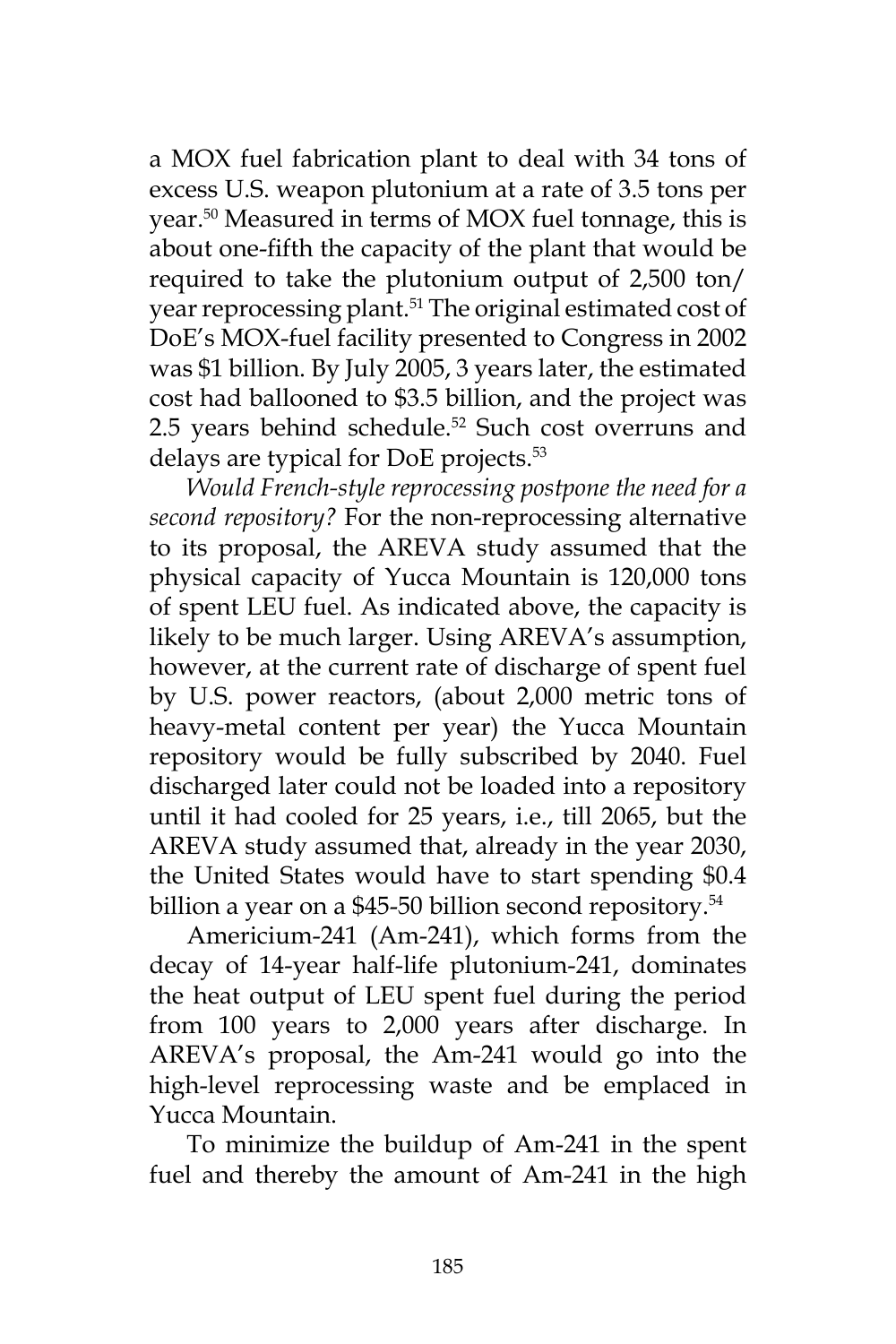a MOX fuel fabrication plant to deal with 34 tons of excess U.S. weapon plutonium at a rate of 3.5 tons per year.[50] Measured in terms of MOX fuel tonnage, this is about one-fifth the capacity of the plant that would be required to take the plutonium output of 2,500 ton/year reprocessing plant.[51] The original estimated cost of DoE's MOX-fuel facility presented to Congress in 2002 was $1 billion. By July 2005, 3 years later, the estimated cost had ballooned to $3.5 billion, and the project was 2.5 years behind schedule.[52] Such cost overruns and delays are typical for DoE projects.[53]

*Would French-style reprocessing postpone the need for a second repository?* For the non-reprocessing alternative to its proposal, the AREVA study assumed that the physical capacity of Yucca Mountain is 120,000 tons of spent LEU fuel. As indicated above, the capacity is likely to be much larger. Using AREVA's assumption, however, at the current rate of discharge of spent fuel by U.S. power reactors, (about 2,000 metric tons of heavy-metal content per year) the Yucca Mountain repository would be fully subscribed by 2040. Fuel discharged later could not be loaded into a repository until it had cooled for 25 years, i.e., till 2065, but the AREVA study assumed that, already in the year 2030, the United States would have to start spending $0.4 billion a year on a $45-50 billion second repository.[54]

Americium-241 (Am-241), which forms from the decay of 14-year half-life plutonium-241, dominates the heat output of LEU spent fuel during the period from 100 years to 2,000 years after discharge. In AREVA's proposal, the Am-241 would go into the high-level reprocessing waste and be emplaced in Yucca Mountain.

To minimize the buildup of Am-241 in the spent fuel and thereby the amount of Am-241 in the high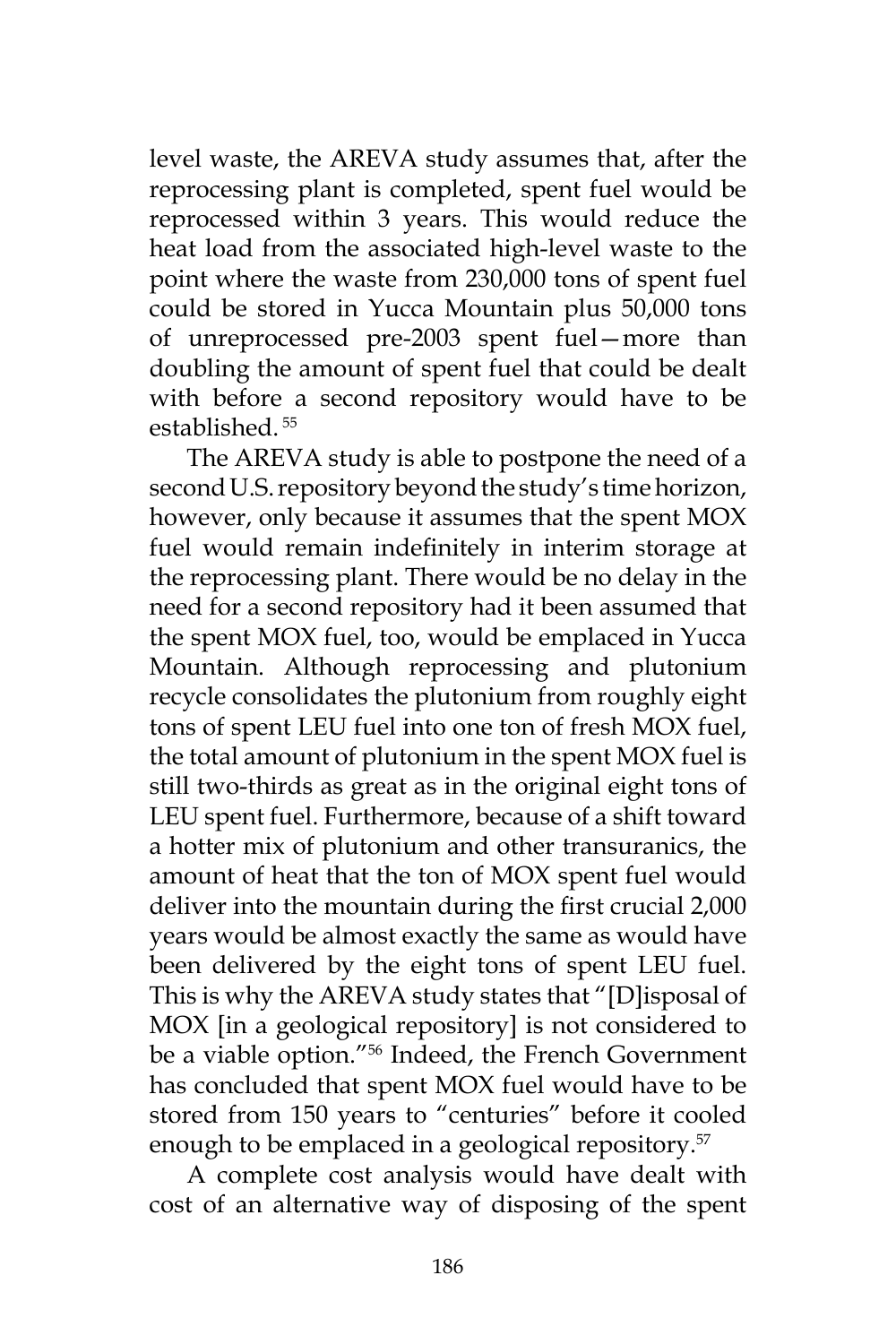level waste, the AREVA study assumes that, after the reprocessing plant is completed, spent fuel would be reprocessed within 3 years. This would reduce the heat load from the associated high-level waste to the point where the waste from 230,000 tons of spent fuel could be stored in Yucca Mountain plus 50,000 tons of unreprocessed pre-2003 spent fuel—more than doubling the amount of spent fuel that could be dealt with before a second repository would have to be established.[55]

The AREVA study is able to postpone the need of a second U.S. repository beyond the study's time horizon, however, only because it assumes that the spent MOX fuel would remain indefinitely in interim storage at the reprocessing plant. There would be no delay in the need for a second repository had it been assumed that the spent MOX fuel, too, would be emplaced in Yucca Mountain. Although reprocessing and plutonium recycle consolidates the plutonium from roughly eight tons of spent LEU fuel into one ton of fresh MOX fuel, the total amount of plutonium in the spent MOX fuel is still two-thirds as great as in the original eight tons of LEU spent fuel. Furthermore, because of a shift toward a hotter mix of plutonium and other transuranics, the amount of heat that the ton of MOX spent fuel would deliver into the mountain during the first crucial 2,000 years would be almost exactly the same as would have been delivered by the eight tons of spent LEU fuel. This is why the AREVA study states that "[D]isposal of MOX [in a geological repository] is not considered to be a viable option."[56] Indeed, the French Government has concluded that spent MOX fuel would have to be stored from 150 years to "centuries" before it cooled enough to be emplaced in a geological repository.[57]

A complete cost analysis would have dealt with cost of an alternative way of disposing of the spent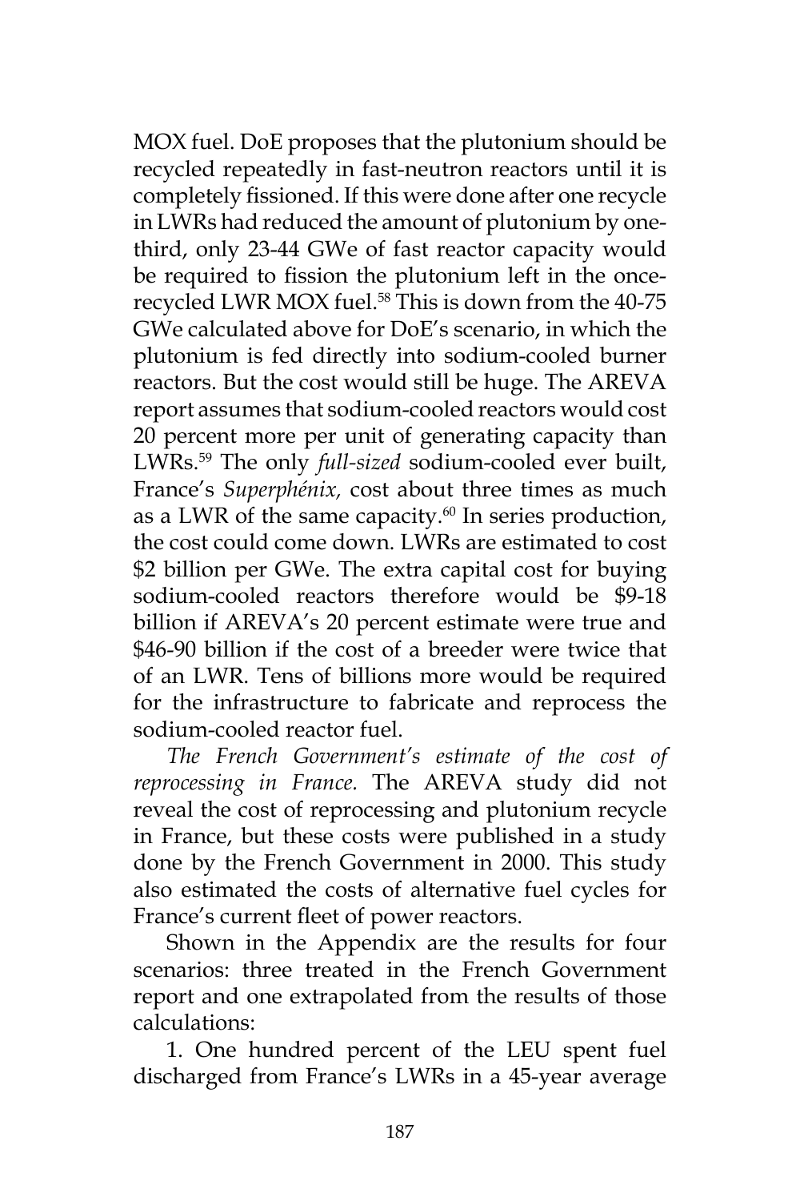MOX fuel. DoE proposes that the plutonium should be recycled repeatedly in fast-neutron reactors until it is completely fissioned. If this were done after one recycle in LWRs had reduced the amount of plutonium by one-third, only 23-44 GWe of fast reactor capacity would be required to fission the plutonium left in the once-recycled LWR MOX fuel.[58] This is down from the 40-75 GWe calculated above for DoE's scenario, in which the plutonium is fed directly into sodium-cooled burner reactors. But the cost would still be huge. The AREVA report assumes that sodium-cooled reactors would cost 20 percent more per unit of generating capacity than LWRs.[59] The only *full-sized* sodium-cooled ever built, France's *Superphénix*, cost about three times as much as a LWR of the same capacity.[60] In series production, the cost could come down. LWRs are estimated to cost \$2 billion per GWe. The extra capital cost for buying sodium-cooled reactors therefore would be \$9-18 billion if AREVA's 20 percent estimate were true and \$46-90 billion if the cost of a breeder were twice that of an LWR. Tens of billions more would be required for the infrastructure to fabricate and reprocess the sodium-cooled reactor fuel.

*The French Government's estimate of the cost of reprocessing in France.* The AREVA study did not reveal the cost of reprocessing and plutonium recycle in France, but these costs were published in a study done by the French Government in 2000. This study also estimated the costs of alternative fuel cycles for France's current fleet of power reactors.

Shown in the Appendix are the results for four scenarios: three treated in the French Government report and one extrapolated from the results of those calculations:

1. One hundred percent of the LEU spent fuel discharged from France's LWRs in a 45-year average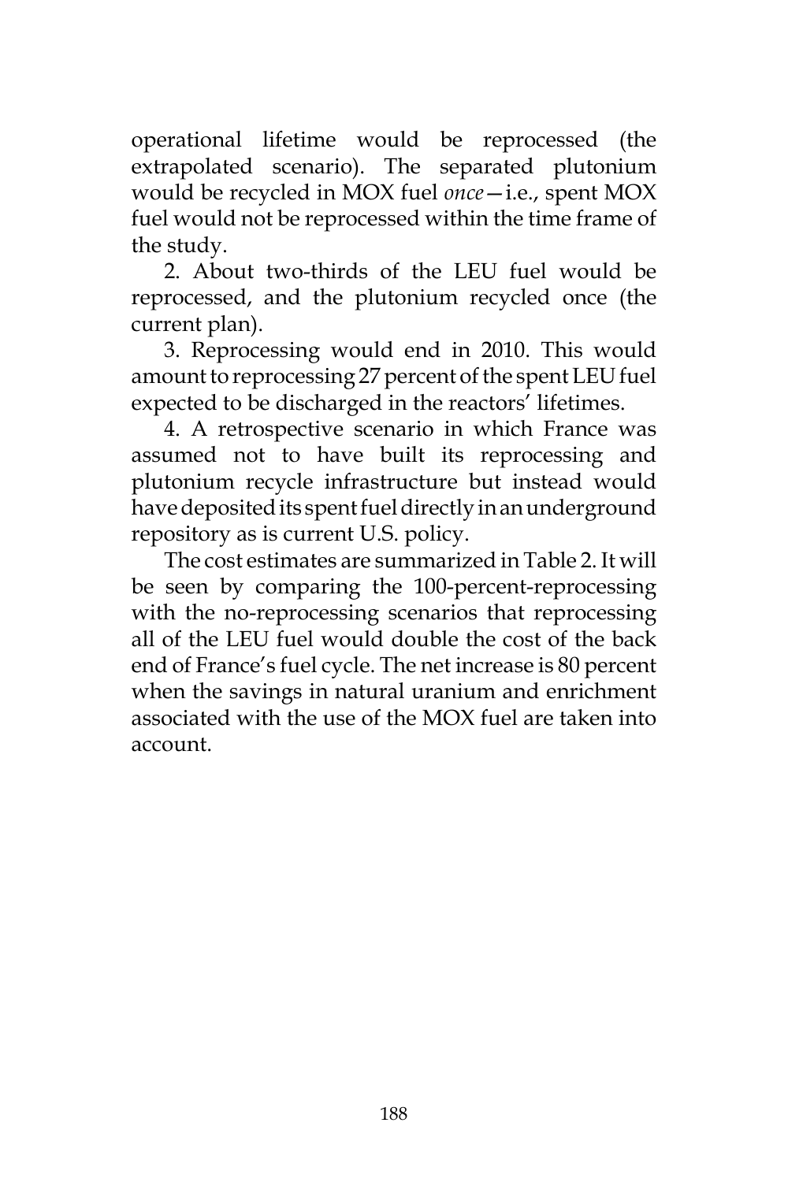operational lifetime would be reprocessed (the extrapolated scenario). The separated plutonium would be recycled in MOX fuel *once*—i.e., spent MOX fuel would not be reprocessed within the time frame of the study.

2. About two-thirds of the LEU fuel would be reprocessed, and the plutonium recycled once (the current plan).

3. Reprocessing would end in 2010. This would amount to reprocessing 27 percent of the spent LEU fuel expected to be discharged in the reactors' lifetimes.

4. A retrospective scenario in which France was assumed not to have built its reprocessing and plutonium recycle infrastructure but instead would have deposited its spent fuel directly in an underground repository as is current U.S. policy.

The cost estimates are summarized in Table 2. It will be seen by comparing the 100-percent-reprocessing with the no-reprocessing scenarios that reprocessing all of the LEU fuel would double the cost of the back end of France's fuel cycle. The net increase is 80 percent when the savings in natural uranium and enrichment associated with the use of the MOX fuel are taken into account.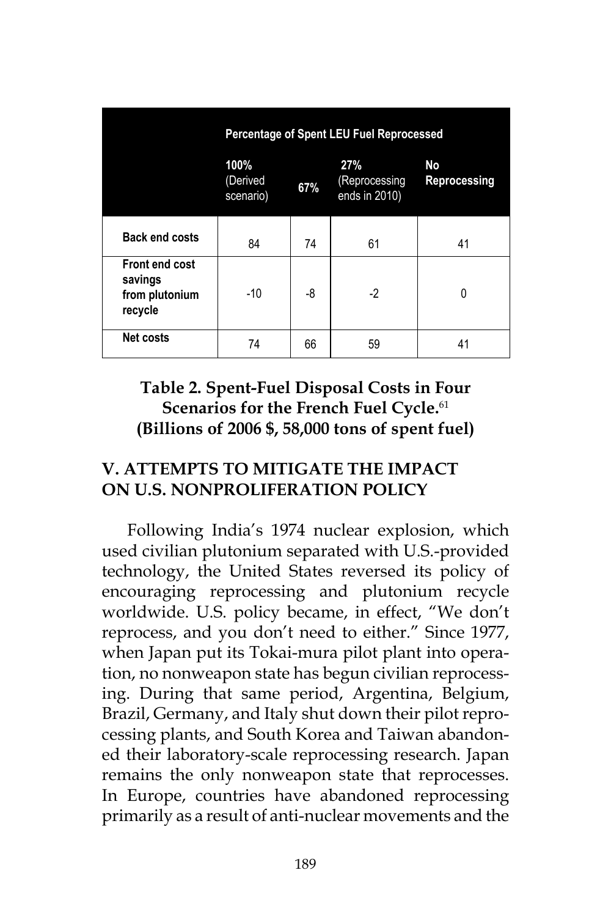| | Percentage of Spent LEU Fuel Reprocessed | | | |
|---|---|---|---|---|
| | 100% (Derived scenario) | 67% | 27% (Reprocessing ends in 2010) | No Reprocessing |
| **Back end costs** | 84 | 74 | 61 | 41 |
| **Front end cost savings from plutonium recycle** | -10 | -8 | -2 | 0 |
| **Net costs** | 74 | 66 | 59 | 41 |

**Table 2. Spent-Fuel Disposal Costs in Four Scenarios for the French Fuel Cycle.**[61]
**(Billions of 2006 $, 58,000 tons of spent fuel)**

## V. ATTEMPTS TO MITIGATE THE IMPACT ON U.S. NONPROLIFERATION POLICY

Following India's 1974 nuclear explosion, which used civilian plutonium separated with U.S.-provided technology, the United States reversed its policy of encouraging reprocessing and plutonium recycle worldwide. U.S. policy became, in effect, "We don't reprocess, and you don't need to either." Since 1977, when Japan put its Tokai-mura pilot plant into operation, no nonweapon state has begun civilian reprocessing. During that same period, Argentina, Belgium, Brazil, Germany, and Italy shut down their pilot reprocessing plants, and South Korea and Taiwan abandoned their laboratory-scale reprocessing research. Japan remains the only nonweapon state that reprocesses. In Europe, countries have abandoned reprocessing primarily as a result of anti-nuclear movements and the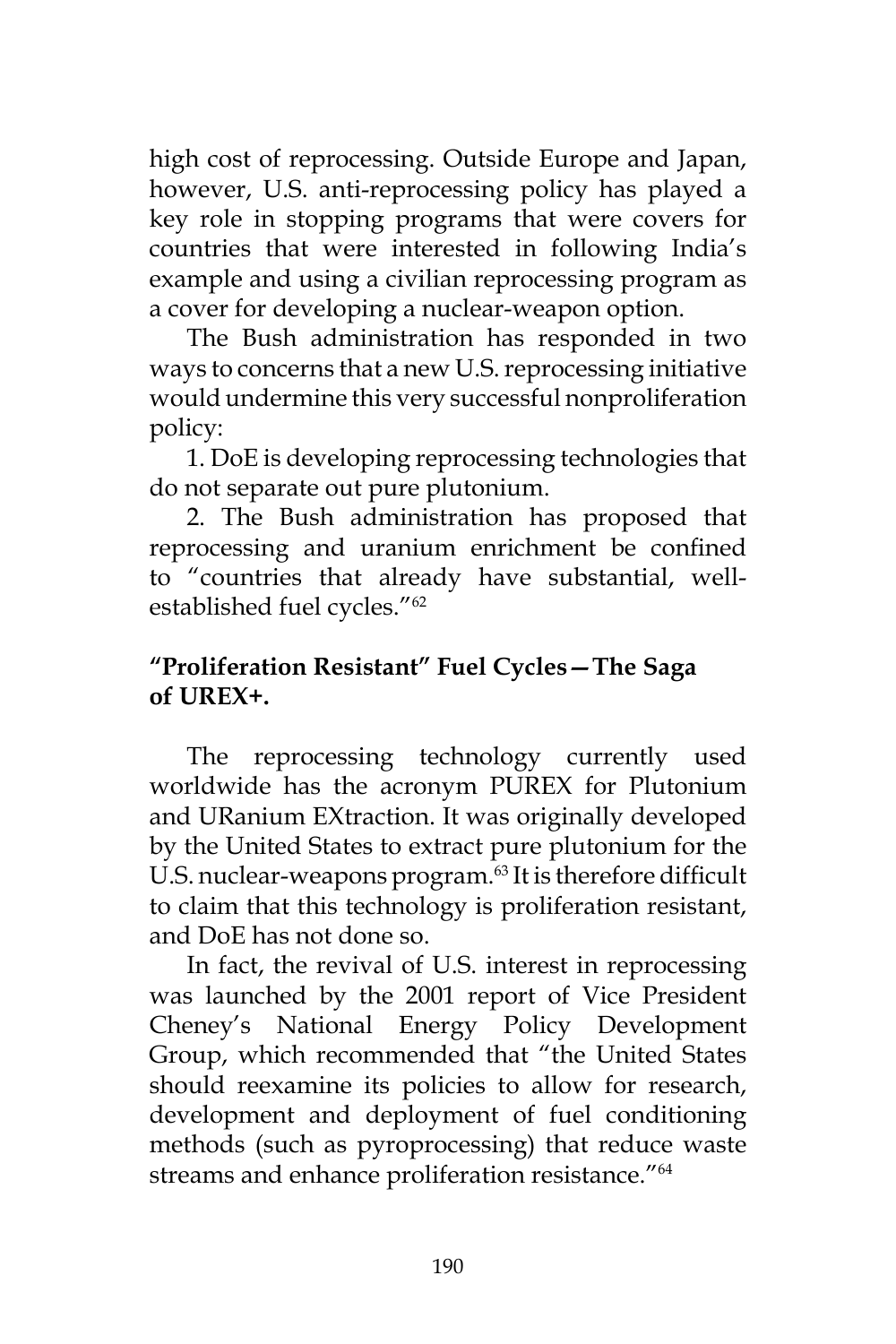high cost of reprocessing. Outside Europe and Japan, however, U.S. anti-reprocessing policy has played a key role in stopping programs that were covers for countries that were interested in following India's example and using a civilian reprocessing program as a cover for developing a nuclear-weapon option.

The Bush administration has responded in two ways to concerns that a new U.S. reprocessing initiative would undermine this very successful nonproliferation policy:

1. DoE is developing reprocessing technologies that do not separate out pure plutonium.

2. The Bush administration has proposed that reprocessing and uranium enrichment be confined to "countries that already have substantial, well-established fuel cycles."[62]

**"Proliferation Resistant" Fuel Cycles—The Saga of UREX+.**

The reprocessing technology currently used worldwide has the acronym PUREX for Plutonium and URanium EXtraction. It was originally developed by the United States to extract pure plutonium for the U.S. nuclear-weapons program.[63] It is therefore difficult to claim that this technology is proliferation resistant, and DoE has not done so.

In fact, the revival of U.S. interest in reprocessing was launched by the 2001 report of Vice President Cheney's National Energy Policy Development Group, which recommended that "the United States should reexamine its policies to allow for research, development and deployment of fuel conditioning methods (such as pyroprocessing) that reduce waste streams and enhance proliferation resistance."[64]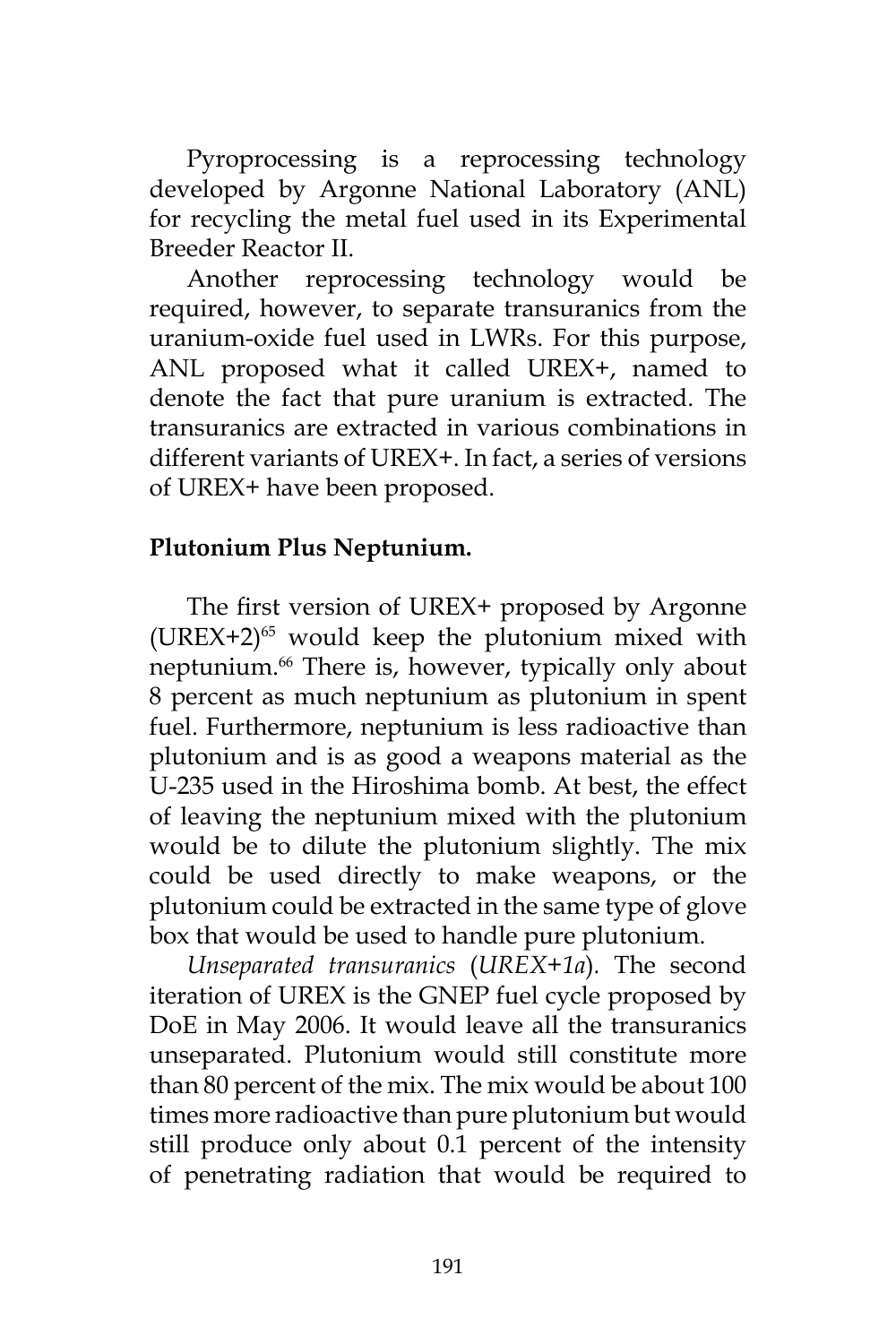Pyroprocessing is a reprocessing technology developed by Argonne National Laboratory (ANL) for recycling the metal fuel used in its Experimental Breeder Reactor II.

Another reprocessing technology would be required, however, to separate transuranics from the uranium-oxide fuel used in LWRs. For this purpose, ANL proposed what it called UREX+, named to denote the fact that pure uranium is extracted. The transuranics are extracted in various combinations in different variants of UREX+. In fact, a series of versions of UREX+ have been proposed.

**Plutonium Plus Neptunium.**

The first version of UREX+ proposed by Argonne (UREX+2)[65] would keep the plutonium mixed with neptunium.[66] There is, however, typically only about 8 percent as much neptunium as plutonium in spent fuel. Furthermore, neptunium is less radioactive than plutonium and is as good a weapons material as the U-235 used in the Hiroshima bomb. At best, the effect of leaving the neptunium mixed with the plutonium would be to dilute the plutonium slightly. The mix could be used directly to make weapons, or the plutonium could be extracted in the same type of glove box that would be used to handle pure plutonium.

*Unseparated transuranics* (*UREX+1a*). The second iteration of UREX is the GNEP fuel cycle proposed by DoE in May 2006. It would leave all the transuranics unseparated. Plutonium would still constitute more than 80 percent of the mix. The mix would be about 100 times more radioactive than pure plutonium but would still produce only about 0.1 percent of the intensity of penetrating radiation that would be required to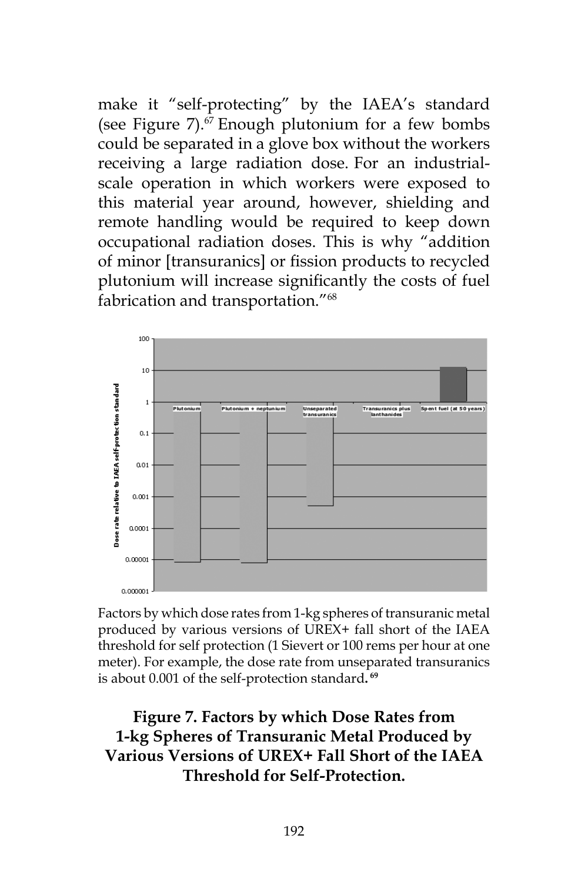make it "self-protecting" by the IAEA's standard (see Figure 7).[67] Enough plutonium for a few bombs could be separated in a glove box without the workers receiving a large radiation dose. For an industrial-scale operation in which workers were exposed to this material year around, however, shielding and remote handling would be required to keep down occupational radiation doses. This is why "addition of minor [transuranics] or fission products to recycled plutonium will increase significantly the costs of fuel fabrication and transportation."[68]

Factors by which dose rates from 1-kg spheres of transuranic metal produced by various versions of UREX+ fall short of the IAEA threshold for self protection (1 Sievert or 100 rems per hour at one meter). For example, the dose rate from unseparated transuranics is about 0.001 of the self-protection standard.[69]

**Figure 7. Factors by which Dose Rates from 1-kg Spheres of Transuranic Metal Produced by Various Versions of UREX+ Fall Short of the IAEA Threshold for Self-Protection.**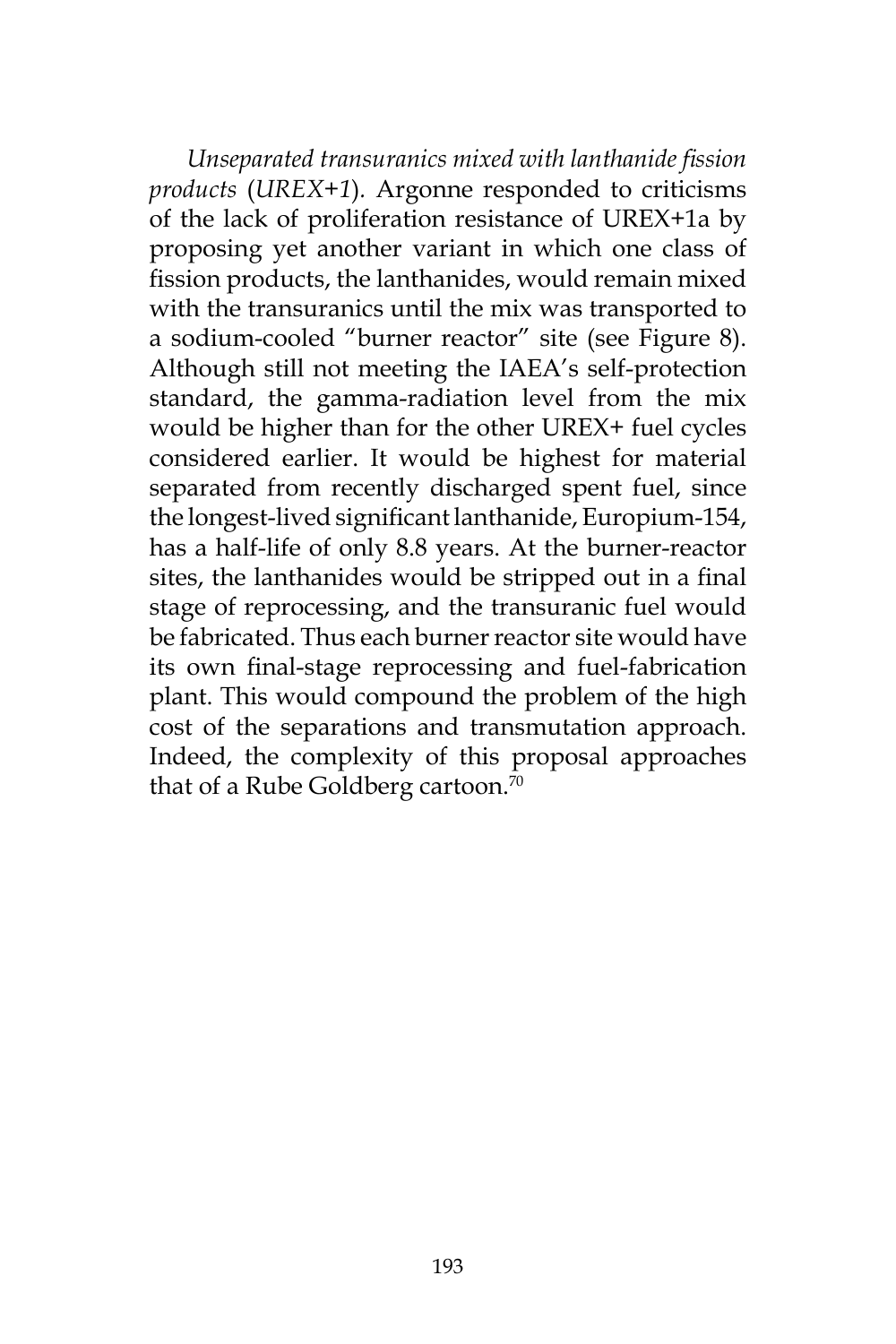*Unseparated transuranics mixed with lanthanide fission products* (*UREX+1*). Argonne responded to criticisms of the lack of proliferation resistance of UREX+1a by proposing yet another variant in which one class of fission products, the lanthanides, would remain mixed with the transuranics until the mix was transported to a sodium-cooled "burner reactor" site (see Figure 8). Although still not meeting the IAEA's self-protection standard, the gamma-radiation level from the mix would be higher than for the other UREX+ fuel cycles considered earlier. It would be highest for material separated from recently discharged spent fuel, since the longest-lived significant lanthanide, Europium-154, has a half-life of only 8.8 years. At the burner-reactor sites, the lanthanides would be stripped out in a final stage of reprocessing, and the transuranic fuel would be fabricated. Thus each burner reactor site would have its own final-stage reprocessing and fuel-fabrication plant. This would compound the problem of the high cost of the separations and transmutation approach. Indeed, the complexity of this proposal approaches that of a Rube Goldberg cartoon.[70]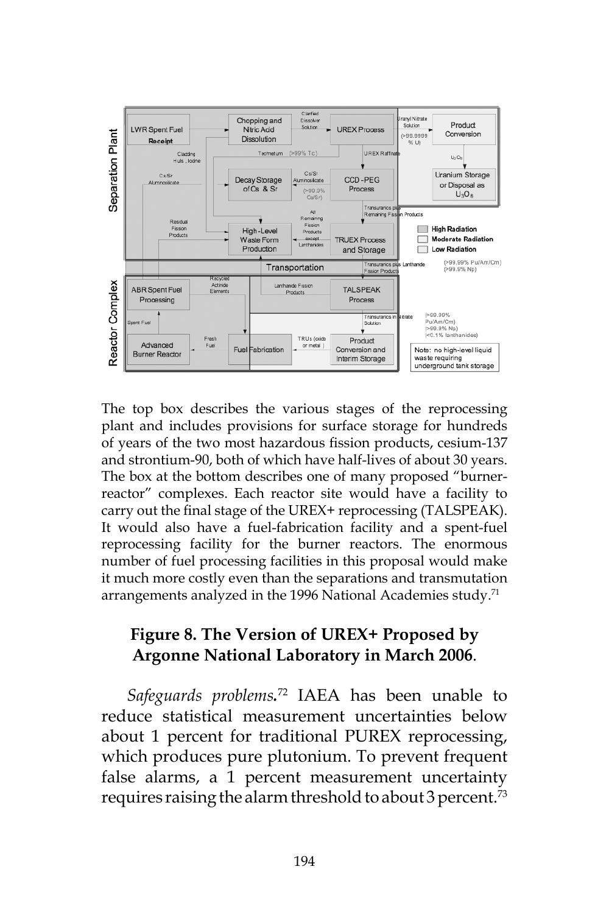The top box describes the various stages of the reprocessing plant and includes provisions for surface storage for hundreds of years of the two most hazardous fission products, cesium-137 and strontium-90, both of which have half-lives of about 30 years. The box at the bottom describes one of many proposed "burner-reactor" complexes. Each reactor site would have a facility to carry out the final stage of the UREX+ reprocessing (TALSPEAK). It would also have a fuel-fabrication facility and a spent-fuel reprocessing facility for the burner reactors. The enormous number of fuel processing facilities in this proposal would make it much more costly even than the separations and transmutation arrangements analyzed in the 1996 National Academies study.[71]

**Figure 8. The Version of UREX+ Proposed by Argonne National Laboratory in March 2006.**

*Safeguards problems*.[72] IAEA has been unable to reduce statistical measurement uncertainties below about 1 percent for traditional PUREX reprocessing, which produces pure plutonium. To prevent frequent false alarms, a 1 percent measurement uncertainty requires raising the alarm threshold to about 3 percent.[73]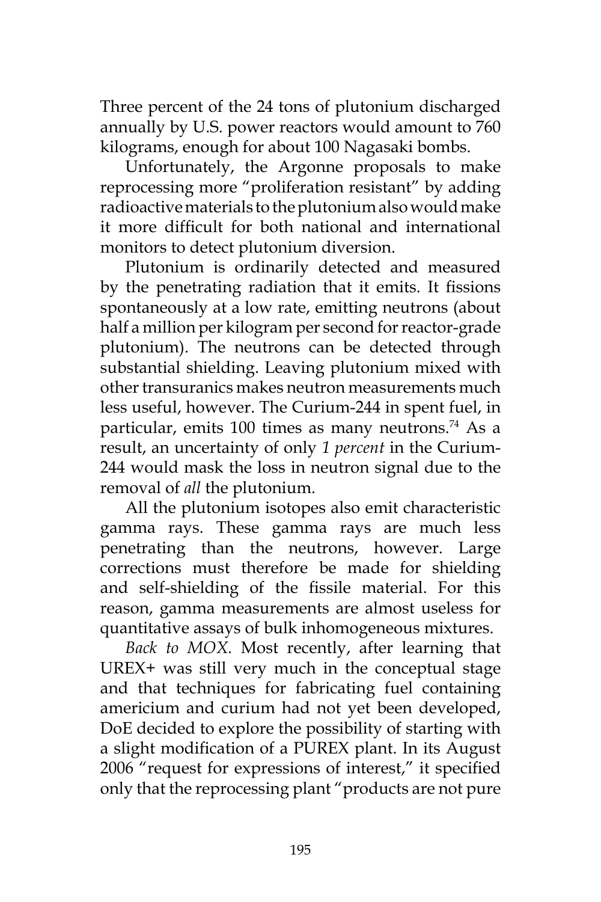Three percent of the 24 tons of plutonium discharged annually by U.S. power reactors would amount to 760 kilograms, enough for about 100 Nagasaki bombs.

Unfortunately, the Argonne proposals to make reprocessing more "proliferation resistant" by adding radioactive materials to the plutonium also would make it more difficult for both national and international monitors to detect plutonium diversion.

Plutonium is ordinarily detected and measured by the penetrating radiation that it emits. It fissions spontaneously at a low rate, emitting neutrons (about half a million per kilogram per second for reactor-grade plutonium). The neutrons can be detected through substantial shielding. Leaving plutonium mixed with other transuranics makes neutron measurements much less useful, however. The Curium-244 in spent fuel, in particular, emits 100 times as many neutrons.[74] As a result, an uncertainty of only *1 percent* in the Curium-244 would mask the loss in neutron signal due to the removal of *all* the plutonium.

All the plutonium isotopes also emit characteristic gamma rays. These gamma rays are much less penetrating than the neutrons, however. Large corrections must therefore be made for shielding and self-shielding of the fissile material. For this reason, gamma measurements are almost useless for quantitative assays of bulk inhomogeneous mixtures.

*Back to MOX.* Most recently, after learning that UREX+ was still very much in the conceptual stage and that techniques for fabricating fuel containing americium and curium had not yet been developed, DoE decided to explore the possibility of starting with a slight modification of a PUREX plant. In its August 2006 "request for expressions of interest," it specified only that the reprocessing plant "products are not pure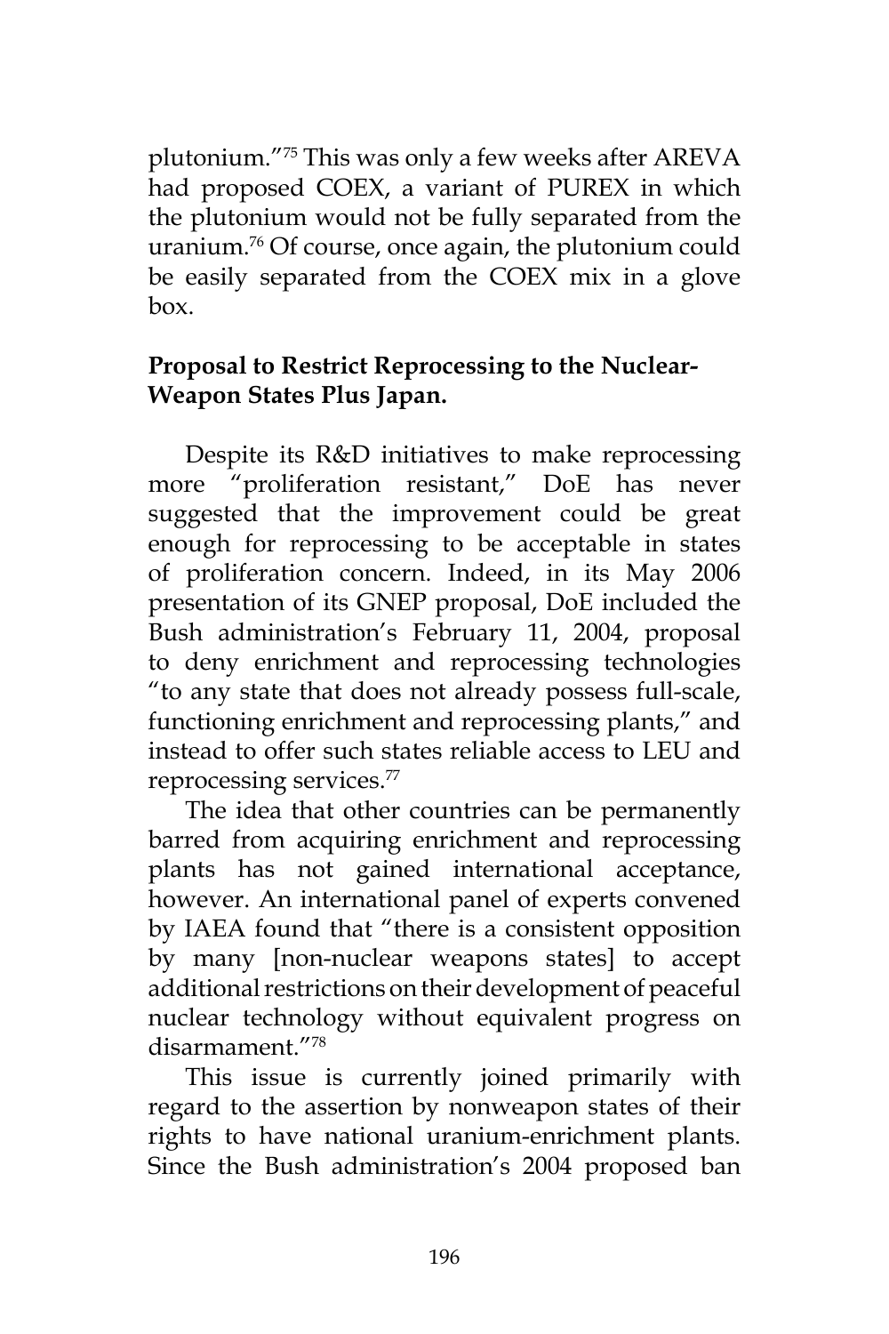plutonium."[75] This was only a few weeks after AREVA had proposed COEX, a variant of PUREX in which the plutonium would not be fully separated from the uranium.[76] Of course, once again, the plutonium could be easily separated from the COEX mix in a glove box.

**Proposal to Restrict Reprocessing to the Nuclear-Weapon States Plus Japan.**

Despite its R&D initiatives to make reprocessing more "proliferation resistant," DoE has never suggested that the improvement could be great enough for reprocessing to be acceptable in states of proliferation concern. Indeed, in its May 2006 presentation of its GNEP proposal, DoE included the Bush administration's February 11, 2004, proposal to deny enrichment and reprocessing technologies "to any state that does not already possess full-scale, functioning enrichment and reprocessing plants," and instead to offer such states reliable access to LEU and reprocessing services.[77]

The idea that other countries can be permanently barred from acquiring enrichment and reprocessing plants has not gained international acceptance, however. An international panel of experts convened by IAEA found that "there is a consistent opposition by many [non-nuclear weapons states] to accept additional restrictions on their development of peaceful nuclear technology without equivalent progress on disarmament."[78]

This issue is currently joined primarily with regard to the assertion by nonweapon states of their rights to have national uranium-enrichment plants. Since the Bush administration's 2004 proposed ban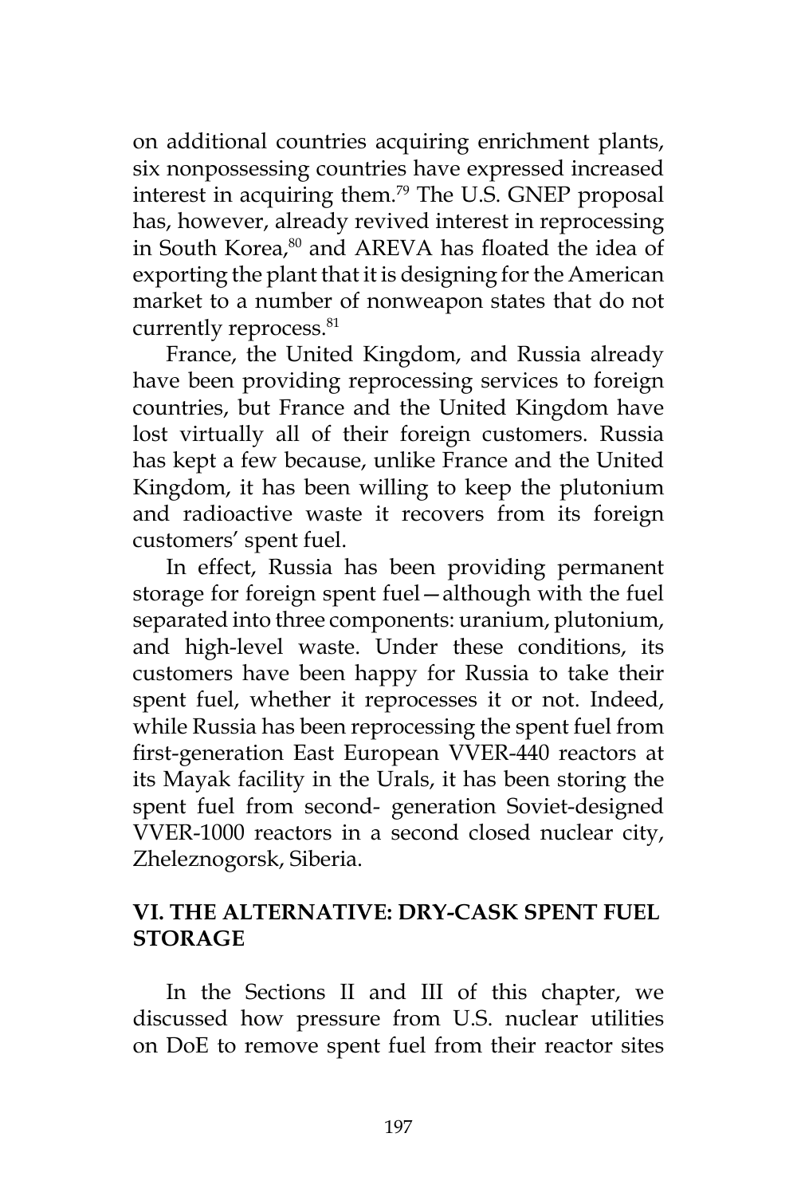on additional countries acquiring enrichment plants, six nonpossessing countries have expressed increased interest in acquiring them.[79] The U.S. GNEP proposal has, however, already revived interest in reprocessing in South Korea,[80] and AREVA has floated the idea of exporting the plant that it is designing for the American market to a number of nonweapon states that do not currently reprocess.[81]

France, the United Kingdom, and Russia already have been providing reprocessing services to foreign countries, but France and the United Kingdom have lost virtually all of their foreign customers. Russia has kept a few because, unlike France and the United Kingdom, it has been willing to keep the plutonium and radioactive waste it recovers from its foreign customers' spent fuel.

In effect, Russia has been providing permanent storage for foreign spent fuel—although with the fuel separated into three components: uranium, plutonium, and high-level waste. Under these conditions, its customers have been happy for Russia to take their spent fuel, whether it reprocesses it or not. Indeed, while Russia has been reprocessing the spent fuel from first-generation East European VVER-440 reactors at its Mayak facility in the Urals, it has been storing the spent fuel from second- generation Soviet-designed VVER-1000 reactors in a second closed nuclear city, Zheleznogorsk, Siberia.

## VI. THE ALTERNATIVE: DRY-CASK SPENT FUEL STORAGE

In the Sections II and III of this chapter, we discussed how pressure from U.S. nuclear utilities on DoE to remove spent fuel from their reactor sites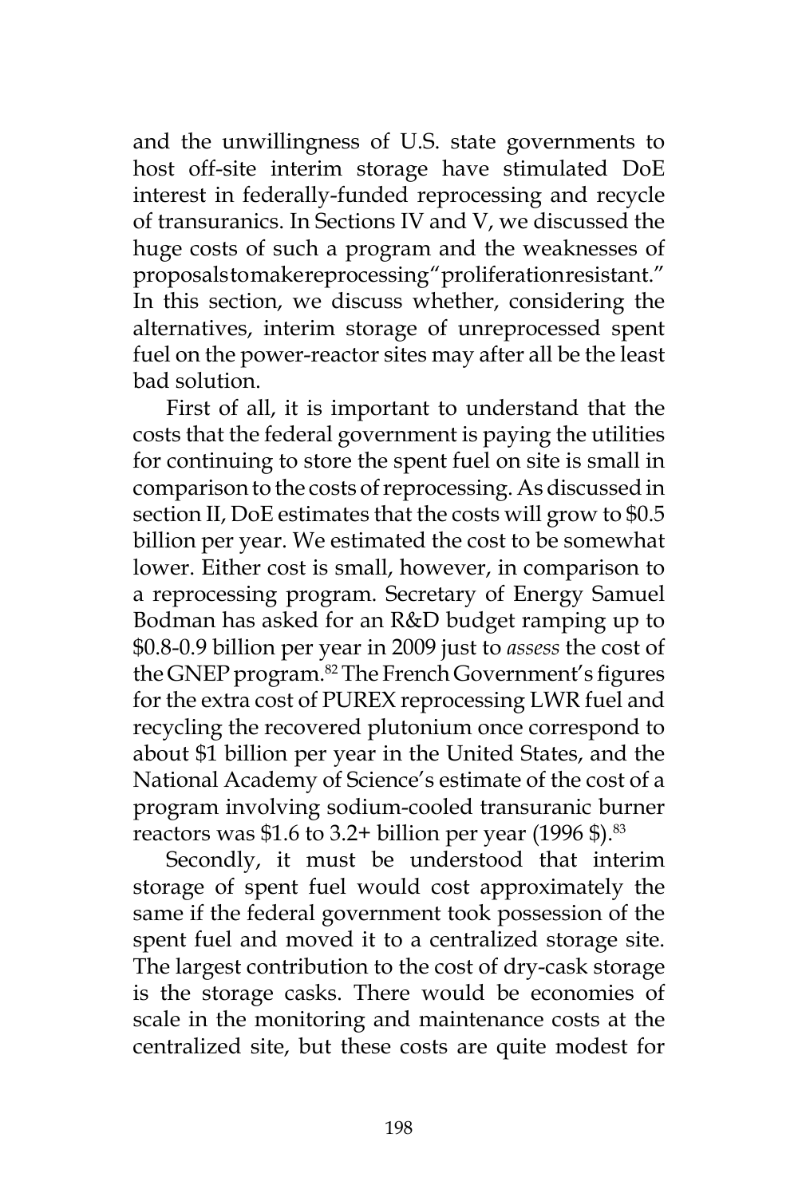and the unwillingness of U.S. state governments to host off-site interim storage have stimulated DoE interest in federally-funded reprocessing and recycle of transuranics. In Sections IV and V, we discussed the huge costs of such a program and the weaknesses of proposals to make reprocessing "proliferation resistant." In this section, we discuss whether, considering the alternatives, interim storage of unreprocessed spent fuel on the power-reactor sites may after all be the least bad solution.

First of all, it is important to understand that the costs that the federal government is paying the utilities for continuing to store the spent fuel on site is small in comparison to the costs of reprocessing. As discussed in section II, DoE estimates that the costs will grow to $0.5 billion per year. We estimated the cost to be somewhat lower. Either cost is small, however, in comparison to a reprocessing program. Secretary of Energy Samuel Bodman has asked for an R&D budget ramping up to $0.8-0.9 billion per year in 2009 just to *assess* the cost of the GNEP program.[82] The French Government's figures for the extra cost of PUREX reprocessing LWR fuel and recycling the recovered plutonium once correspond to about $1 billion per year in the United States, and the National Academy of Science's estimate of the cost of a program involving sodium-cooled transuranic burner reactors was $1.6 to 3.2+ billion per year (1996 $).[83]

Secondly, it must be understood that interim storage of spent fuel would cost approximately the same if the federal government took possession of the spent fuel and moved it to a centralized storage site. The largest contribution to the cost of dry-cask storage is the storage casks. There would be economies of scale in the monitoring and maintenance costs at the centralized site, but these costs are quite modest for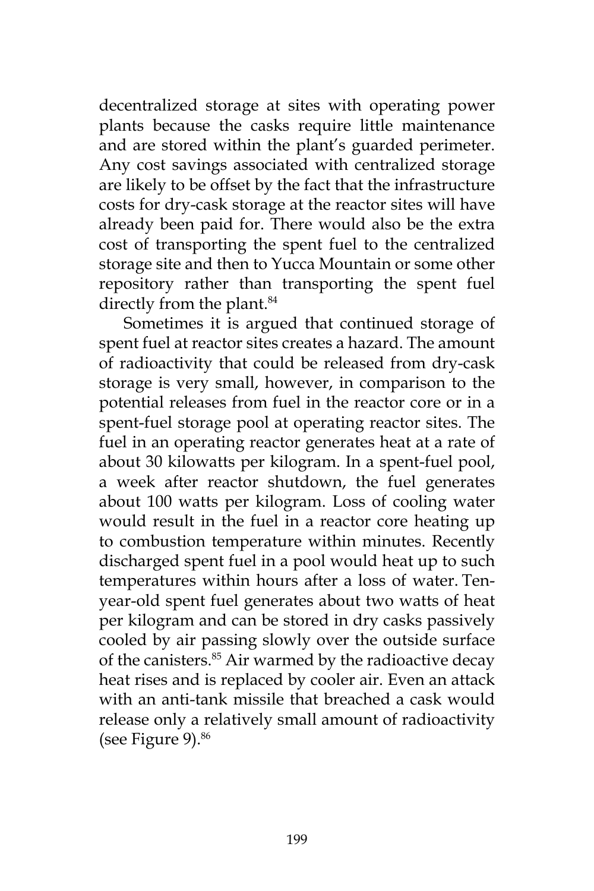decentralized storage at sites with operating power plants because the casks require little maintenance and are stored within the plant's guarded perimeter. Any cost savings associated with centralized storage are likely to be offset by the fact that the infrastructure costs for dry-cask storage at the reactor sites will have already been paid for. There would also be the extra cost of transporting the spent fuel to the centralized storage site and then to Yucca Mountain or some other repository rather than transporting the spent fuel directly from the plant.[84]

Sometimes it is argued that continued storage of spent fuel at reactor sites creates a hazard. The amount of radioactivity that could be released from dry-cask storage is very small, however, in comparison to the potential releases from fuel in the reactor core or in a spent-fuel storage pool at operating reactor sites. The fuel in an operating reactor generates heat at a rate of about 30 kilowatts per kilogram. In a spent-fuel pool, a week after reactor shutdown, the fuel generates about 100 watts per kilogram. Loss of cooling water would result in the fuel in a reactor core heating up to combustion temperature within minutes. Recently discharged spent fuel in a pool would heat up to such temperatures within hours after a loss of water. Ten-year-old spent fuel generates about two watts of heat per kilogram and can be stored in dry casks passively cooled by air passing slowly over the outside surface of the canisters.[85] Air warmed by the radioactive decay heat rises and is replaced by cooler air. Even an attack with an anti-tank missile that breached a cask would release only a relatively small amount of radioactivity (see Figure 9).[86]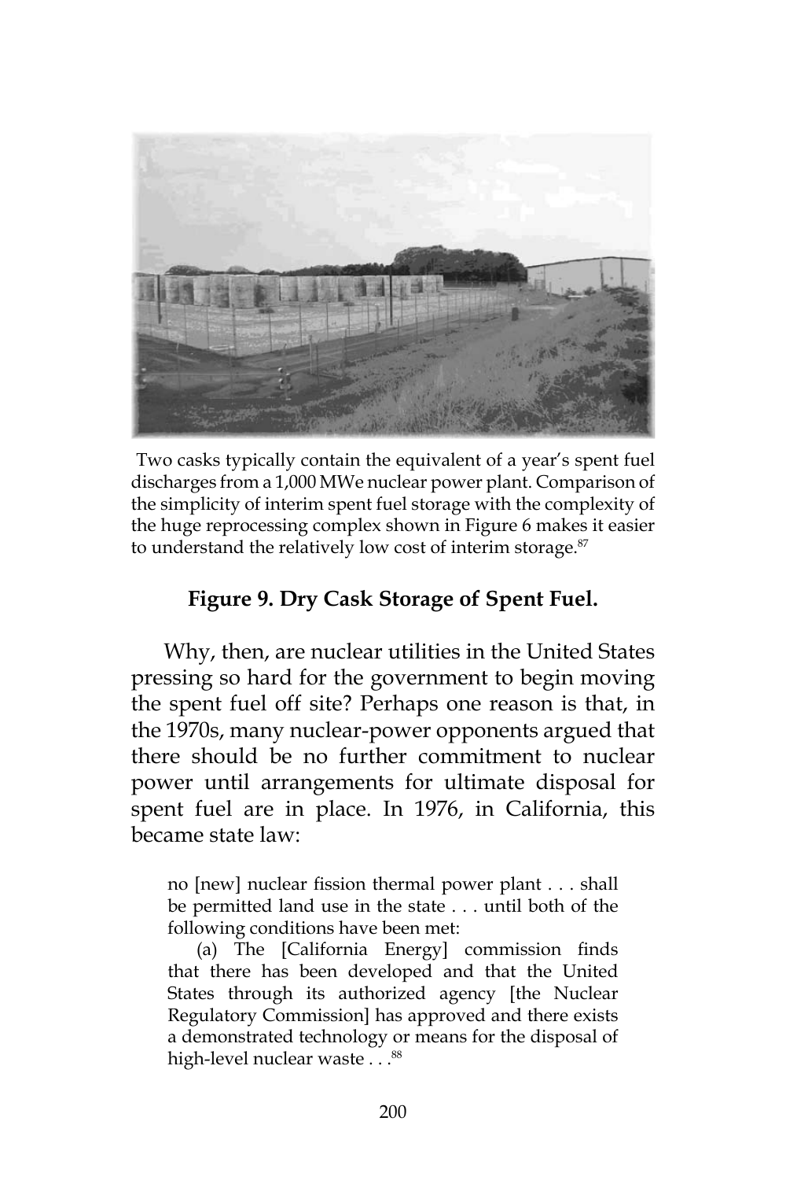Two casks typically contain the equivalent of a year's spent fuel discharges from a 1,000 MWe nuclear power plant. Comparison of the simplicity of interim spent fuel storage with the complexity of the huge reprocessing complex shown in Figure 6 makes it easier to understand the relatively low cost of interim storage.[87]

**Figure 9. Dry Cask Storage of Spent Fuel.**

Why, then, are nuclear utilities in the United States pressing so hard for the government to begin moving the spent fuel off site? Perhaps one reason is that, in the 1970s, many nuclear-power opponents argued that there should be no further commitment to nuclear power until arrangements for ultimate disposal for spent fuel are in place. In 1976, in California, this became state law:

> no [new] nuclear fission thermal power plant . . . shall be permitted land use in the state . . . until both of the following conditions have been met:
>
> (a) The [California Energy] commission finds that there has been developed and that the United States through its authorized agency [the Nuclear Regulatory Commission] has approved and there exists a demonstrated technology or means for the disposal of high-level nuclear waste . . .[88]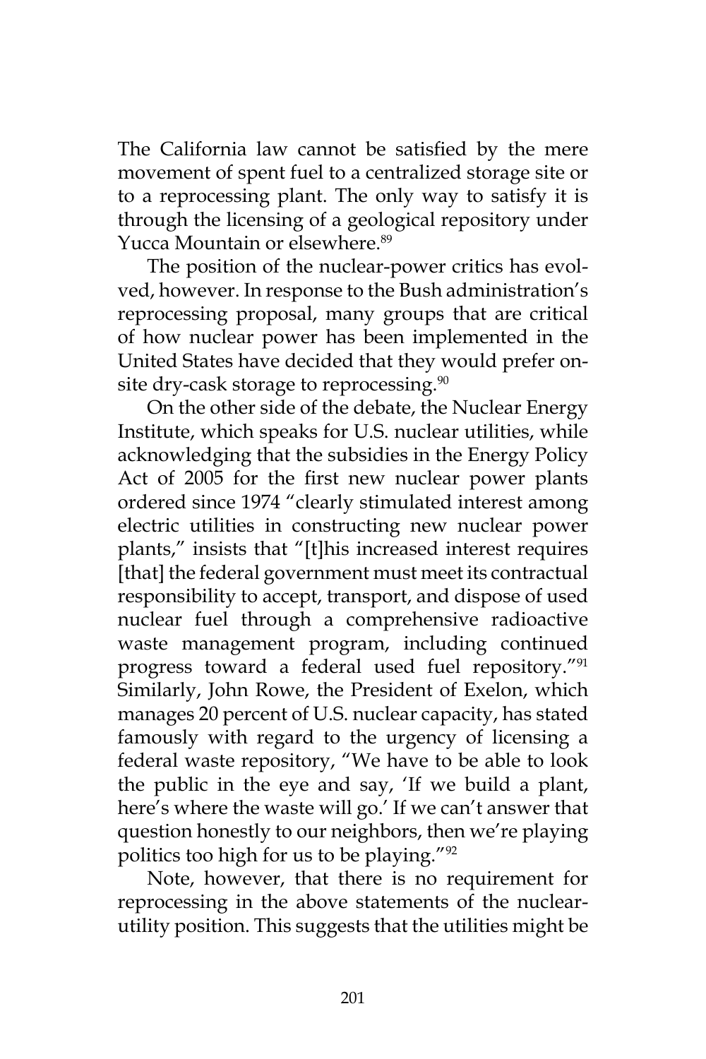The California law cannot be satisfied by the mere movement of spent fuel to a centralized storage site or to a reprocessing plant. The only way to satisfy it is through the licensing of a geological repository under Yucca Mountain or elsewhere.[89]

The position of the nuclear-power critics has evolved, however. In response to the Bush administration's reprocessing proposal, many groups that are critical of how nuclear power has been implemented in the United States have decided that they would prefer on-site dry-cask storage to reprocessing.[90]

On the other side of the debate, the Nuclear Energy Institute, which speaks for U.S. nuclear utilities, while acknowledging that the subsidies in the Energy Policy Act of 2005 for the first new nuclear power plants ordered since 1974 "clearly stimulated interest among electric utilities in constructing new nuclear power plants," insists that "[t]his increased interest requires [that] the federal government must meet its contractual responsibility to accept, transport, and dispose of used nuclear fuel through a comprehensive radioactive waste management program, including continued progress toward a federal used fuel repository."[91] Similarly, John Rowe, the President of Exelon, which manages 20 percent of U.S. nuclear capacity, has stated famously with regard to the urgency of licensing a federal waste repository, "We have to be able to look the public in the eye and say, 'If we build a plant, here's where the waste will go.' If we can't answer that question honestly to our neighbors, then we're playing politics too high for us to be playing."[92]

Note, however, that there is no requirement for reprocessing in the above statements of the nuclear-utility position. This suggests that the utilities might be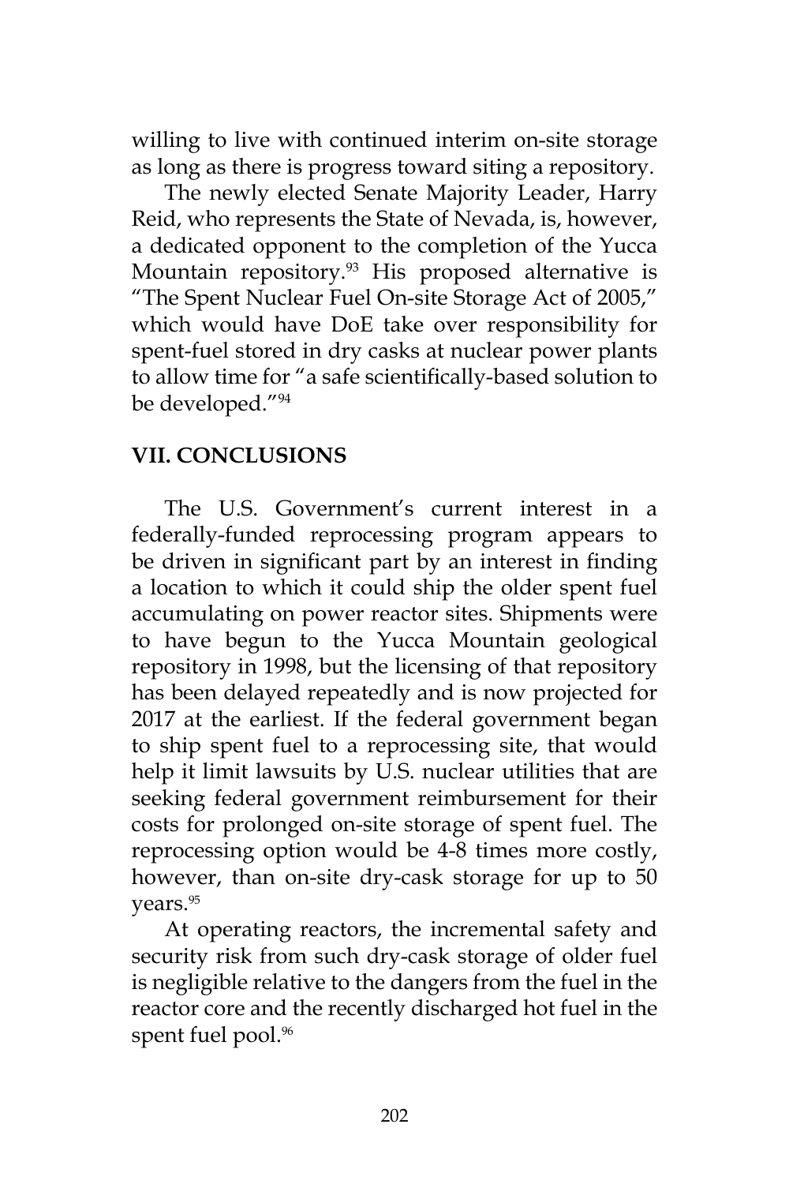willing to live with continued interim on-site storage as long as there is progress toward siting a repository.

The newly elected Senate Majority Leader, Harry Reid, who represents the State of Nevada, is, however, a dedicated opponent to the completion of the Yucca Mountain repository.[93] His proposed alternative is "The Spent Nuclear Fuel On-site Storage Act of 2005," which would have DoE take over responsibility for spent-fuel stored in dry casks at nuclear power plants to allow time for "a safe scientifically-based solution to be developed."[94]

## VII. CONCLUSIONS

The U.S. Government's current interest in a federally-funded reprocessing program appears to be driven in significant part by an interest in finding a location to which it could ship the older spent fuel accumulating on power reactor sites. Shipments were to have begun to the Yucca Mountain geological repository in 1998, but the licensing of that repository has been delayed repeatedly and is now projected for 2017 at the earliest. If the federal government began to ship spent fuel to a reprocessing site, that would help it limit lawsuits by U.S. nuclear utilities that are seeking federal government reimbursement for their costs for prolonged on-site storage of spent fuel. The reprocessing option would be 4-8 times more costly, however, than on-site dry-cask storage for up to 50 years.[95]

At operating reactors, the incremental safety and security risk from such dry-cask storage of older fuel is negligible relative to the dangers from the fuel in the reactor core and the recently discharged hot fuel in the spent fuel pool.[96]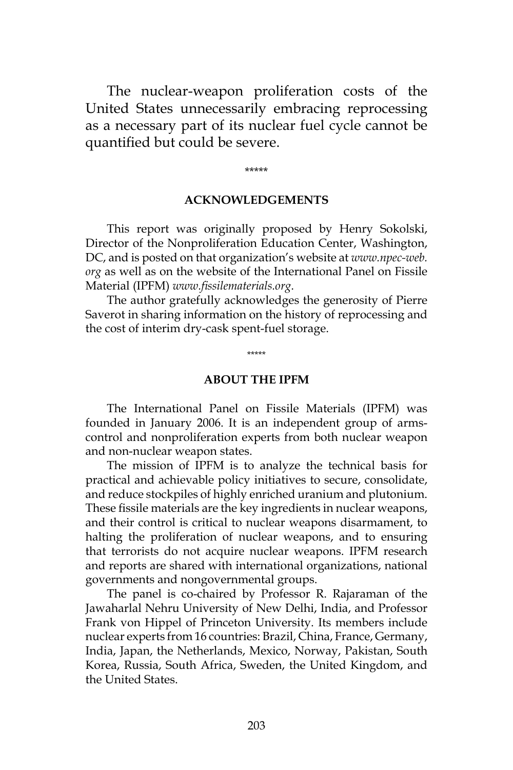The nuclear-weapon proliferation costs of the United States unnecessarily embracing reprocessing as a necessary part of its nuclear fuel cycle cannot be quantified but could be severe.

*****

## ACKNOWLEDGEMENTS

This report was originally proposed by Henry Sokolski, Director of the Nonproliferation Education Center, Washington, DC, and is posted on that organization's website at *www.npec-web.org* as well as on the website of the International Panel on Fissile Material (IPFM) *www.fissilematerials.org*.

The author gratefully acknowledges the generosity of Pierre Saverot in sharing information on the history of reprocessing and the cost of interim dry-cask spent-fuel storage.

*****

## ABOUT THE IPFM

The International Panel on Fissile Materials (IPFM) was founded in January 2006. It is an independent group of arms-control and nonproliferation experts from both nuclear weapon and non-nuclear weapon states.

The mission of IPFM is to analyze the technical basis for practical and achievable policy initiatives to secure, consolidate, and reduce stockpiles of highly enriched uranium and plutonium. These fissile materials are the key ingredients in nuclear weapons, and their control is critical to nuclear weapons disarmament, to halting the proliferation of nuclear weapons, and to ensuring that terrorists do not acquire nuclear weapons. IPFM research and reports are shared with international organizations, national governments and nongovernmental groups.

The panel is co-chaired by Professor R. Rajaraman of the Jawaharlal Nehru University of New Delhi, India, and Professor Frank von Hippel of Princeton University. Its members include nuclear experts from 16 countries: Brazil, China, France, Germany, India, Japan, the Netherlands, Mexico, Norway, Pakistan, South Korea, Russia, South Africa, Sweden, the United Kingdom, and the United States.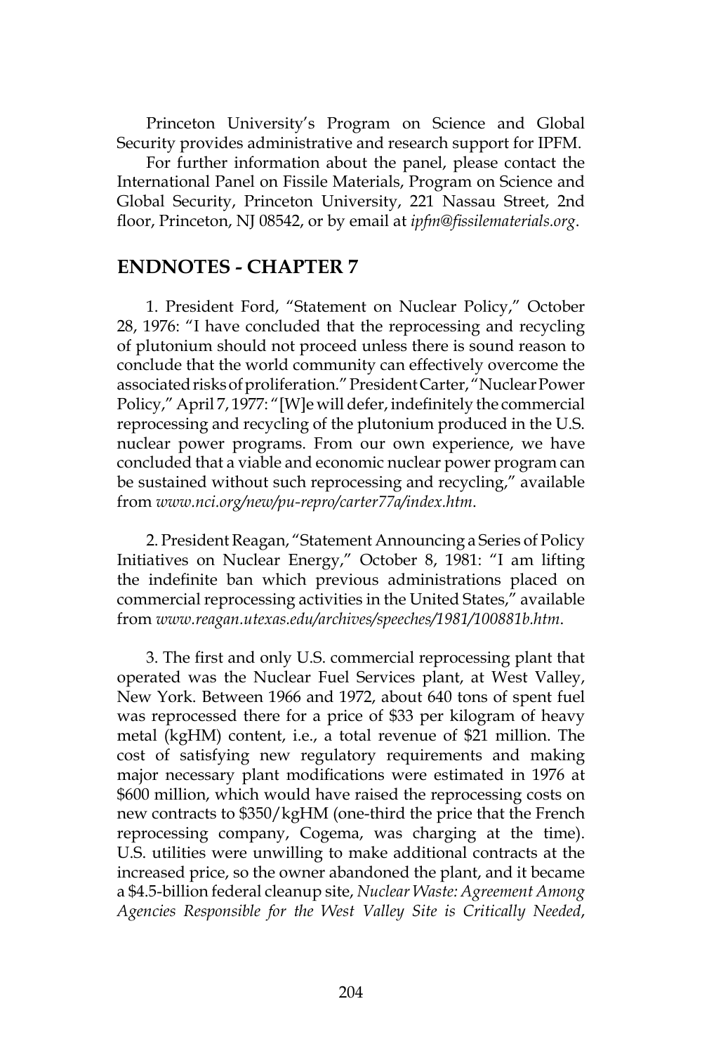Princeton University's Program on Science and Global Security provides administrative and research support for IPFM.

For further information about the panel, please contact the International Panel on Fissile Materials, Program on Science and Global Security, Princeton University, 221 Nassau Street, 2nd floor, Princeton, NJ 08542, or by email at *ipfm@fissilematerials.org*.

## ENDNOTES - CHAPTER 7

1. President Ford, "Statement on Nuclear Policy," October 28, 1976: "I have concluded that the reprocessing and recycling of plutonium should not proceed unless there is sound reason to conclude that the world community can effectively overcome the associated risks of proliferation." President Carter, "Nuclear Power Policy," April 7, 1977: "[W]e will defer, indefinitely the commercial reprocessing and recycling of the plutonium produced in the U.S. nuclear power programs. From our own experience, we have concluded that a viable and economic nuclear power program can be sustained without such reprocessing and recycling," available from *www.nci.org/new/pu-repro/carter77a/index.htm*.

2. President Reagan, "Statement Announcing a Series of Policy Initiatives on Nuclear Energy," October 8, 1981: "I am lifting the indefinite ban which previous administrations placed on commercial reprocessing activities in the United States," available from *www.reagan.utexas.edu/archives/speeches/1981/100881b.htm*.

3. The first and only U.S. commercial reprocessing plant that operated was the Nuclear Fuel Services plant, at West Valley, New York. Between 1966 and 1972, about 640 tons of spent fuel was reprocessed there for a price of $33 per kilogram of heavy metal (kgHM) content, i.e., a total revenue of $21 million. The cost of satisfying new regulatory requirements and making major necessary plant modifications were estimated in 1976 at $600 million, which would have raised the reprocessing costs on new contracts to $350/kgHM (one-third the price that the French reprocessing company, Cogema, was charging at the time). U.S. utilities were unwilling to make additional contracts at the increased price, so the owner abandoned the plant, and it became a $4.5-billion federal cleanup site, *Nuclear Waste: Agreement Among Agencies Responsible for the West Valley Site is Critically Needed*,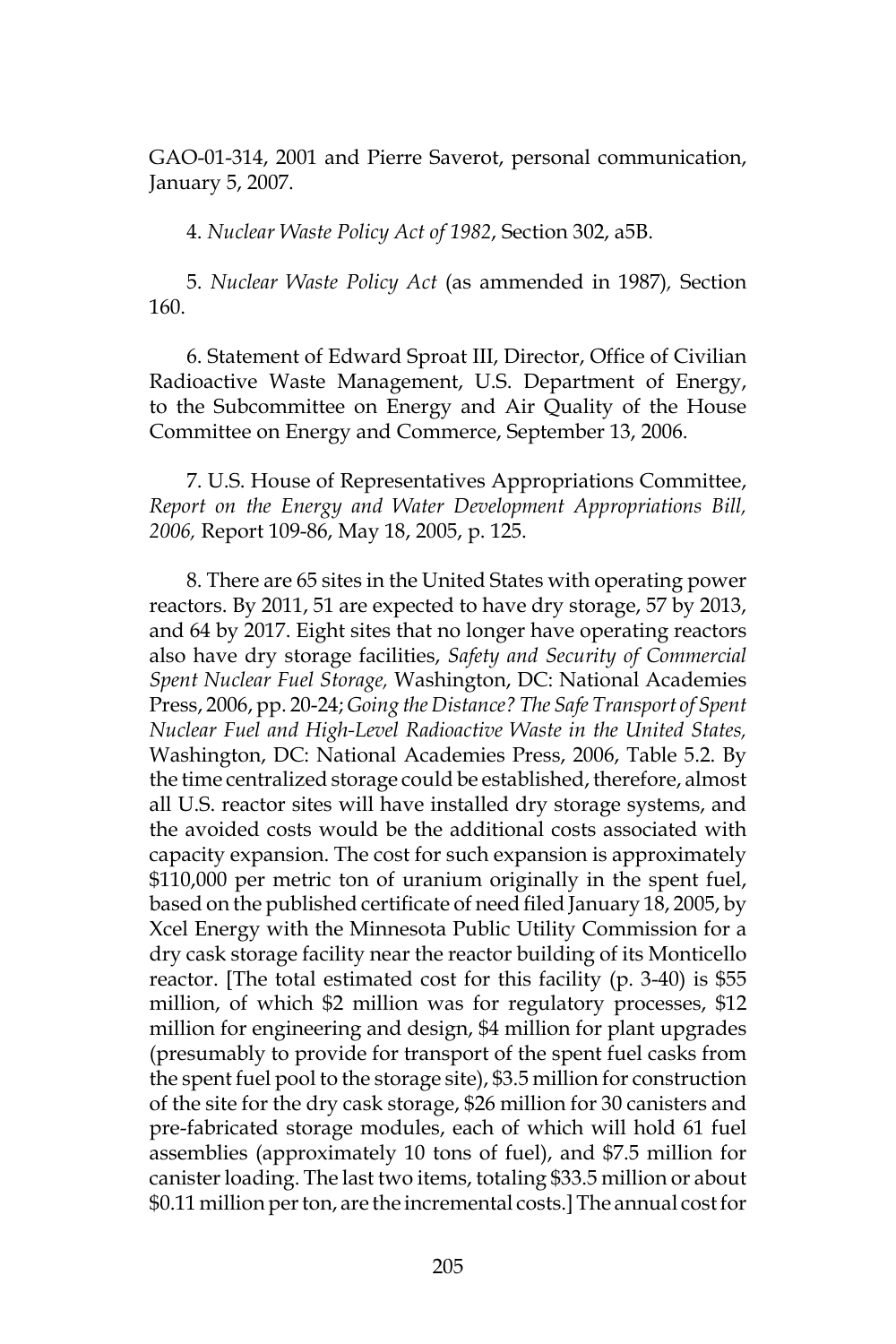GAO-01-314, 2001 and Pierre Saverot, personal communication, January 5, 2007.

4. *Nuclear Waste Policy Act of 1982*, Section 302, a5B.

5. *Nuclear Waste Policy Act* (as ammended in 1987), Section 160.

6. Statement of Edward Sproat III, Director, Office of Civilian Radioactive Waste Management, U.S. Department of Energy, to the Subcommittee on Energy and Air Quality of the House Committee on Energy and Commerce, September 13, 2006.

7. U.S. House of Representatives Appropriations Committee, *Report on the Energy and Water Development Appropriations Bill, 2006,* Report 109-86, May 18, 2005, p. 125.

8. There are 65 sites in the United States with operating power reactors. By 2011, 51 are expected to have dry storage, 57 by 2013, and 64 by 2017. Eight sites that no longer have operating reactors also have dry storage facilities, *Safety and Security of Commercial Spent Nuclear Fuel Storage,* Washington, DC: National Academies Press, 2006, pp. 20-24; *Going the Distance? The Safe Transport of Spent Nuclear Fuel and High-Level Radioactive Waste in the United States,* Washington, DC: National Academies Press, 2006, Table 5.2. By the time centralized storage could be established, therefore, almost all U.S. reactor sites will have installed dry storage systems, and the avoided costs would be the additional costs associated with capacity expansion. The cost for such expansion is approximately $110,000 per metric ton of uranium originally in the spent fuel, based on the published certificate of need filed January 18, 2005, by Xcel Energy with the Minnesota Public Utility Commission for a dry cask storage facility near the reactor building of its Monticello reactor. [The total estimated cost for this facility (p. 3-40) is $55 million, of which $2 million was for regulatory processes, $12 million for engineering and design, $4 million for plant upgrades (presumably to provide for transport of the spent fuel casks from the spent fuel pool to the storage site), $3.5 million for construction of the site for the dry cask storage, $26 million for 30 canisters and pre-fabricated storage modules, each of which will hold 61 fuel assemblies (approximately 10 tons of fuel), and $7.5 million for canister loading. The last two items, totaling $33.5 million or about $0.11 million per ton, are the incremental costs.] The annual cost for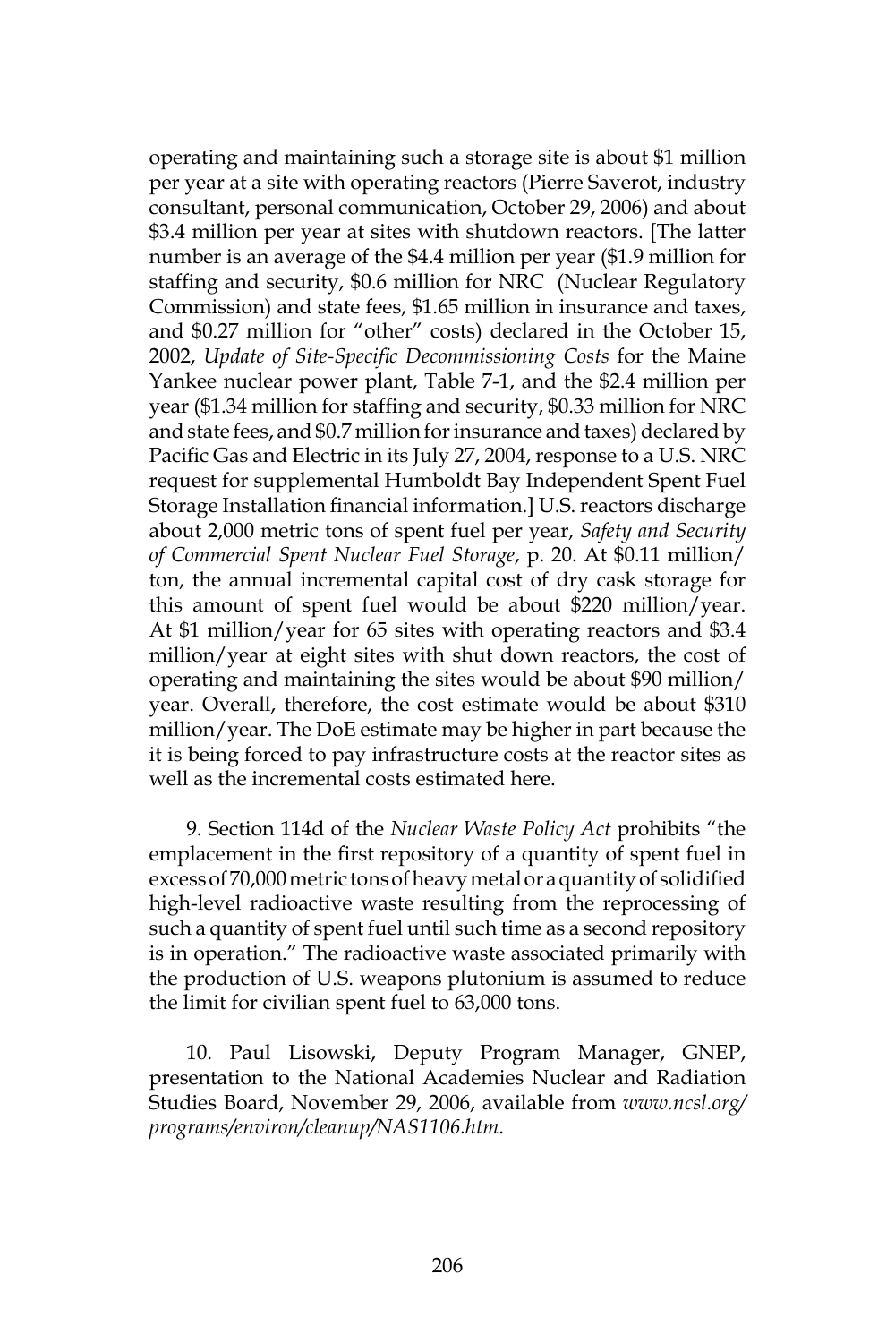operating and maintaining such a storage site is about $1 million per year at a site with operating reactors (Pierre Saverot, industry consultant, personal communication, October 29, 2006) and about $3.4 million per year at sites with shutdown reactors. [The latter number is an average of the $4.4 million per year ($1.9 million for staffing and security, $0.6 million for NRC (Nuclear Regulatory Commission) and state fees, $1.65 million in insurance and taxes, and $0.27 million for "other" costs) declared in the October 15, 2002, *Update of Site-Specific Decommissioning Costs* for the Maine Yankee nuclear power plant, Table 7-1, and the $2.4 million per year ($1.34 million for staffing and security, $0.33 million for NRC and state fees, and $0.7 million for insurance and taxes) declared by Pacific Gas and Electric in its July 27, 2004, response to a U.S. NRC request for supplemental Humboldt Bay Independent Spent Fuel Storage Installation financial information.] U.S. reactors discharge about 2,000 metric tons of spent fuel per year, *Safety and Security of Commercial Spent Nuclear Fuel Storage*, p. 20. At $0.11 million/ton, the annual incremental capital cost of dry cask storage for this amount of spent fuel would be about $220 million/year. At $1 million/year for 65 sites with operating reactors and $3.4 million/year at eight sites with shut down reactors, the cost of operating and maintaining the sites would be about $90 million/year. Overall, therefore, the cost estimate would be about $310 million/year. The DoE estimate may be higher in part because the it is being forced to pay infrastructure costs at the reactor sites as well as the incremental costs estimated here.

9. Section 114d of the *Nuclear Waste Policy Act* prohibits "the emplacement in the first repository of a quantity of spent fuel in excess of 70,000 metric tons of heavy metal or a quantity of solidified high-level radioactive waste resulting from the reprocessing of such a quantity of spent fuel until such time as a second repository is in operation." The radioactive waste associated primarily with the production of U.S. weapons plutonium is assumed to reduce the limit for civilian spent fuel to 63,000 tons.

10. Paul Lisowski, Deputy Program Manager, GNEP, presentation to the National Academies Nuclear and Radiation Studies Board, November 29, 2006, available from *www.ncsl.org/programs/environ/cleanup/NAS1106.htm*.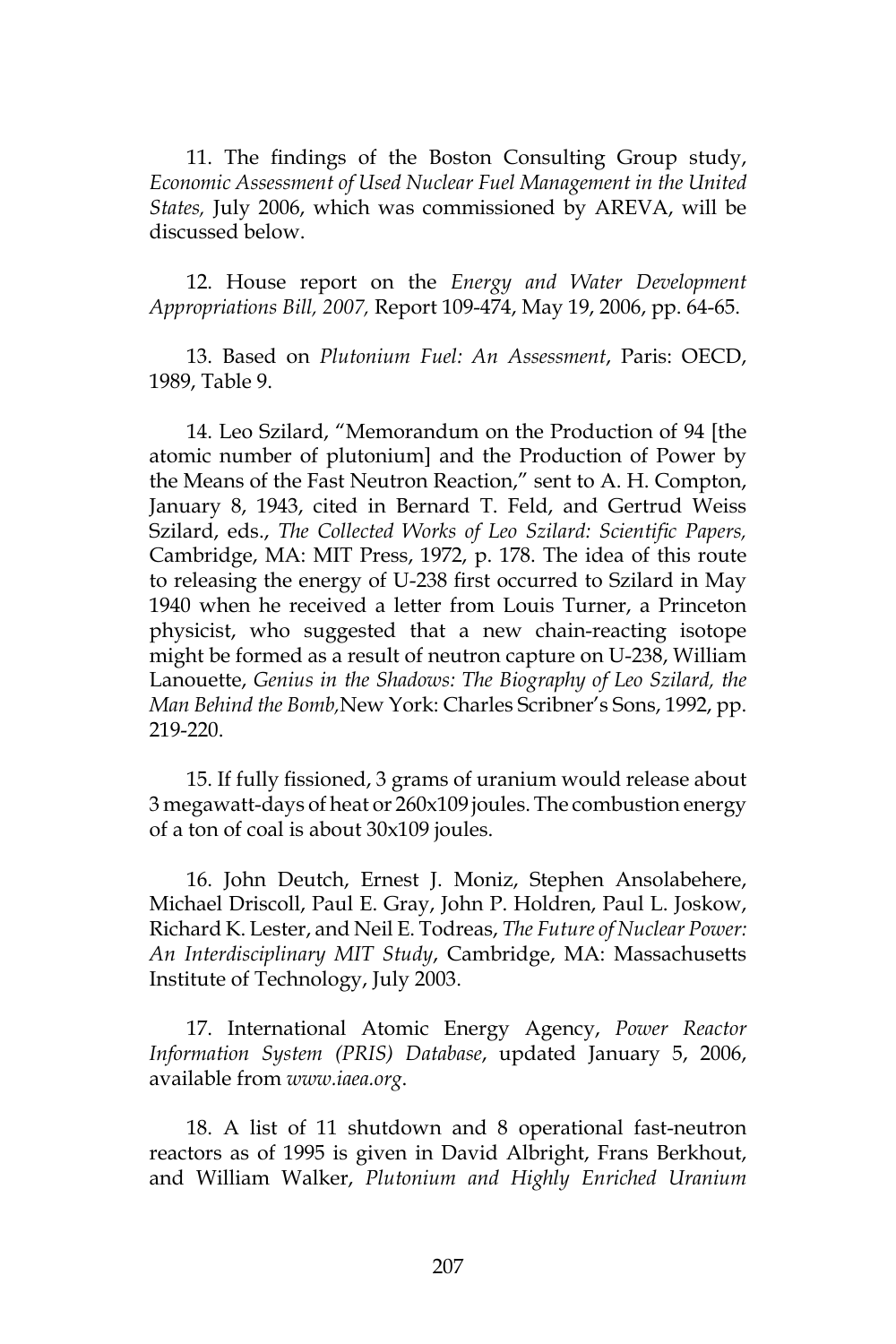11. The findings of the Boston Consulting Group study, *Economic Assessment of Used Nuclear Fuel Management in the United States,* July 2006, which was commissioned by AREVA, will be discussed below.

12. House report on the *Energy and Water Development Appropriations Bill, 2007,* Report 109-474, May 19, 2006, pp. 64-65.

13. Based on *Plutonium Fuel: An Assessment*, Paris: OECD, 1989, Table 9.

14. Leo Szilard, "Memorandum on the Production of 94 [the atomic number of plutonium] and the Production of Power by the Means of the Fast Neutron Reaction," sent to A. H. Compton, January 8, 1943, cited in Bernard T. Feld, and Gertrud Weiss Szilard, eds., *The Collected Works of Leo Szilard: Scientific Papers,* Cambridge, MA: MIT Press, 1972, p. 178. The idea of this route to releasing the energy of U-238 first occurred to Szilard in May 1940 when he received a letter from Louis Turner, a Princeton physicist, who suggested that a new chain-reacting isotope might be formed as a result of neutron capture on U-238, William Lanouette, *Genius in the Shadows: The Biography of Leo Szilard, the Man Behind the Bomb,*New York: Charles Scribner's Sons, 1992, pp. 219-220.

15. If fully fissioned, 3 grams of uranium would release about 3 megawatt-days of heat or 260x109 joules. The combustion energy of a ton of coal is about 30x109 joules.

16. John Deutch, Ernest J. Moniz, Stephen Ansolabehere, Michael Driscoll, Paul E. Gray, John P. Holdren, Paul L. Joskow, Richard K. Lester, and Neil E. Todreas, *The Future of Nuclear Power: An Interdisciplinary MIT Study*, Cambridge, MA: Massachusetts Institute of Technology, July 2003.

17. International Atomic Energy Agency, *Power Reactor Information System (PRIS) Database*, updated January 5, 2006, available from *www.iaea.org*.

18. A list of 11 shutdown and 8 operational fast-neutron reactors as of 1995 is given in David Albright, Frans Berkhout, and William Walker, *Plutonium and Highly Enriched Uranium*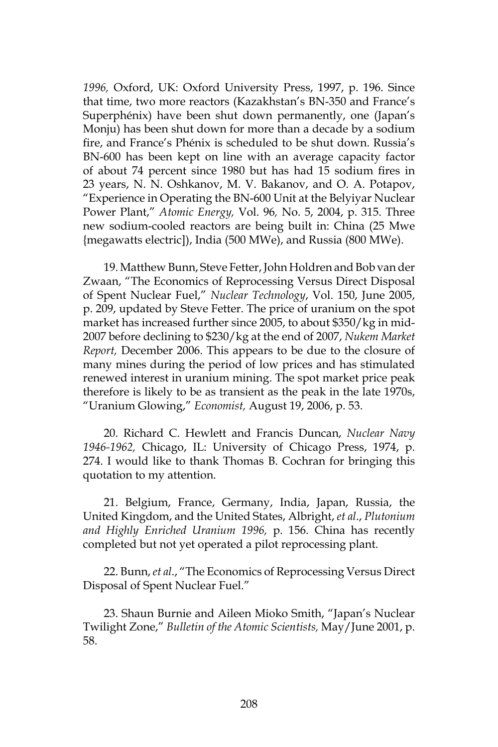*1996,* Oxford, UK: Oxford University Press, 1997, p. 196. Since that time, two more reactors (Kazakhstan's BN-350 and France's Superphénix) have been shut down permanently, one (Japan's Monju) has been shut down for more than a decade by a sodium fire, and France's Phénix is scheduled to be shut down. Russia's BN-600 has been kept on line with an average capacity factor of about 74 percent since 1980 but has had 15 sodium fires in 23 years, N. N. Oshkanov, M. V. Bakanov, and O. A. Potapov, "Experience in Operating the BN-600 Unit at the Belyiyar Nuclear Power Plant," *Atomic Energy,* Vol. 96, No. 5, 2004, p. 315. Three new sodium-cooled reactors are being built in: China (25 Mwe {megawatts electric]), India (500 MWe), and Russia (800 MWe).

19. Matthew Bunn, Steve Fetter, John Holdren and Bob van der Zwaan, "The Economics of Reprocessing Versus Direct Disposal of Spent Nuclear Fuel," *Nuclear Technology*, Vol. 150, June 2005, p. 209, updated by Steve Fetter. The price of uranium on the spot market has increased further since 2005, to about $350/kg in mid-2007 before declining to $230/kg at the end of 2007, *Nukem Market Report,* December 2006. This appears to be due to the closure of many mines during the period of low prices and has stimulated renewed interest in uranium mining. The spot market price peak therefore is likely to be as transient as the peak in the late 1970s, "Uranium Glowing," *Economist,* August 19, 2006, p. 53.

20. Richard C. Hewlett and Francis Duncan, *Nuclear Navy 1946-1962,* Chicago, IL: University of Chicago Press, 1974, p. 274. I would like to thank Thomas B. Cochran for bringing this quotation to my attention.

21. Belgium, France, Germany, India, Japan, Russia, the United Kingdom, and the United States, Albright, *et al*., *Plutonium and Highly Enriched Uranium 1996,* p. 156. China has recently completed but not yet operated a pilot reprocessing plant.

22. Bunn, *et al*., "The Economics of Reprocessing Versus Direct Disposal of Spent Nuclear Fuel."

23. Shaun Burnie and Aileen Mioko Smith, "Japan's Nuclear Twilight Zone," *Bulletin of the Atomic Scientists,* May/June 2001, p. 58.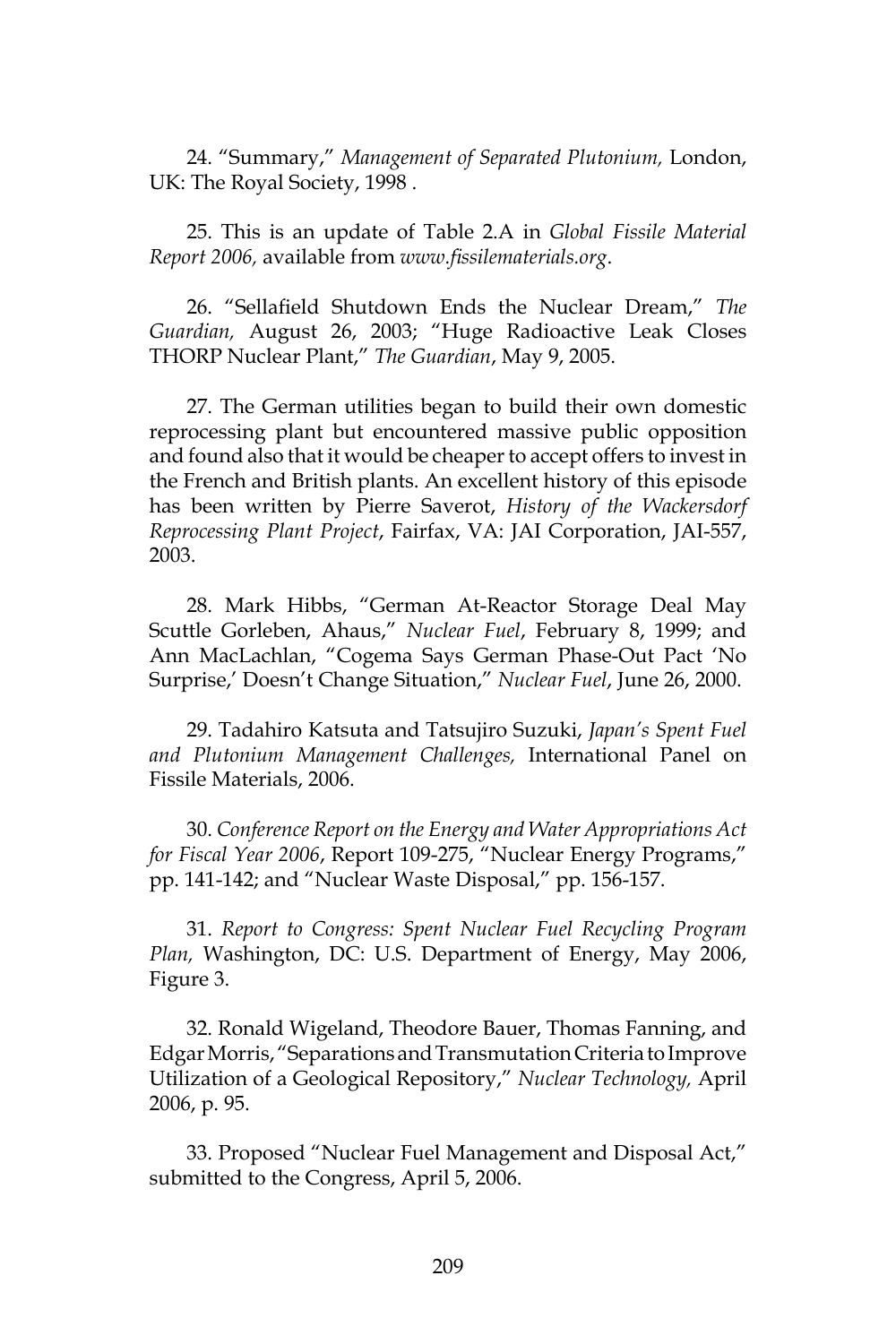24. "Summary," *Management of Separated Plutonium,* London, UK: The Royal Society, 1998 .

25. This is an update of Table 2.A in *Global Fissile Material Report 2006,* available from *www.fissilematerials.org*.

26. "Sellafield Shutdown Ends the Nuclear Dream," *The Guardian,* August 26, 2003; "Huge Radioactive Leak Closes THORP Nuclear Plant," *The Guardian*, May 9, 2005.

27. The German utilities began to build their own domestic reprocessing plant but encountered massive public opposition and found also that it would be cheaper to accept offers to invest in the French and British plants. An excellent history of this episode has been written by Pierre Saverot, *History of the Wackersdorf Reprocessing Plant Project*, Fairfax, VA: JAI Corporation, JAI-557, 2003.

28. Mark Hibbs, "German At-Reactor Storage Deal May Scuttle Gorleben, Ahaus," *Nuclear Fuel*, February 8, 1999; and Ann MacLachlan, "Cogema Says German Phase-Out Pact 'No Surprise,' Doesn't Change Situation," *Nuclear Fuel*, June 26, 2000.

29. Tadahiro Katsuta and Tatsujiro Suzuki, *Japan's Spent Fuel and Plutonium Management Challenges,* International Panel on Fissile Materials, 2006.

30. *Conference Report on the Energy and Water Appropriations Act for Fiscal Year 2006*, Report 109-275, "Nuclear Energy Programs," pp. 141-142; and "Nuclear Waste Disposal," pp. 156-157.

31. *Report to Congress: Spent Nuclear Fuel Recycling Program Plan,* Washington, DC: U.S. Department of Energy, May 2006, Figure 3.

32. Ronald Wigeland, Theodore Bauer, Thomas Fanning, and Edgar Morris, "Separations and Transmutation Criteria to Improve Utilization of a Geological Repository," *Nuclear Technology,* April 2006, p. 95.

33. Proposed "Nuclear Fuel Management and Disposal Act," submitted to the Congress, April 5, 2006.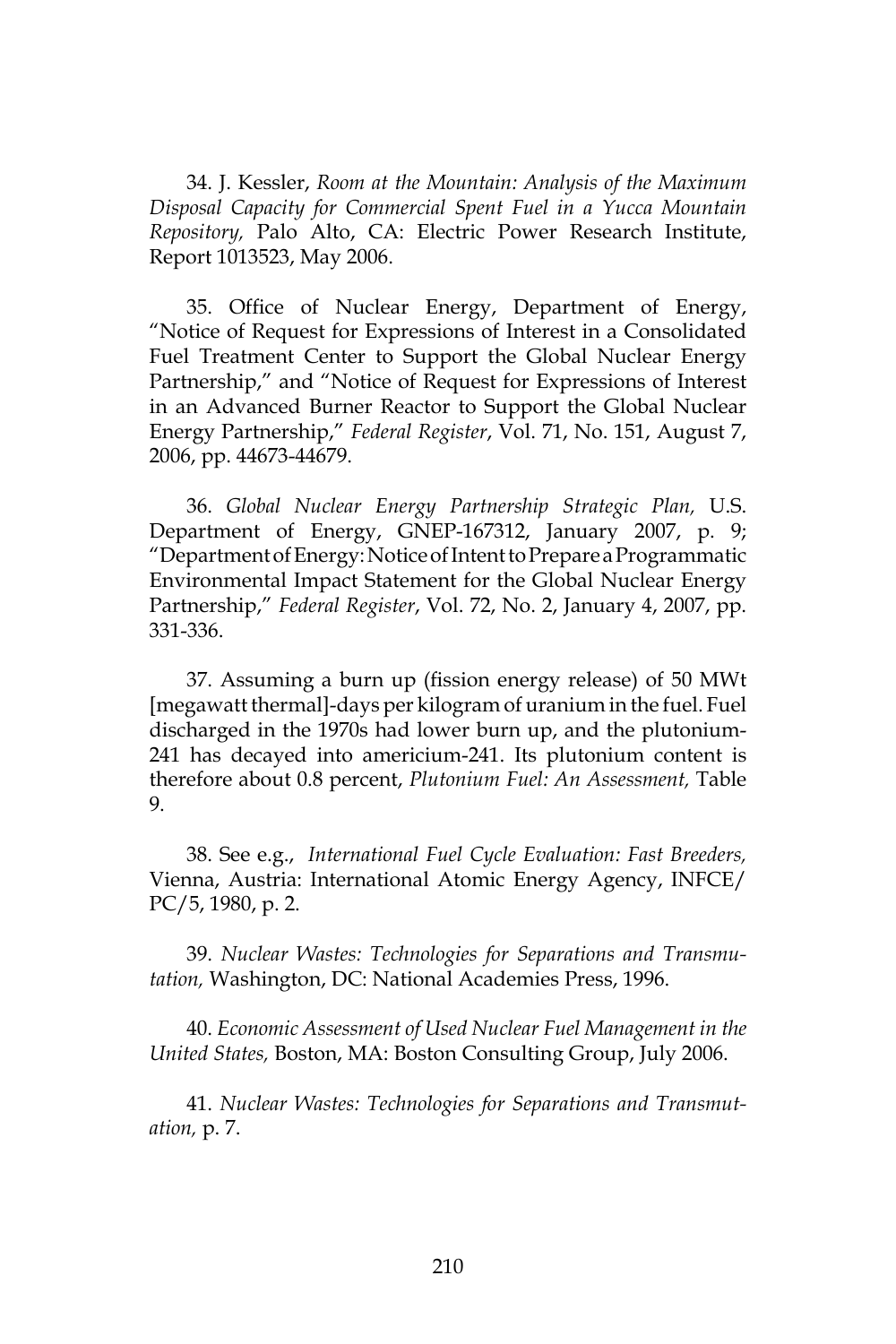34. J. Kessler, *Room at the Mountain: Analysis of the Maximum Disposal Capacity for Commercial Spent Fuel in a Yucca Mountain Repository,* Palo Alto, CA: Electric Power Research Institute, Report 1013523, May 2006.

35. Office of Nuclear Energy, Department of Energy, "Notice of Request for Expressions of Interest in a Consolidated Fuel Treatment Center to Support the Global Nuclear Energy Partnership," and "Notice of Request for Expressions of Interest in an Advanced Burner Reactor to Support the Global Nuclear Energy Partnership," *Federal Register*, Vol. 71, No. 151, August 7, 2006, pp. 44673-44679.

36. *Global Nuclear Energy Partnership Strategic Plan,* U.S. Department of Energy, GNEP-167312, January 2007, p. 9; "Department of Energy: Notice of Intent to Prepare a Programmatic Environmental Impact Statement for the Global Nuclear Energy Partnership," *Federal Register*, Vol. 72, No. 2, January 4, 2007, pp. 331-336.

37. Assuming a burn up (fission energy release) of 50 MWt [megawatt thermal]-days per kilogram of uranium in the fuel. Fuel discharged in the 1970s had lower burn up, and the plutonium-241 has decayed into americium-241. Its plutonium content is therefore about 0.8 percent, *Plutonium Fuel: An Assessment,* Table 9.

38. See e.g., *International Fuel Cycle Evaluation: Fast Breeders,* Vienna, Austria: International Atomic Energy Agency, INFCE/PC/5, 1980, p. 2.

39. *Nuclear Wastes: Technologies for Separations and Transmutation,* Washington, DC: National Academies Press, 1996.

40. *Economic Assessment of Used Nuclear Fuel Management in the United States,* Boston, MA: Boston Consulting Group, July 2006.

41. *Nuclear Wastes: Technologies for Separations and Transmutation,* p. 7.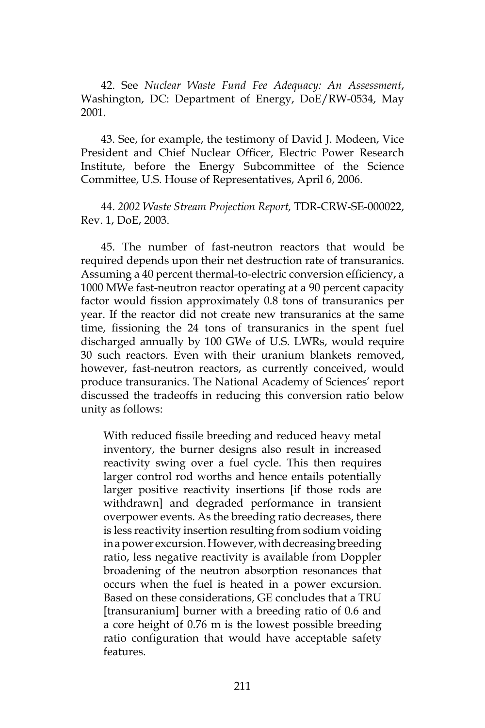42. See *Nuclear Waste Fund Fee Adequacy: An Assessment*, Washington, DC: Department of Energy, DoE/RW-0534, May 2001.

43. See, for example, the testimony of David J. Modeen, Vice President and Chief Nuclear Officer, Electric Power Research Institute, before the Energy Subcommittee of the Science Committee, U.S. House of Representatives, April 6, 2006.

44. *2002 Waste Stream Projection Report,* TDR-CRW-SE-000022, Rev. 1, DoE, 2003.

45. The number of fast-neutron reactors that would be required depends upon their net destruction rate of transuranics. Assuming a 40 percent thermal-to-electric conversion efficiency, a 1000 MWe fast-neutron reactor operating at a 90 percent capacity factor would fission approximately 0.8 tons of transuranics per year. If the reactor did not create new transuranics at the same time, fissioning the 24 tons of transuranics in the spent fuel discharged annually by 100 GWe of U.S. LWRs, would require 30 such reactors. Even with their uranium blankets removed, however, fast-neutron reactors, as currently conceived, would produce transuranics. The National Academy of Sciences' report discussed the tradeoffs in reducing this conversion ratio below unity as follows:

> With reduced fissile breeding and reduced heavy metal inventory, the burner designs also result in increased reactivity swing over a fuel cycle. This then requires larger control rod worths and hence entails potentially larger positive reactivity insertions [if those rods are withdrawn] and degraded performance in transient overpower events. As the breeding ratio decreases, there is less reactivity insertion resulting from sodium voiding in a power excursion. However, with decreasing breeding ratio, less negative reactivity is available from Doppler broadening of the neutron absorption resonances that occurs when the fuel is heated in a power excursion. Based on these considerations, GE concludes that a TRU [transuranium] burner with a breeding ratio of 0.6 and a core height of 0.76 m is the lowest possible breeding ratio configuration that would have acceptable safety features.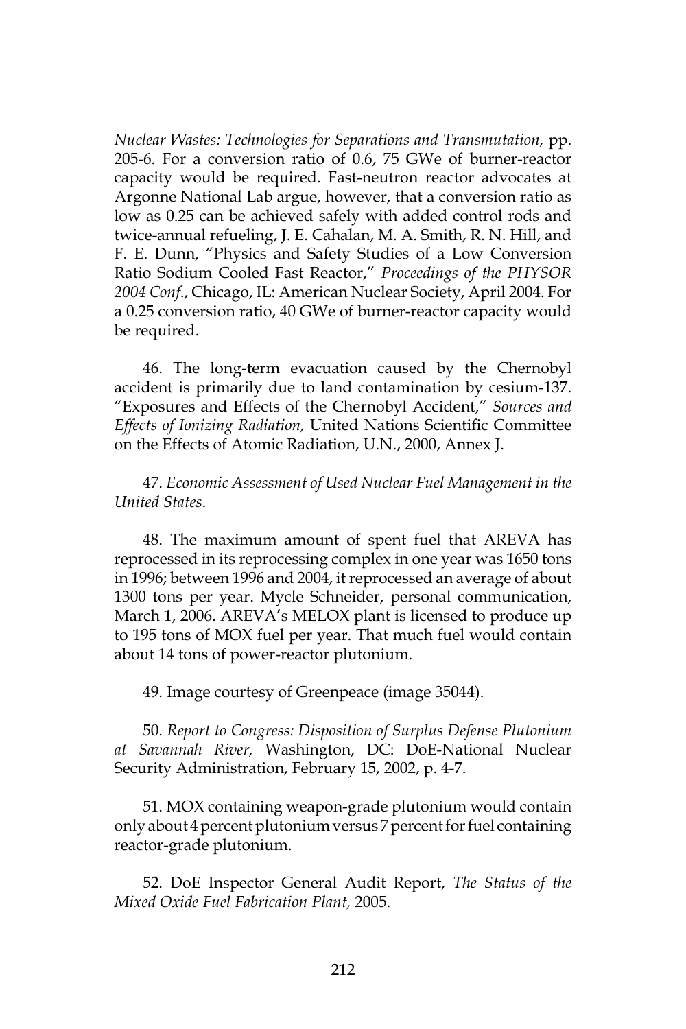*Nuclear Wastes: Technologies for Separations and Transmutation,* pp. 205-6. For a conversion ratio of 0.6, 75 GWe of burner-reactor capacity would be required. Fast-neutron reactor advocates at Argonne National Lab argue, however, that a conversion ratio as low as 0.25 can be achieved safely with added control rods and twice-annual refueling, J. E. Cahalan, M. A. Smith, R. N. Hill, and F. E. Dunn, "Physics and Safety Studies of a Low Conversion Ratio Sodium Cooled Fast Reactor," *Proceedings of the PHYSOR 2004 Conf.*, Chicago, IL: American Nuclear Society, April 2004. For a 0.25 conversion ratio, 40 GWe of burner-reactor capacity would be required.

46. The long-term evacuation caused by the Chernobyl accident is primarily due to land contamination by cesium-137. "Exposures and Effects of the Chernobyl Accident," *Sources and Effects of Ionizing Radiation,* United Nations Scientific Committee on the Effects of Atomic Radiation, U.N., 2000, Annex J.

47. *Economic Assessment of Used Nuclear Fuel Management in the United States*.

48. The maximum amount of spent fuel that AREVA has reprocessed in its reprocessing complex in one year was 1650 tons in 1996; between 1996 and 2004, it reprocessed an average of about 1300 tons per year. Mycle Schneider, personal communication, March 1, 2006. AREVA's MELOX plant is licensed to produce up to 195 tons of MOX fuel per year. That much fuel would contain about 14 tons of power-reactor plutonium.

49. Image courtesy of Greenpeace (image 35044).

50. *Report to Congress: Disposition of Surplus Defense Plutonium at Savannah River,* Washington, DC: DoE-National Nuclear Security Administration, February 15, 2002, p. 4-7.

51. MOX containing weapon-grade plutonium would contain only about 4 percent plutonium versus 7 percent for fuel containing reactor-grade plutonium.

52. DoE Inspector General Audit Report, *The Status of the Mixed Oxide Fuel Fabrication Plant,* 2005.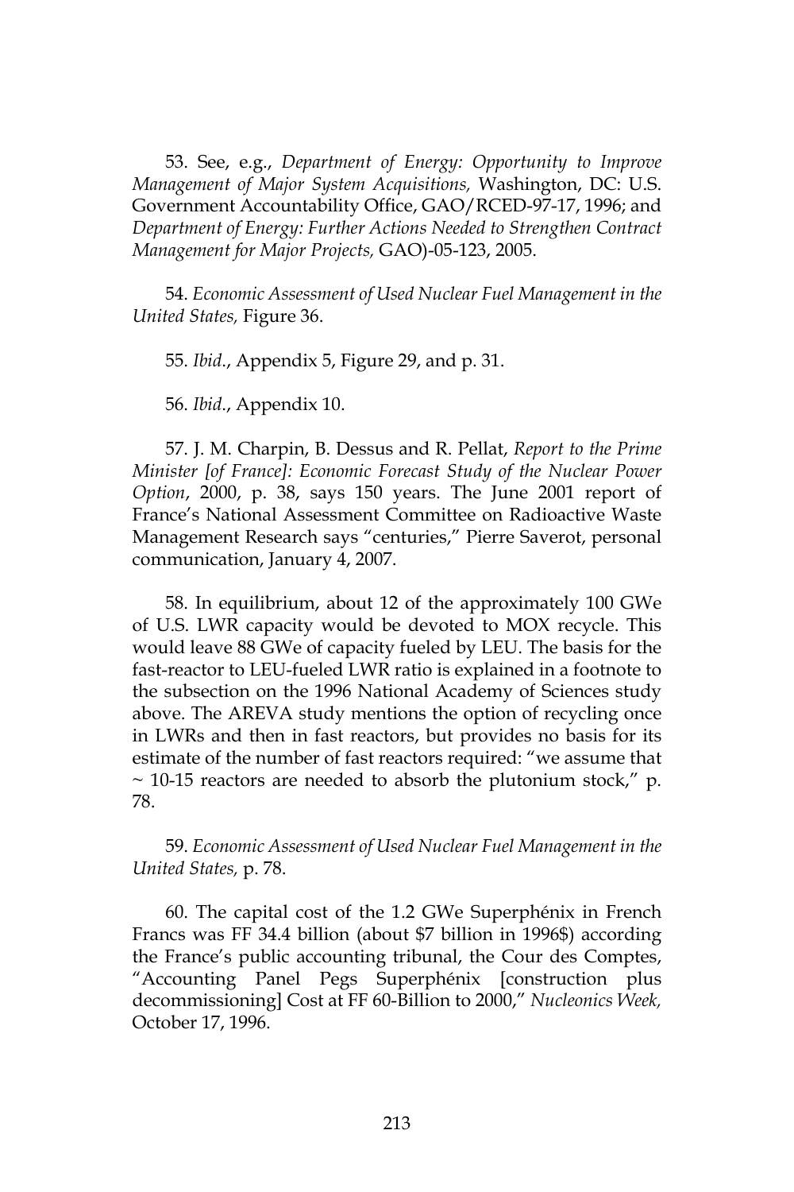53. See, e.g., *Department of Energy: Opportunity to Improve Management of Major System Acquisitions,* Washington, DC: U.S. Government Accountability Office, GAO/RCED-97-17, 1996; and *Department of Energy: Further Actions Needed to Strengthen Contract Management for Major Projects,* GAO)-05-123, 2005.

54. *Economic Assessment of Used Nuclear Fuel Management in the United States,* Figure 36.

55. *Ibid*., Appendix 5, Figure 29, and p. 31.

56. *Ibid*., Appendix 10.

57. J. M. Charpin, B. Dessus and R. Pellat, *Report to the Prime Minister [of France]: Economic Forecast Study of the Nuclear Power Option*, 2000, p. 38, says 150 years. The June 2001 report of France's National Assessment Committee on Radioactive Waste Management Research says "centuries," Pierre Saverot, personal communication, January 4, 2007.

58. In equilibrium, about 12 of the approximately 100 GWe of U.S. LWR capacity would be devoted to MOX recycle. This would leave 88 GWe of capacity fueled by LEU. The basis for the fast-reactor to LEU-fueled LWR ratio is explained in a footnote to the subsection on the 1996 National Academy of Sciences study above. The AREVA study mentions the option of recycling once in LWRs and then in fast reactors, but provides no basis for its estimate of the number of fast reactors required: "we assume that ~ 10-15 reactors are needed to absorb the plutonium stock," p. 78.

59. *Economic Assessment of Used Nuclear Fuel Management in the United States,* p. 78.

60. The capital cost of the 1.2 GWe Superphénix in French Francs was FF 34.4 billion (about $7 billion in 1996$) according the France's public accounting tribunal, the Cour des Comptes, "Accounting Panel Pegs Superphénix [construction plus decommissioning] Cost at FF 60-Billion to 2000," *Nucleonics Week,* October 17, 1996.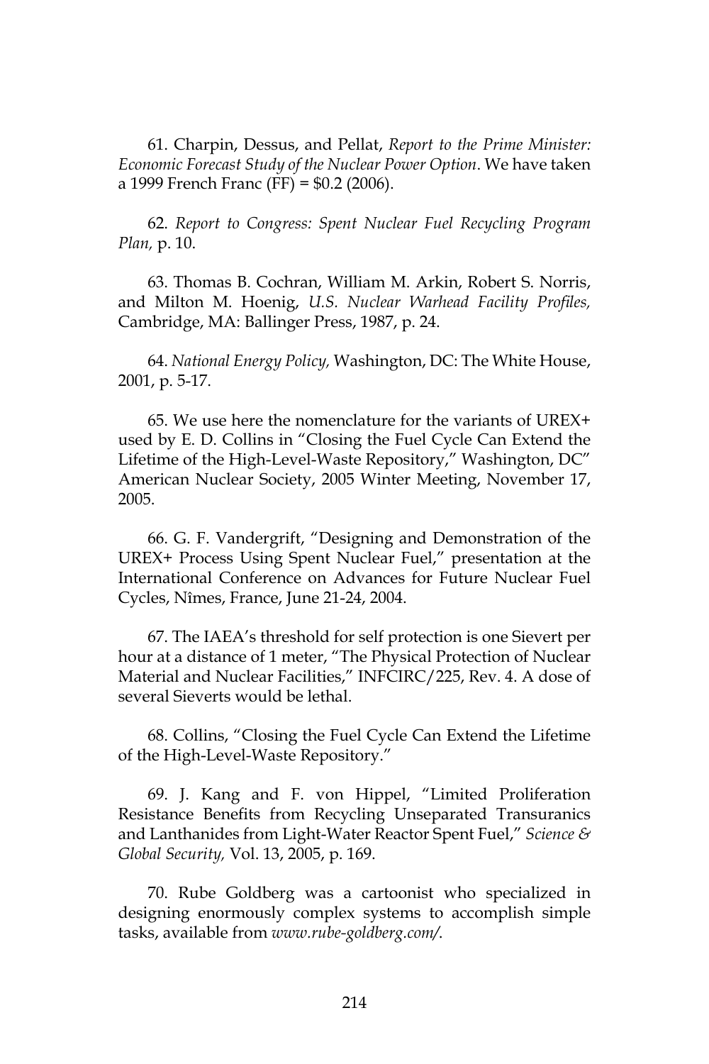61. Charpin, Dessus, and Pellat, *Report to the Prime Minister: Economic Forecast Study of the Nuclear Power Option*. We have taken a 1999 French Franc (FF) = $0.2 (2006).

62. *Report to Congress: Spent Nuclear Fuel Recycling Program Plan,* p. 10.

63. Thomas B. Cochran, William M. Arkin, Robert S. Norris, and Milton M. Hoenig, *U.S. Nuclear Warhead Facility Profiles,* Cambridge, MA: Ballinger Press, 1987, p. 24.

64. *National Energy Policy,* Washington, DC: The White House, 2001, p. 5-17.

65. We use here the nomenclature for the variants of UREX+ used by E. D. Collins in "Closing the Fuel Cycle Can Extend the Lifetime of the High-Level-Waste Repository," Washington, DC" American Nuclear Society, 2005 Winter Meeting, November 17, 2005.

66. G. F. Vandergrift, "Designing and Demonstration of the UREX+ Process Using Spent Nuclear Fuel," presentation at the International Conference on Advances for Future Nuclear Fuel Cycles, Nîmes, France, June 21-24, 2004.

67. The IAEA's threshold for self protection is one Sievert per hour at a distance of 1 meter, "The Physical Protection of Nuclear Material and Nuclear Facilities," INFCIRC/225, Rev. 4. A dose of several Sieverts would be lethal.

68. Collins, "Closing the Fuel Cycle Can Extend the Lifetime of the High-Level-Waste Repository."

69. J. Kang and F. von Hippel, "Limited Proliferation Resistance Benefits from Recycling Unseparated Transuranics and Lanthanides from Light-Water Reactor Spent Fuel," *Science & Global Security,* Vol. 13, 2005, p. 169.

70. Rube Goldberg was a cartoonist who specialized in designing enormously complex systems to accomplish simple tasks, available from *www.rube-goldberg.com/*.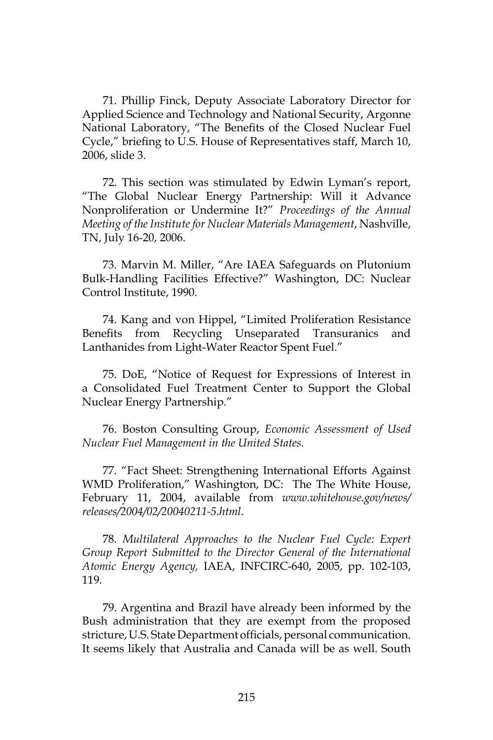71. Phillip Finck, Deputy Associate Laboratory Director for Applied Science and Technology and National Security, Argonne National Laboratory, "The Benefits of the Closed Nuclear Fuel Cycle," briefing to U.S. House of Representatives staff, March 10, 2006, slide 3.

72. This section was stimulated by Edwin Lyman's report, "The Global Nuclear Energy Partnership: Will it Advance Nonproliferation or Undermine It?" *Proceedings of the Annual Meeting of the Institute for Nuclear Materials Management*, Nashville, TN, July 16-20, 2006.

73. Marvin M. Miller, "Are IAEA Safeguards on Plutonium Bulk-Handling Facilities Effective?" Washington, DC: Nuclear Control Institute, 1990.

74. Kang and von Hippel, "Limited Proliferation Resistance Benefits from Recycling Unseparated Transuranics and Lanthanides from Light-Water Reactor Spent Fuel."

75. DoE, "Notice of Request for Expressions of Interest in a Consolidated Fuel Treatment Center to Support the Global Nuclear Energy Partnership."

76. Boston Consulting Group, *Economic Assessment of Used Nuclear Fuel Management in the United States*.

77. "Fact Sheet: Strengthening International Efforts Against WMD Proliferation," Washington, DC: The The White House, February 11, 2004, available from *www.whitehouse.gov/news/releases/2004/02/20040211-5.html*.

78. *Multilateral Approaches to the Nuclear Fuel Cycle: Expert Group Report Submitted to the Director General of the International Atomic Energy Agency,* IAEA, INFCIRC-640, 2005, pp. 102-103, 119.

79. Argentina and Brazil have already been informed by the Bush administration that they are exempt from the proposed stricture, U.S. State Department officials, personal communication. It seems likely that Australia and Canada will be as well. South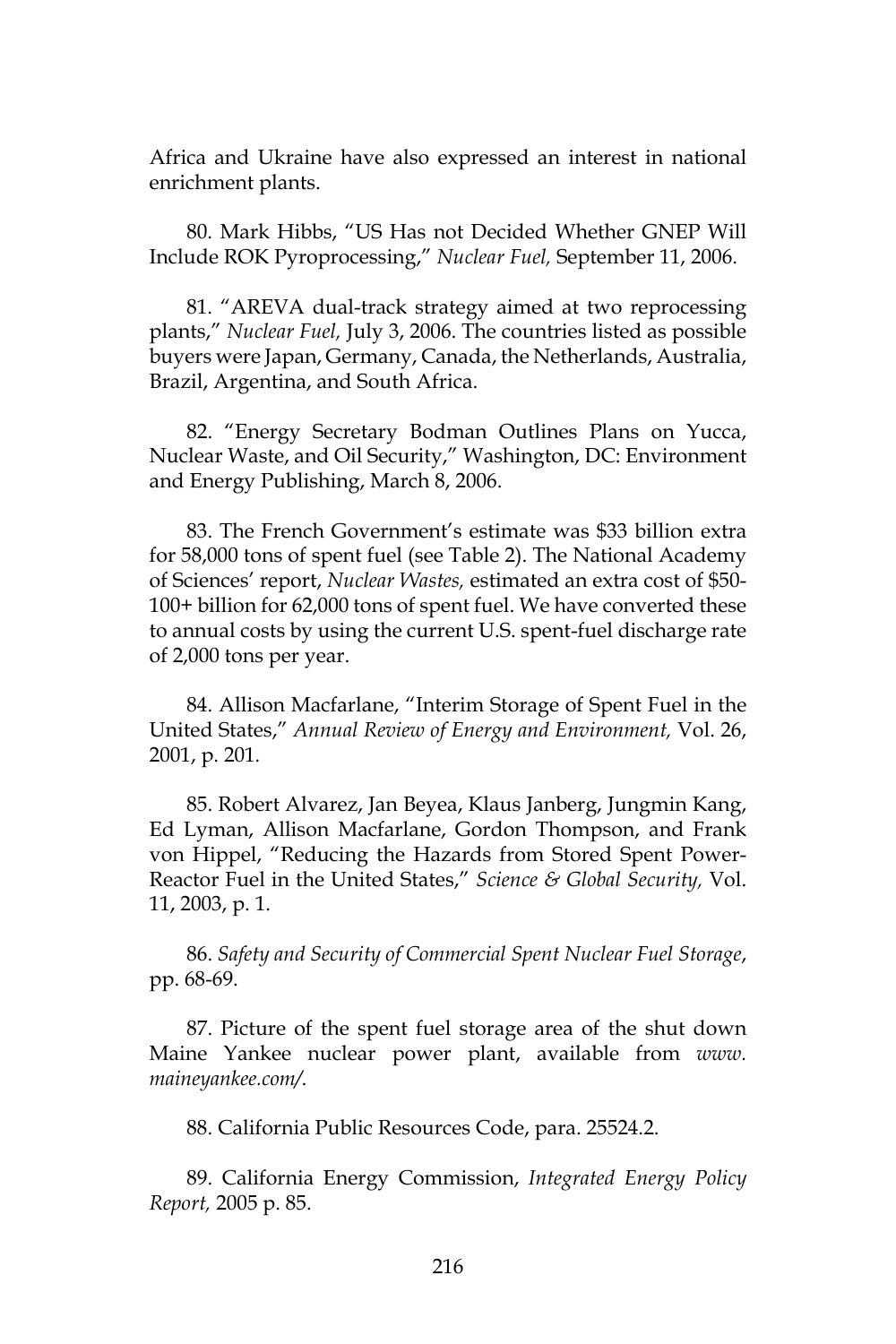Africa and Ukraine have also expressed an interest in national enrichment plants.

80. Mark Hibbs, "US Has not Decided Whether GNEP Will Include ROK Pyroprocessing," *Nuclear Fuel,* September 11, 2006.

81. "AREVA dual-track strategy aimed at two reprocessing plants," *Nuclear Fuel,* July 3, 2006. The countries listed as possible buyers were Japan, Germany, Canada, the Netherlands, Australia, Brazil, Argentina, and South Africa.

82. "Energy Secretary Bodman Outlines Plans on Yucca, Nuclear Waste, and Oil Security," Washington, DC: Environment and Energy Publishing, March 8, 2006.

83. The French Government's estimate was $33 billion extra for 58,000 tons of spent fuel (see Table 2). The National Academy of Sciences' report, *Nuclear Wastes,* estimated an extra cost of $50-100+ billion for 62,000 tons of spent fuel. We have converted these to annual costs by using the current U.S. spent-fuel discharge rate of 2,000 tons per year.

84. Allison Macfarlane, "Interim Storage of Spent Fuel in the United States," *Annual Review of Energy and Environment,* Vol. 26, 2001, p. 201.

85. Robert Alvarez, Jan Beyea, Klaus Janberg, Jungmin Kang, Ed Lyman, Allison Macfarlane, Gordon Thompson, and Frank von Hippel, "Reducing the Hazards from Stored Spent Power-Reactor Fuel in the United States," *Science & Global Security,* Vol. 11, 2003, p. 1.

86. *Safety and Security of Commercial Spent Nuclear Fuel Storage*, pp. 68-69.

87. Picture of the spent fuel storage area of the shut down Maine Yankee nuclear power plant, available from *www.maineyankee.com/*.

88. California Public Resources Code, para. 25524.2.

89. California Energy Commission, *Integrated Energy Policy Report,* 2005 p. 85.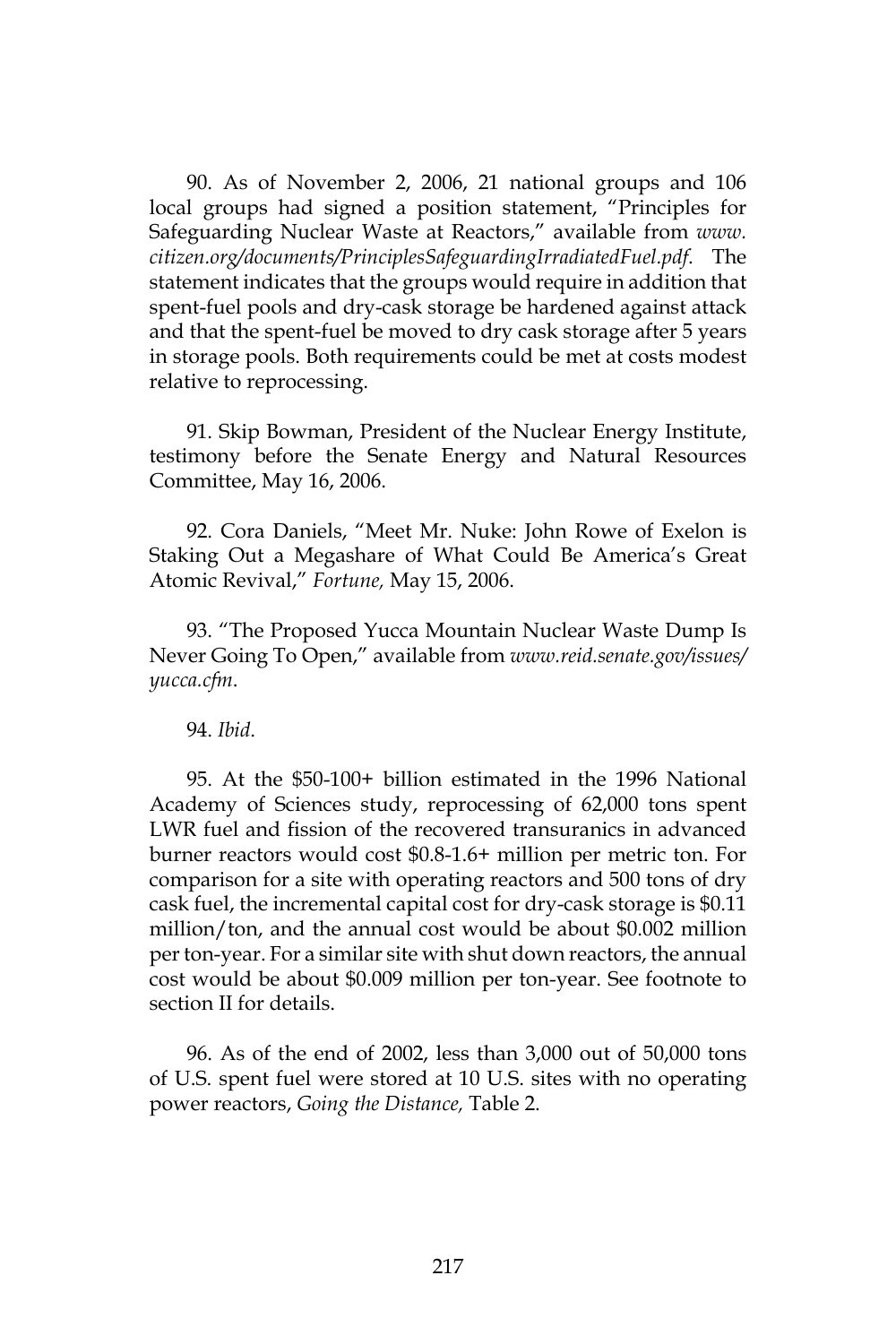90. As of November 2, 2006, 21 national groups and 106 local groups had signed a position statement, "Principles for Safeguarding Nuclear Waste at Reactors," available from *www.citizen.org/documents/PrinciplesSafeguardingIrradiatedFuel.pdf*. The statement indicates that the groups would require in addition that spent-fuel pools and dry-cask storage be hardened against attack and that the spent-fuel be moved to dry cask storage after 5 years in storage pools. Both requirements could be met at costs modest relative to reprocessing.

91. Skip Bowman, President of the Nuclear Energy Institute, testimony before the Senate Energy and Natural Resources Committee, May 16, 2006.

92. Cora Daniels, "Meet Mr. Nuke: John Rowe of Exelon is Staking Out a Megashare of What Could Be America's Great Atomic Revival," *Fortune,* May 15, 2006.

93. "The Proposed Yucca Mountain Nuclear Waste Dump Is Never Going To Open," available from *www.reid.senate.gov/issues/yucca.cfm*.

94. *Ibid*.

95. At the $50-100+ billion estimated in the 1996 National Academy of Sciences study, reprocessing of 62,000 tons spent LWR fuel and fission of the recovered transuranics in advanced burner reactors would cost $0.8-1.6+ million per metric ton. For comparison for a site with operating reactors and 500 tons of dry cask fuel, the incremental capital cost for dry-cask storage is $0.11 million/ton, and the annual cost would be about $0.002 million per ton-year. For a similar site with shut down reactors, the annual cost would be about $0.009 million per ton-year. See footnote to section II for details.

96. As of the end of 2002, less than 3,000 out of 50,000 tons of U.S. spent fuel were stored at 10 U.S. sites with no operating power reactors, *Going the Distance,* Table 2.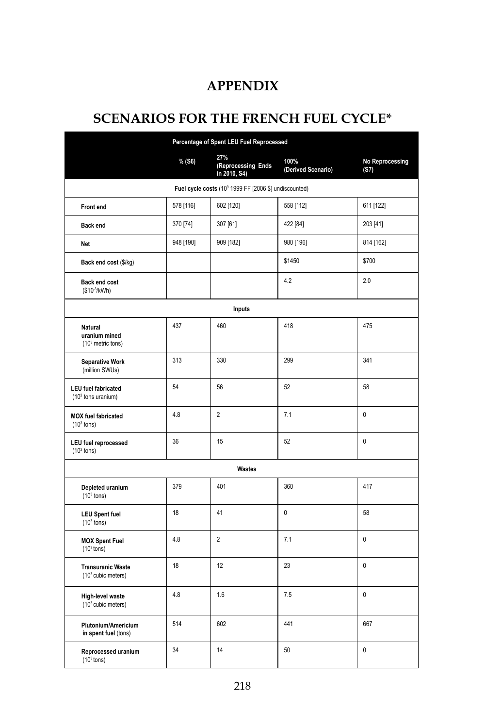# APPENDIX

# SCENARIOS FOR THE FRENCH FUEL CYCLE*

| Percentage of Spent LEU Fuel Reprocessed | | | | |
|---|---|---|---|---|
| | % (S6) | 27% (Reprocessing Ends in 2010, S4) | 100% (Derived Scenario) | No Reprocessing (S7) |
| **Fuel cycle costs** ($10^9$ 1999 FF [2006 $] undiscounted) | | | | |
| **Front end** | 578 [116] | 602 [120] | 558 [112] | 611 [122] |
| **Back end** | 370 [74] | 307 [61] | 422 [84] | 203 [41] |
| **Net** | 948 [190] | 909 [182] | 980 [196] | 814 [162] |
| **Back end cost** ($/kg) | | | $1450 | $700 |
| **Back end cost** ($\$10^{-3}$/kWh) | | | 4.2 | 2.0 |
| **Inputs** | | | | |
| **Natural uranium mined** ($10^3$ metric tons) | 437 | 460 | 418 | 475 |
| **Separative Work** (million SWUs) | 313 | 330 | 299 | 341 |
| **LEU fuel fabricated** ($10^3$ tons uranium) | 54 | 56 | 52 | 58 |
| **MOX fuel fabricated** ($10^3$ tons) | 4.8 | 2 | 7.1 | 0 |
| **LEU fuel reprocessed** ($10^3$ tons) | 36 | 15 | 52 | 0 |
| **Wastes** | | | | |
| **Depleted uranium** ($10^3$ tons) | 379 | 401 | 360 | 417 |
| **LEU Spent fuel** ($10^3$ tons) | 18 | 41 | 0 | 58 |
| **MOX Spent Fuel** ($10^3$ tons) | 4.8 | 2 | 7.1 | 0 |
| **Transuranic Waste** ($10^3$ cubic meters) | 18 | 12 | 23 | 0 |
| **High-level waste** ($10^3$ cubic meters) | 4.8 | 1.6 | 7.5 | 0 |
| **Plutonium/Americium in spent fuel** (tons) | 514 | 602 | 441 | 667 |
| **Reprocessed uranium** ($10^3$ tons) | 34 | 14 | 50 | 0 |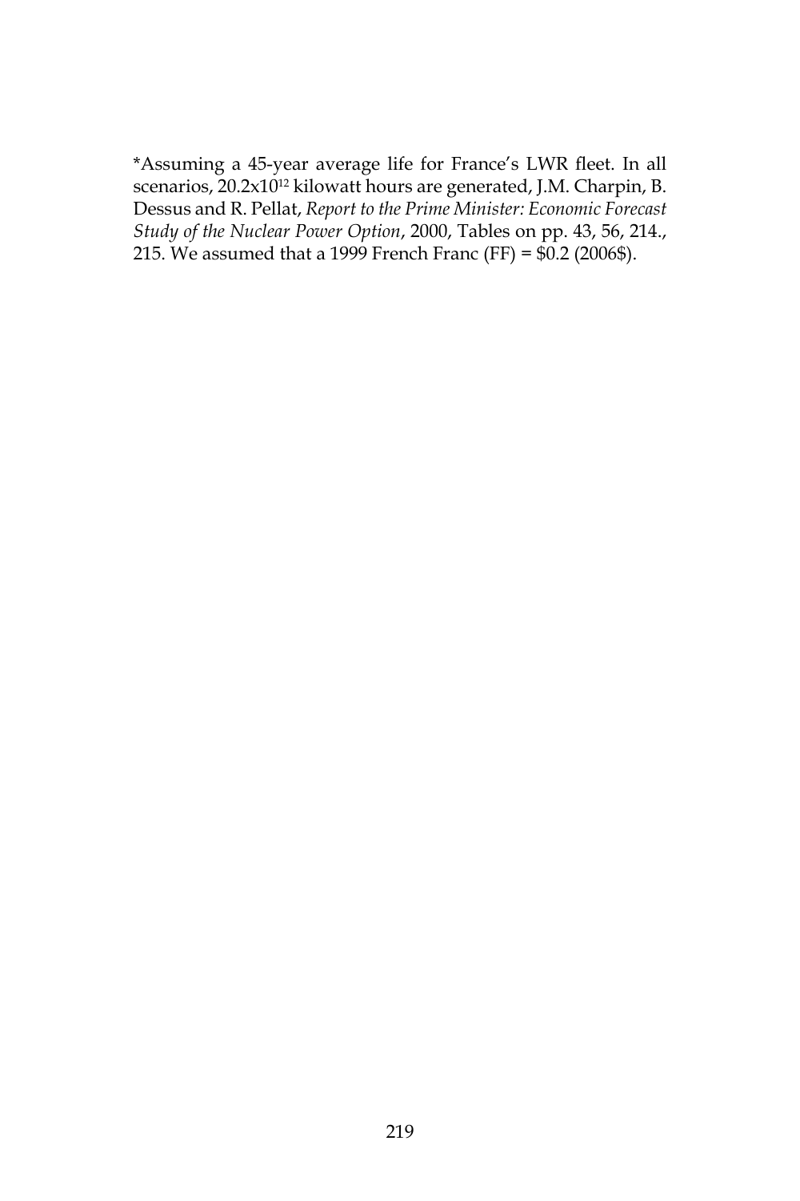*Assuming a 45-year average life for France's LWR fleet. In all scenarios, $20.2 \times 10^{12}$ kilowatt hours are generated, J.M. Charpin, B. Dessus and R. Pellat, *Report to the Prime Minister: Economic Forecast Study of the Nuclear Power Option*, 2000, Tables on pp. 43, 56, 214., 215. We assumed that a 1999 French Franc (FF) = $0.2 (2006$).